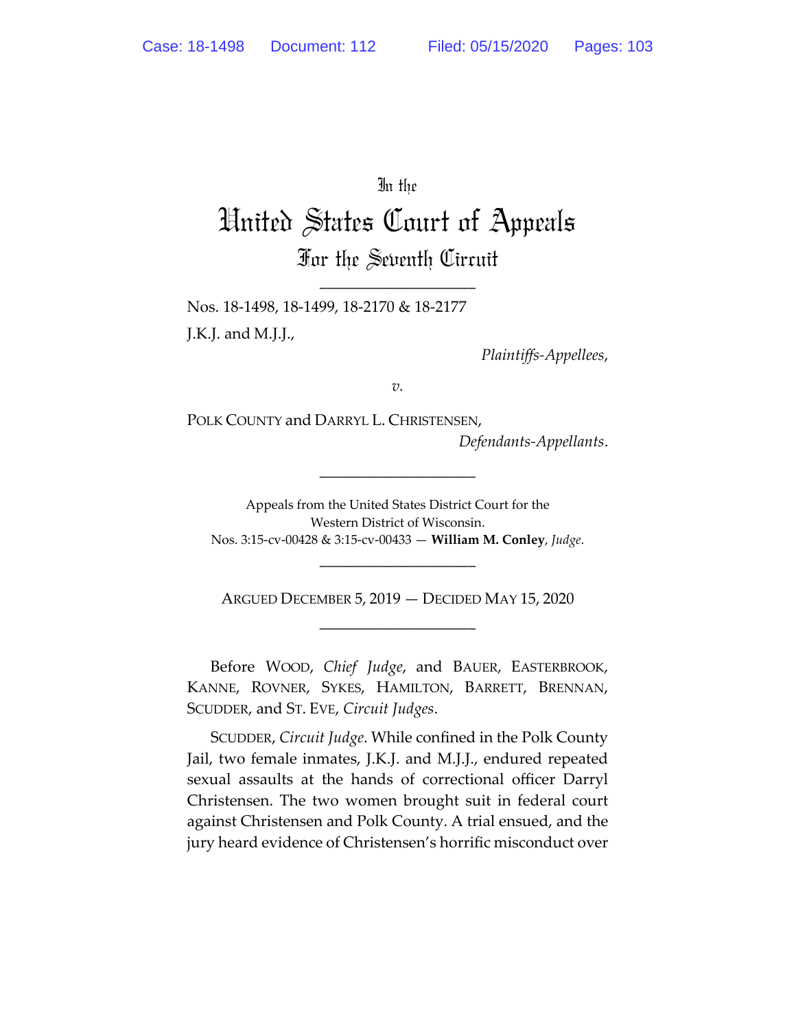In the

# United States Court of Appeals

## For the Seventh Circuit

____________________

Nos. 18-1498, 18-1499, 18-2170 & 18-2177

J.K.J. and M.J.J.,

*Plaintiffs-Appellees*,

*v.*

POLK COUNTY and DARRYL L. CHRISTENSEN,

*Defendants-Appellants*.

____________________

Appeals from the United States District Court for the Western District of Wisconsin.
Nos. 3:15-cv-00428 & 3:15-cv-00433 — **William M. Conley**, *Judge*.

____________________

ARGUED DECEMBER 5, 2019 — DECIDED MAY 15, 2020

____________________

Before WOOD, *Chief Judge*, and BAUER, EASTERBROOK, KANNE, ROVNER, SYKES, HAMILTON, BARRETT, BRENNAN, SCUDDER, and ST. EVE, *Circuit Judges*.

SCUDDER, *Circuit Judge*. While confined in the Polk County Jail, two female inmates, J.K.J. and M.J.J., endured repeated sexual assaults at the hands of correctional officer Darryl Christensen. The two women brought suit in federal court against Christensen and Polk County. A trial ensued, and the jury heard evidence of Christensen's horrific misconduct over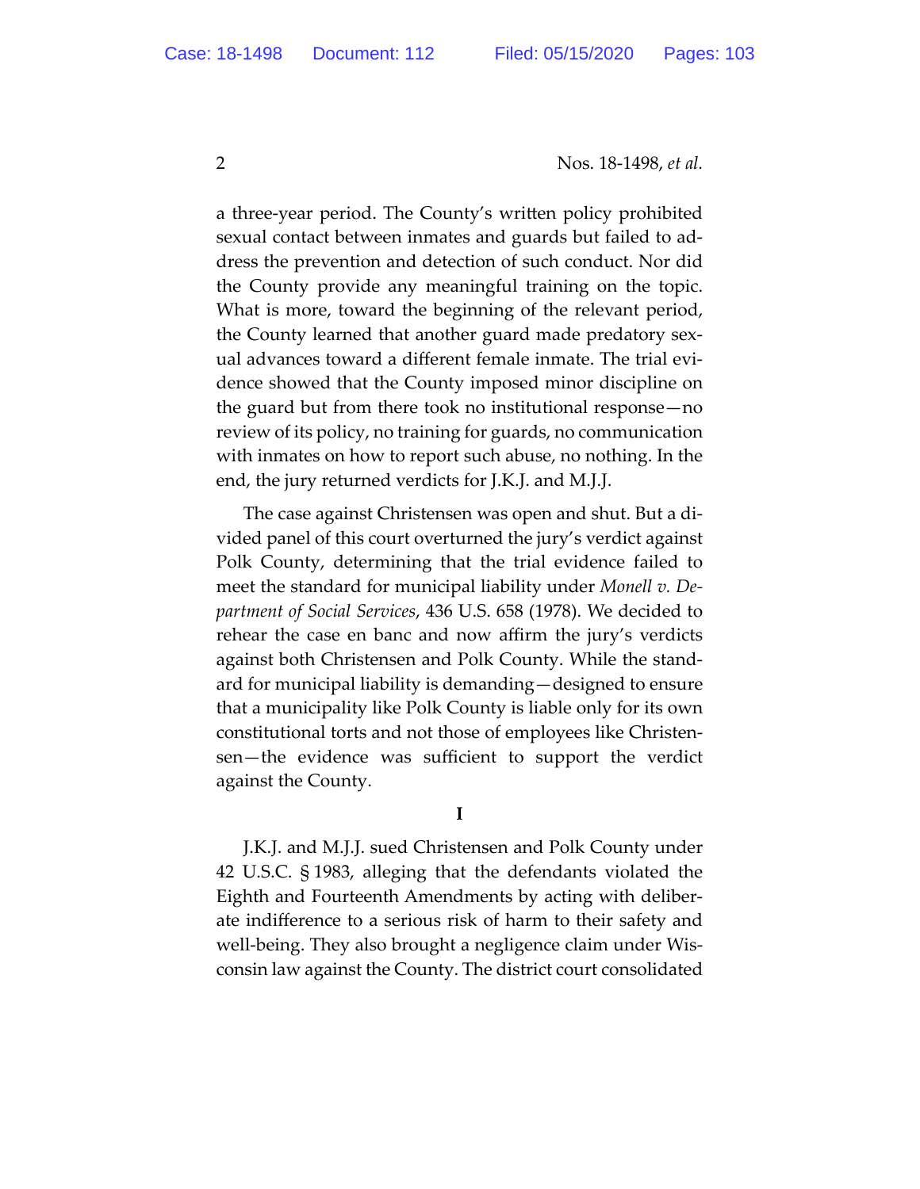a three-year period. The County's written policy prohibited sexual contact between inmates and guards but failed to address the prevention and detection of such conduct. Nor did the County provide any meaningful training on the topic. What is more, toward the beginning of the relevant period, the County learned that another guard made predatory sexual advances toward a different female inmate. The trial evidence showed that the County imposed minor discipline on the guard but from there took no institutional response—no review of its policy, no training for guards, no communication with inmates on how to report such abuse, no nothing. In the end, the jury returned verdicts for J.K.J. and M.J.J.

The case against Christensen was open and shut. But a divided panel of this court overturned the jury's verdict against Polk County, determining that the trial evidence failed to meet the standard for municipal liability under *Monell v. Department of Social Services*, 436 U.S. 658 (1978). We decided to rehear the case en banc and now affirm the jury's verdicts against both Christensen and Polk County. While the standard for municipal liability is demanding—designed to ensure that a municipality like Polk County is liable only for its own constitutional torts and not those of employees like Christensen—the evidence was sufficient to support the verdict against the County.

## I

J.K.J. and M.J.J. sued Christensen and Polk County under 42 U.S.C. § 1983, alleging that the defendants violated the Eighth and Fourteenth Amendments by acting with deliberate indifference to a serious risk of harm to their safety and well-being. They also brought a negligence claim under Wisconsin law against the County. The district court consolidated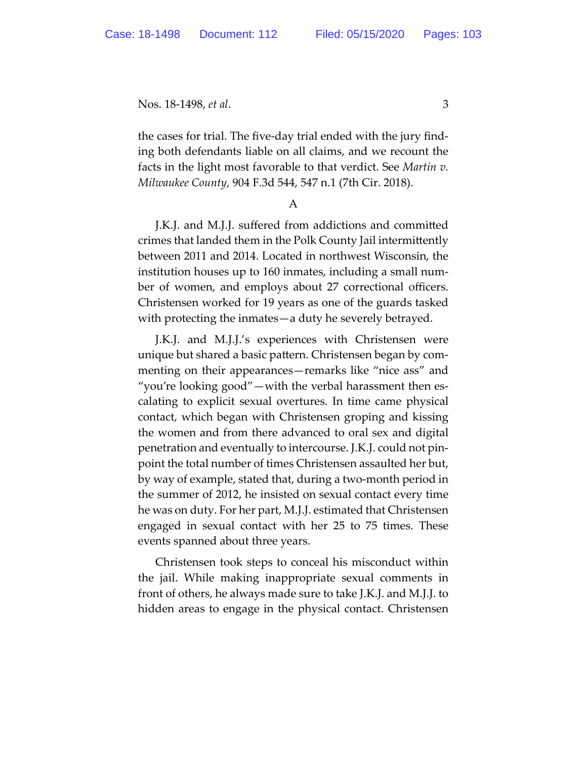the cases for trial. The five-day trial ended with the jury finding both defendants liable on all claims, and we recount the facts in the light most favorable to that verdict. See *Martin v. Milwaukee County*, 904 F.3d 544, 547 n.1 (7th Cir. 2018).

A

J.K.J. and M.J.J. suffered from addictions and committed crimes that landed them in the Polk County Jail intermittently between 2011 and 2014. Located in northwest Wisconsin, the institution houses up to 160 inmates, including a small number of women, and employs about 27 correctional officers. Christensen worked for 19 years as one of the guards tasked with protecting the inmates—a duty he severely betrayed.

J.K.J. and M.J.J.'s experiences with Christensen were unique but shared a basic pattern. Christensen began by commenting on their appearances—remarks like "nice ass" and "you're looking good"—with the verbal harassment then escalating to explicit sexual overtures. In time came physical contact, which began with Christensen groping and kissing the women and from there advanced to oral sex and digital penetration and eventually to intercourse. J.K.J. could not pinpoint the total number of times Christensen assaulted her but, by way of example, stated that, during a two-month period in the summer of 2012, he insisted on sexual contact every time he was on duty. For her part, M.J.J. estimated that Christensen engaged in sexual contact with her 25 to 75 times. These events spanned about three years.

Christensen took steps to conceal his misconduct within the jail. While making inappropriate sexual comments in front of others, he always made sure to take J.K.J. and M.J.J. to hidden areas to engage in the physical contact. Christensen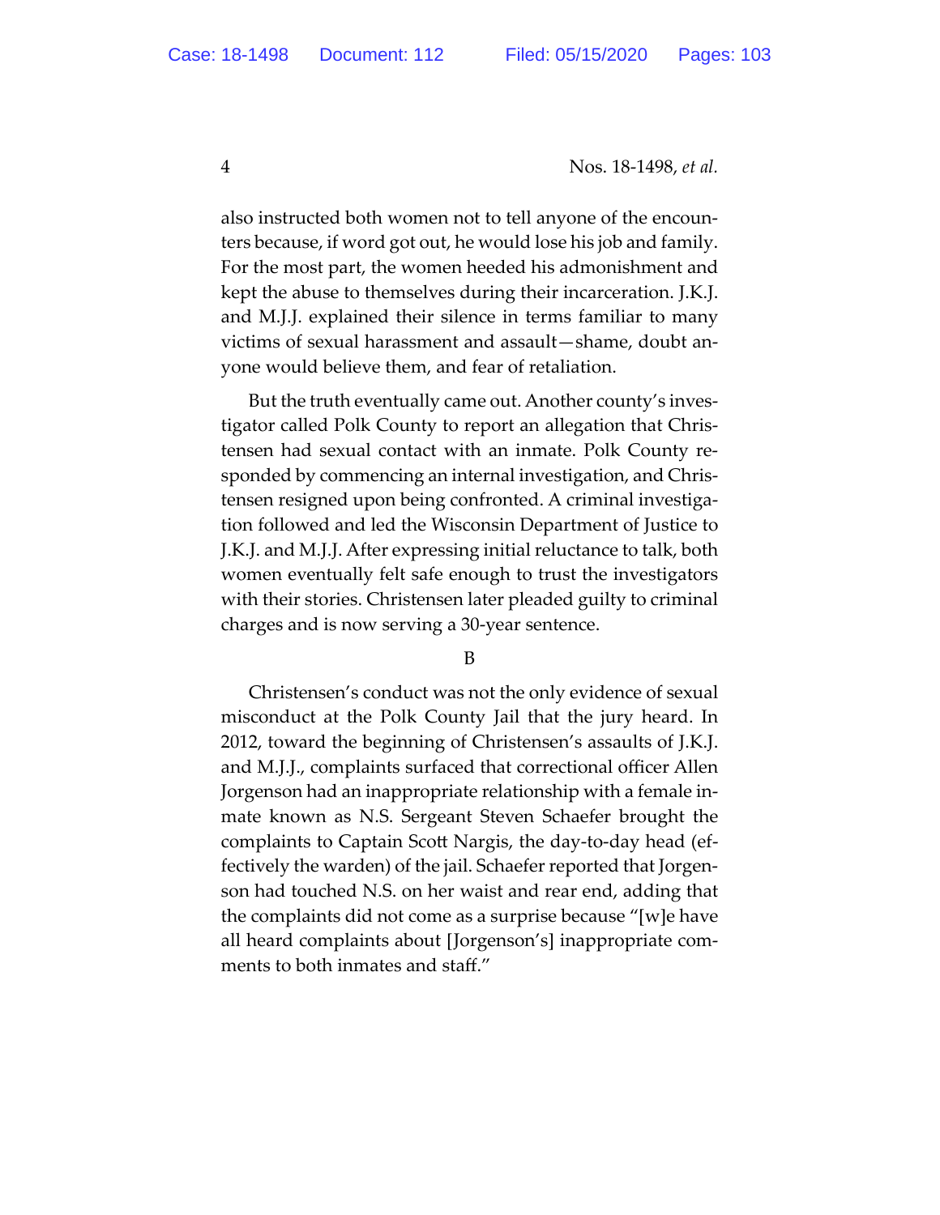also instructed both women not to tell anyone of the encounters because, if word got out, he would lose his job and family. For the most part, the women heeded his admonishment and kept the abuse to themselves during their incarceration. J.K.J. and M.J.J. explained their silence in terms familiar to many victims of sexual harassment and assault—shame, doubt anyone would believe them, and fear of retaliation.

But the truth eventually came out. Another county's investigator called Polk County to report an allegation that Christensen had sexual contact with an inmate. Polk County responded by commencing an internal investigation, and Christensen resigned upon being confronted. A criminal investigation followed and led the Wisconsin Department of Justice to J.K.J. and M.J.J. After expressing initial reluctance to talk, both women eventually felt safe enough to trust the investigators with their stories. Christensen later pleaded guilty to criminal charges and is now serving a 30-year sentence.

### B

Christensen's conduct was not the only evidence of sexual misconduct at the Polk County Jail that the jury heard. In 2012, toward the beginning of Christensen's assaults of J.K.J. and M.J.J., complaints surfaced that correctional officer Allen Jorgenson had an inappropriate relationship with a female inmate known as N.S. Sergeant Steven Schaefer brought the complaints to Captain Scott Nargis, the day-to-day head (effectively the warden) of the jail. Schaefer reported that Jorgenson had touched N.S. on her waist and rear end, adding that the complaints did not come as a surprise because "[w]e have all heard complaints about [Jorgenson's] inappropriate comments to both inmates and staff."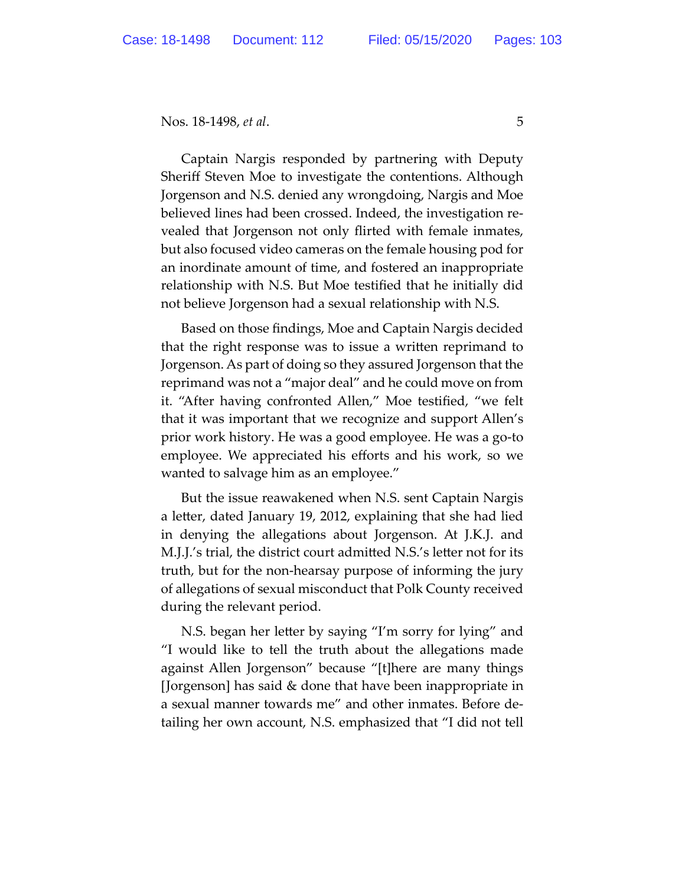Captain Nargis responded by partnering with Deputy Sheriff Steven Moe to investigate the contentions. Although Jorgenson and N.S. denied any wrongdoing, Nargis and Moe believed lines had been crossed. Indeed, the investigation revealed that Jorgenson not only flirted with female inmates, but also focused video cameras on the female housing pod for an inordinate amount of time, and fostered an inappropriate relationship with N.S. But Moe testified that he initially did not believe Jorgenson had a sexual relationship with N.S.

Based on those findings, Moe and Captain Nargis decided that the right response was to issue a written reprimand to Jorgenson. As part of doing so they assured Jorgenson that the reprimand was not a "major deal" and he could move on from it. "After having confronted Allen," Moe testified, "we felt that it was important that we recognize and support Allen's prior work history. He was a good employee. He was a go-to employee. We appreciated his efforts and his work, so we wanted to salvage him as an employee."

But the issue reawakened when N.S. sent Captain Nargis a letter, dated January 19, 2012, explaining that she had lied in denying the allegations about Jorgenson. At J.K.J. and M.J.J.'s trial, the district court admitted N.S.'s letter not for its truth, but for the non-hearsay purpose of informing the jury of allegations of sexual misconduct that Polk County received during the relevant period.

N.S. began her letter by saying "I'm sorry for lying" and "I would like to tell the truth about the allegations made against Allen Jorgenson" because "[t]here are many things [Jorgenson] has said & done that have been inappropriate in a sexual manner towards me" and other inmates. Before detailing her own account, N.S. emphasized that "I did not tell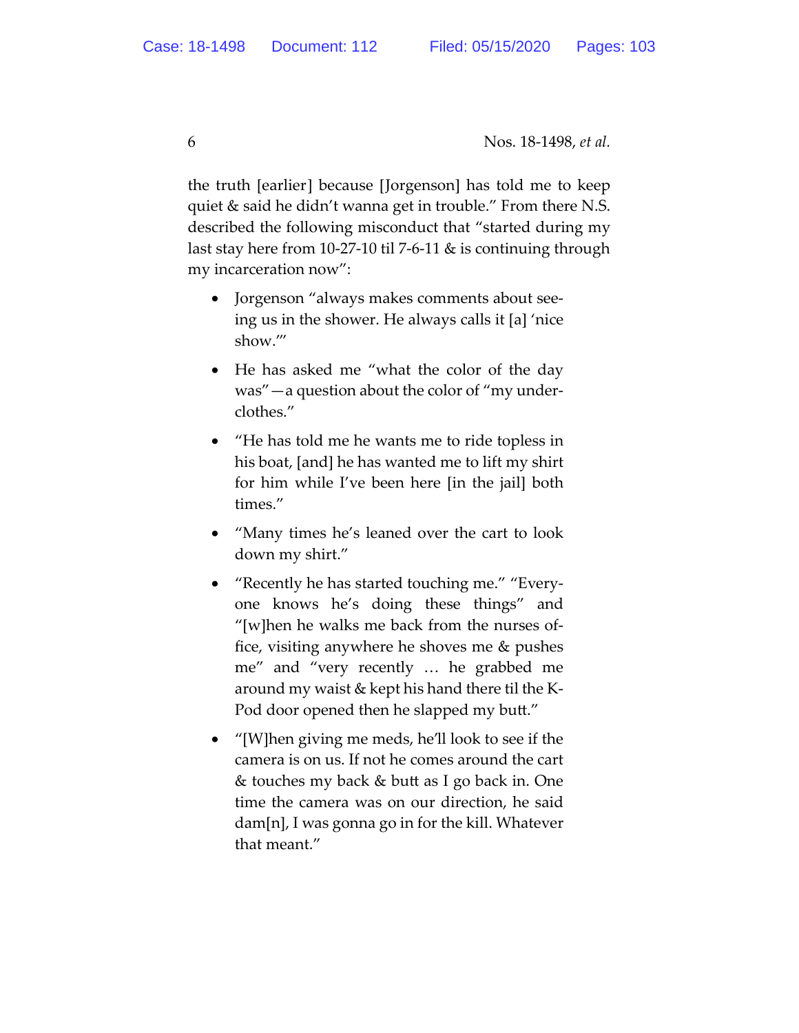the truth [earlier] because [Jorgenson] has told me to keep quiet & said he didn't wanna get in trouble." From there N.S. described the following misconduct that "started during my last stay here from 10-27-10 til 7-6-11 & is continuing through my incarceration now":

- Jorgenson "always makes comments about seeing us in the shower. He always calls it [a] 'nice show.'"
- He has asked me "what the color of the day was"—a question about the color of "my underclothes."
- "He has told me he wants me to ride topless in his boat, [and] he has wanted me to lift my shirt for him while I've been here [in the jail] both times."
- "Many times he's leaned over the cart to look down my shirt."
- "Recently he has started touching me." "Everyone knows he's doing these things" and "[w]hen he walks me back from the nurses office, visiting anywhere he shoves me & pushes me" and "very recently … he grabbed me around my waist & kept his hand there til the K-Pod door opened then he slapped my butt."
- "[W]hen giving me meds, he'll look to see if the camera is on us. If not he comes around the cart & touches my back & butt as I go back in. One time the camera was on our direction, he said dam[n], I was gonna go in for the kill. Whatever that meant."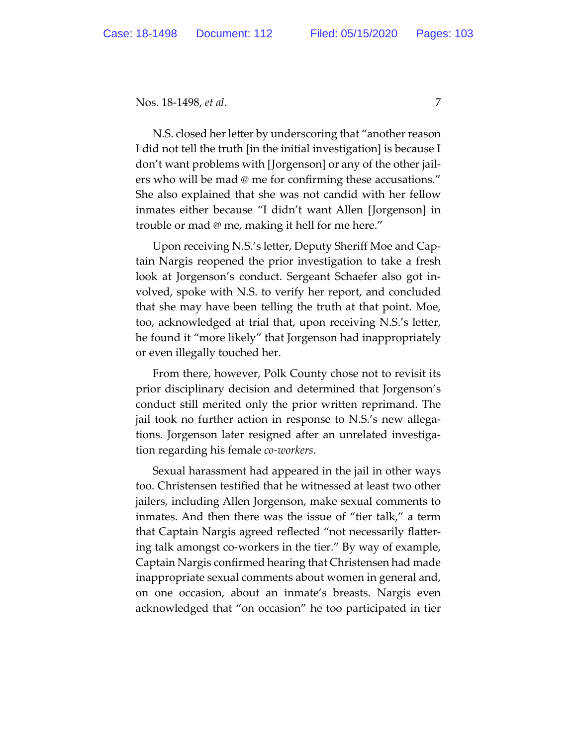N.S. closed her letter by underscoring that "another reason I did not tell the truth [in the initial investigation] is because I don't want problems with [Jorgenson] or any of the other jailers who will be mad @ me for confirming these accusations." She also explained that she was not candid with her fellow inmates either because "I didn't want Allen [Jorgenson] in trouble or mad @ me, making it hell for me here."

Upon receiving N.S.'s letter, Deputy Sheriff Moe and Captain Nargis reopened the prior investigation to take a fresh look at Jorgenson's conduct. Sergeant Schaefer also got involved, spoke with N.S. to verify her report, and concluded that she may have been telling the truth at that point. Moe, too, acknowledged at trial that, upon receiving N.S.'s letter, he found it "more likely" that Jorgenson had inappropriately or even illegally touched her.

From there, however, Polk County chose not to revisit its prior disciplinary decision and determined that Jorgenson's conduct still merited only the prior written reprimand. The jail took no further action in response to N.S.'s new allegations. Jorgenson later resigned after an unrelated investigation regarding his female *co-workers*.

Sexual harassment had appeared in the jail in other ways too. Christensen testified that he witnessed at least two other jailers, including Allen Jorgenson, make sexual comments to inmates. And then there was the issue of "tier talk," a term that Captain Nargis agreed reflected "not necessarily flattering talk amongst co-workers in the tier." By way of example, Captain Nargis confirmed hearing that Christensen had made inappropriate sexual comments about women in general and, on one occasion, about an inmate's breasts. Nargis even acknowledged that "on occasion" he too participated in tier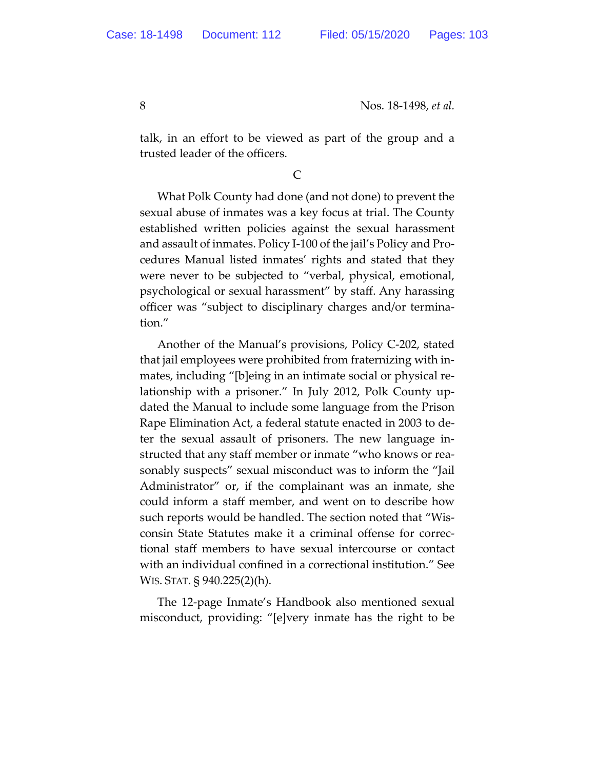talk, in an effort to be viewed as part of the group and a trusted leader of the officers.

C

What Polk County had done (and not done) to prevent the sexual abuse of inmates was a key focus at trial. The County established written policies against the sexual harassment and assault of inmates. Policy I-100 of the jail's Policy and Procedures Manual listed inmates' rights and stated that they were never to be subjected to "verbal, physical, emotional, psychological or sexual harassment" by staff. Any harassing officer was "subject to disciplinary charges and/or termination."

Another of the Manual's provisions, Policy C-202, stated that jail employees were prohibited from fraternizing with inmates, including "[b]eing in an intimate social or physical relationship with a prisoner." In July 2012, Polk County updated the Manual to include some language from the Prison Rape Elimination Act, a federal statute enacted in 2003 to deter the sexual assault of prisoners. The new language instructed that any staff member or inmate "who knows or reasonably suspects" sexual misconduct was to inform the "Jail Administrator" or, if the complainant was an inmate, she could inform a staff member, and went on to describe how such reports would be handled. The section noted that "Wisconsin State Statutes make it a criminal offense for correctional staff members to have sexual intercourse or contact with an individual confined in a correctional institution." See WIS. STAT. § 940.225(2)(h).

The 12-page Inmate's Handbook also mentioned sexual misconduct, providing: "[e]very inmate has the right to be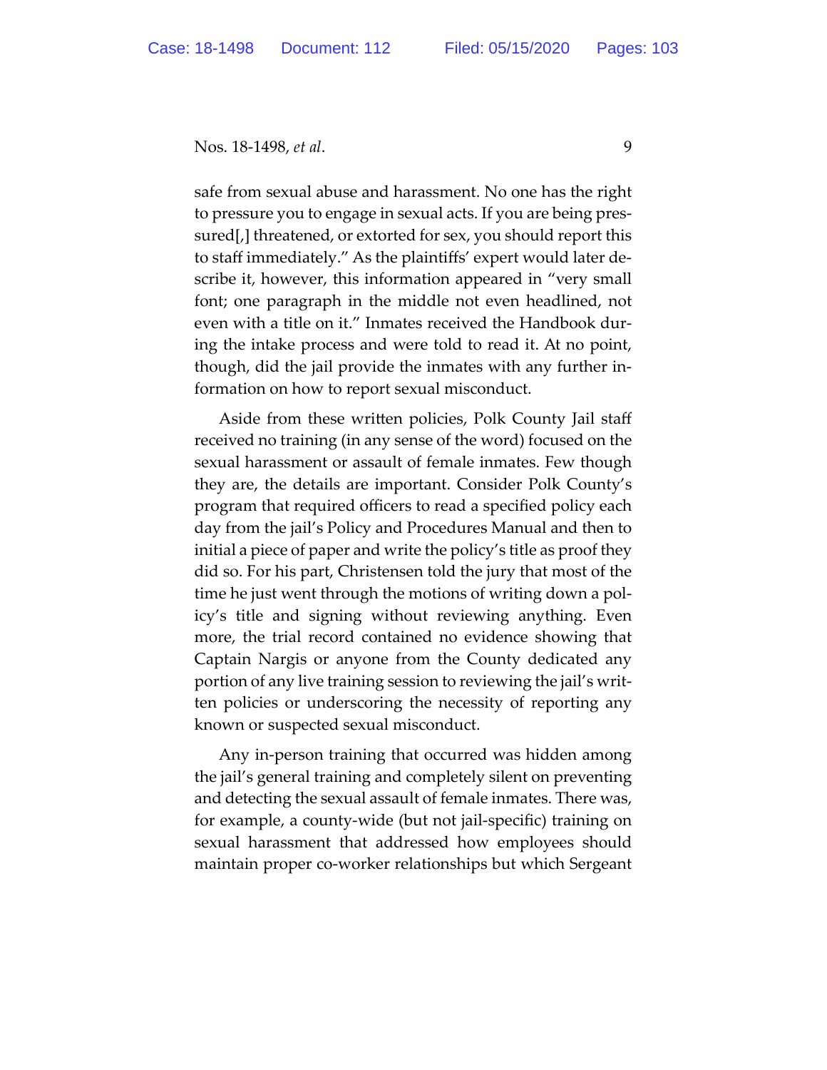safe from sexual abuse and harassment. No one has the right to pressure you to engage in sexual acts. If you are being pressured[,] threatened, or extorted for sex, you should report this to staff immediately." As the plaintiffs' expert would later describe it, however, this information appeared in "very small font; one paragraph in the middle not even headlined, not even with a title on it." Inmates received the Handbook during the intake process and were told to read it. At no point, though, did the jail provide the inmates with any further information on how to report sexual misconduct.

Aside from these written policies, Polk County Jail staff received no training (in any sense of the word) focused on the sexual harassment or assault of female inmates. Few though they are, the details are important. Consider Polk County's program that required officers to read a specified policy each day from the jail's Policy and Procedures Manual and then to initial a piece of paper and write the policy's title as proof they did so. For his part, Christensen told the jury that most of the time he just went through the motions of writing down a policy's title and signing without reviewing anything. Even more, the trial record contained no evidence showing that Captain Nargis or anyone from the County dedicated any portion of any live training session to reviewing the jail's written policies or underscoring the necessity of reporting any known or suspected sexual misconduct.

Any in-person training that occurred was hidden among the jail's general training and completely silent on preventing and detecting the sexual assault of female inmates. There was, for example, a county-wide (but not jail-specific) training on sexual harassment that addressed how employees should maintain proper co-worker relationships but which Sergeant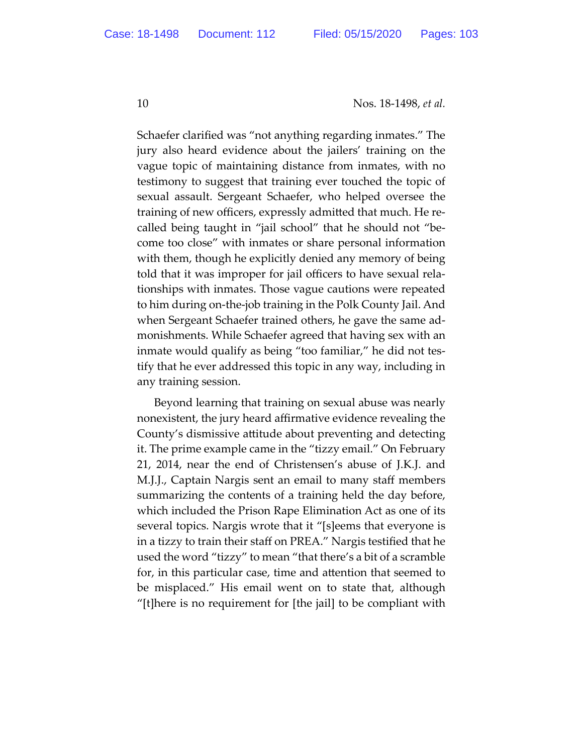Schaefer clarified was "not anything regarding inmates." The jury also heard evidence about the jailers' training on the vague topic of maintaining distance from inmates, with no testimony to suggest that training ever touched the topic of sexual assault. Sergeant Schaefer, who helped oversee the training of new officers, expressly admitted that much. He recalled being taught in "jail school" that he should not "become too close" with inmates or share personal information with them, though he explicitly denied any memory of being told that it was improper for jail officers to have sexual relationships with inmates. Those vague cautions were repeated to him during on-the-job training in the Polk County Jail. And when Sergeant Schaefer trained others, he gave the same admonishments. While Schaefer agreed that having sex with an inmate would qualify as being "too familiar," he did not testify that he ever addressed this topic in any way, including in any training session.

Beyond learning that training on sexual abuse was nearly nonexistent, the jury heard affirmative evidence revealing the County's dismissive attitude about preventing and detecting it. The prime example came in the "tizzy email." On February 21, 2014, near the end of Christensen's abuse of J.K.J. and M.J.J., Captain Nargis sent an email to many staff members summarizing the contents of a training held the day before, which included the Prison Rape Elimination Act as one of its several topics. Nargis wrote that it "[s]eems that everyone is in a tizzy to train their staff on PREA." Nargis testified that he used the word "tizzy" to mean "that there's a bit of a scramble for, in this particular case, time and attention that seemed to be misplaced." His email went on to state that, although "[t]here is no requirement for [the jail] to be compliant with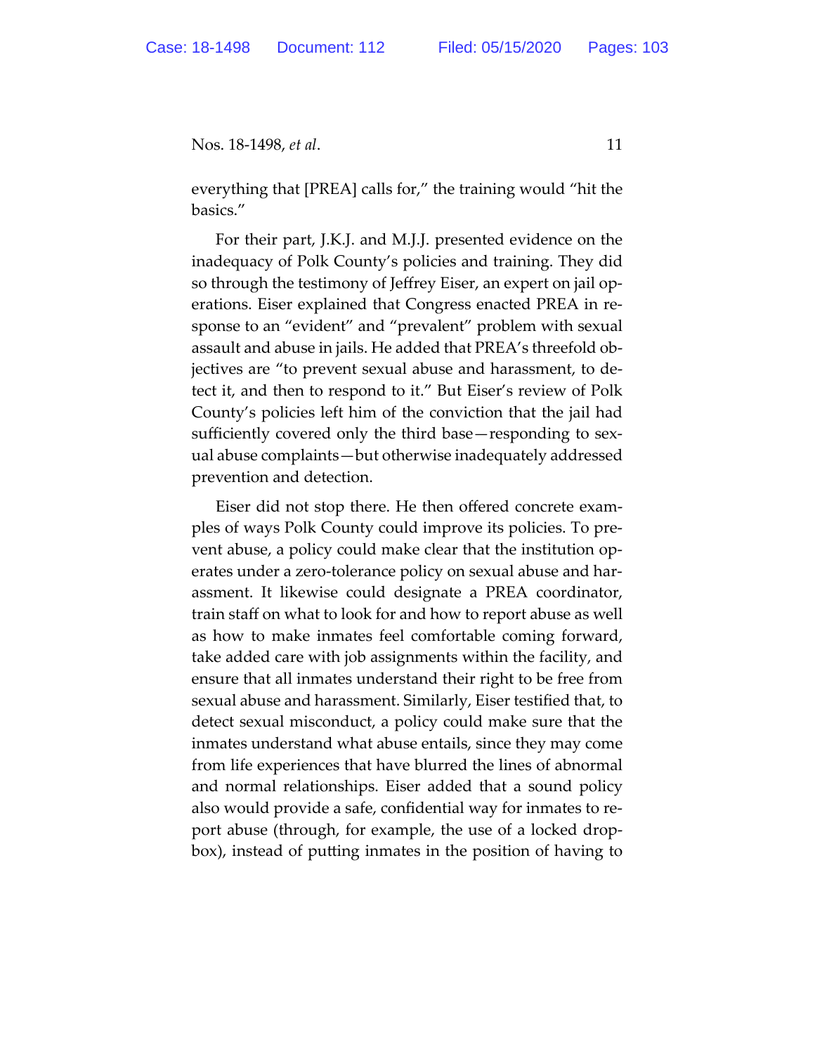everything that [PREA] calls for," the training would "hit the basics."

For their part, J.K.J. and M.J.J. presented evidence on the inadequacy of Polk County's policies and training. They did so through the testimony of Jeffrey Eiser, an expert on jail operations. Eiser explained that Congress enacted PREA in response to an "evident" and "prevalent" problem with sexual assault and abuse in jails. He added that PREA's threefold objectives are "to prevent sexual abuse and harassment, to detect it, and then to respond to it." But Eiser's review of Polk County's policies left him of the conviction that the jail had sufficiently covered only the third base—responding to sexual abuse complaints—but otherwise inadequately addressed prevention and detection.

Eiser did not stop there. He then offered concrete examples of ways Polk County could improve its policies. To prevent abuse, a policy could make clear that the institution operates under a zero-tolerance policy on sexual abuse and harassment. It likewise could designate a PREA coordinator, train staff on what to look for and how to report abuse as well as how to make inmates feel comfortable coming forward, take added care with job assignments within the facility, and ensure that all inmates understand their right to be free from sexual abuse and harassment. Similarly, Eiser testified that, to detect sexual misconduct, a policy could make sure that the inmates understand what abuse entails, since they may come from life experiences that have blurred the lines of abnormal and normal relationships. Eiser added that a sound policy also would provide a safe, confidential way for inmates to report abuse (through, for example, the use of a locked dropbox), instead of putting inmates in the position of having to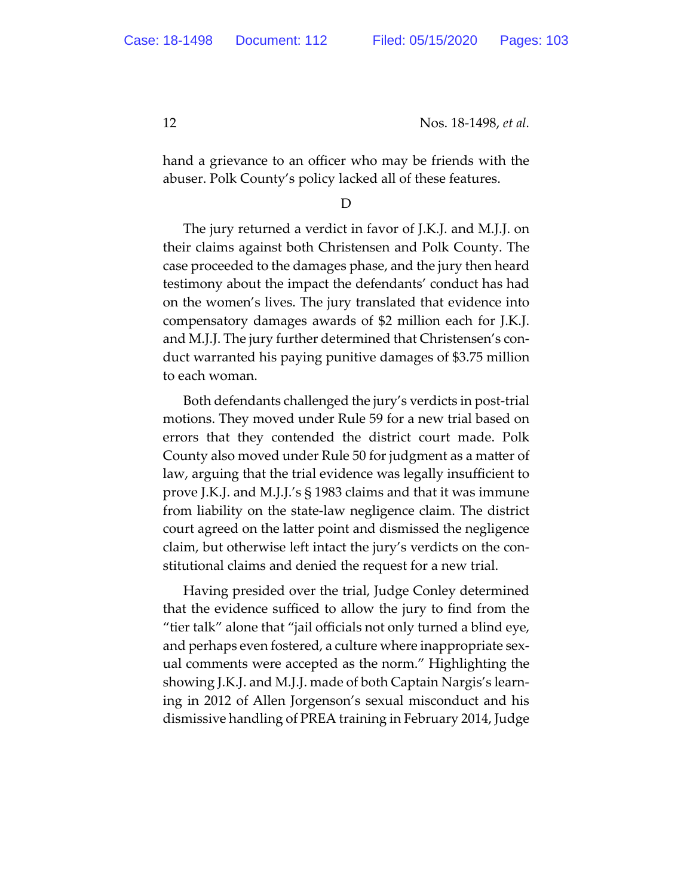hand a grievance to an officer who may be friends with the abuser. Polk County's policy lacked all of these features.

D

The jury returned a verdict in favor of J.K.J. and M.J.J. on their claims against both Christensen and Polk County. The case proceeded to the damages phase, and the jury then heard testimony about the impact the defendants' conduct has had on the women's lives. The jury translated that evidence into compensatory damages awards of $2 million each for J.K.J. and M.J.J. The jury further determined that Christensen's conduct warranted his paying punitive damages of $3.75 million to each woman.

Both defendants challenged the jury's verdicts in post-trial motions. They moved under Rule 59 for a new trial based on errors that they contended the district court made. Polk County also moved under Rule 50 for judgment as a matter of law, arguing that the trial evidence was legally insufficient to prove J.K.J. and M.J.J.'s § 1983 claims and that it was immune from liability on the state-law negligence claim. The district court agreed on the latter point and dismissed the negligence claim, but otherwise left intact the jury's verdicts on the constitutional claims and denied the request for a new trial.

Having presided over the trial, Judge Conley determined that the evidence sufficed to allow the jury to find from the "tier talk" alone that "jail officials not only turned a blind eye, and perhaps even fostered, a culture where inappropriate sexual comments were accepted as the norm." Highlighting the showing J.K.J. and M.J.J. made of both Captain Nargis's learning in 2012 of Allen Jorgenson's sexual misconduct and his dismissive handling of PREA training in February 2014, Judge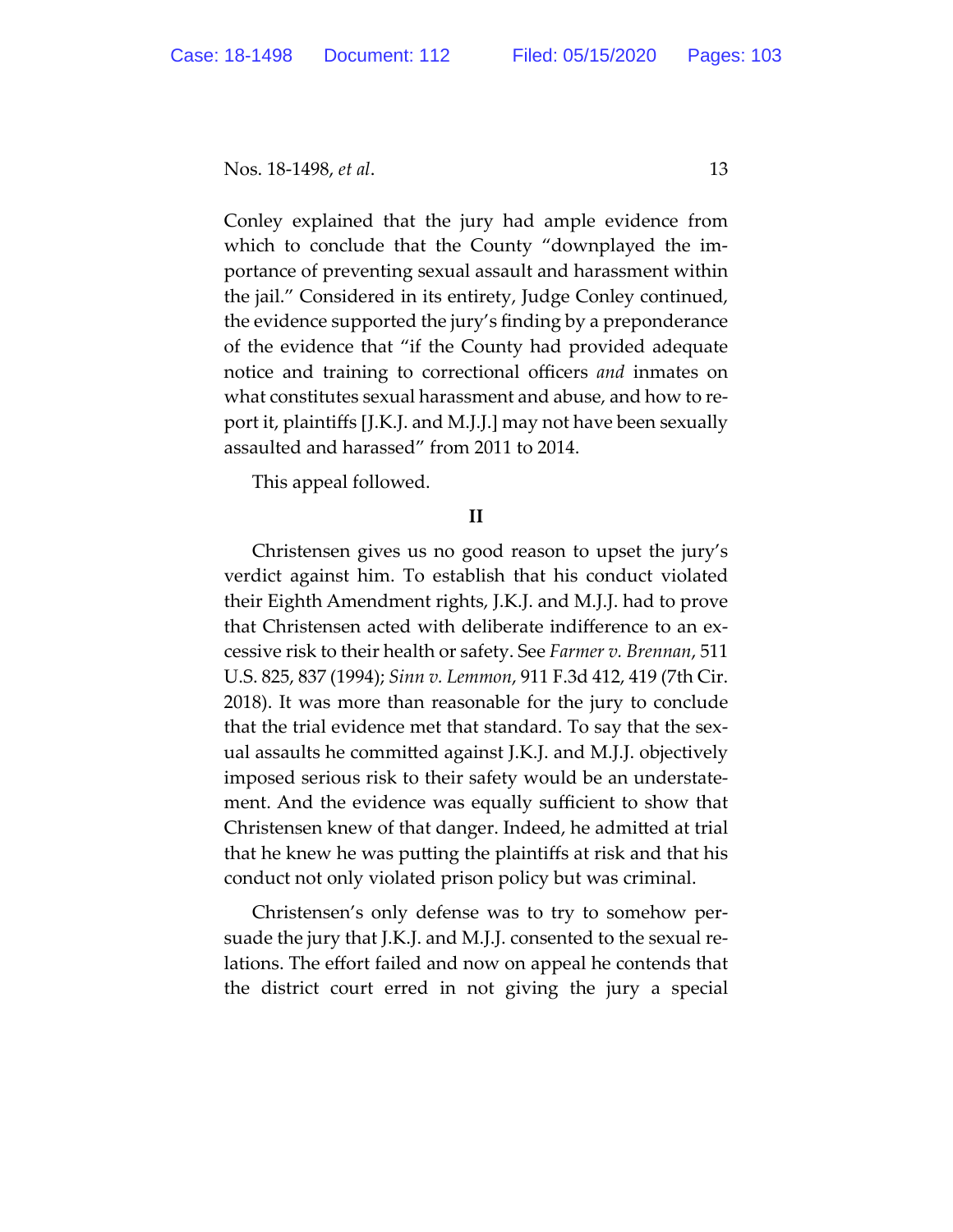Conley explained that the jury had ample evidence from which to conclude that the County "downplayed the importance of preventing sexual assault and harassment within the jail." Considered in its entirety, Judge Conley continued, the evidence supported the jury's finding by a preponderance of the evidence that "if the County had provided adequate notice and training to correctional officers *and* inmates on what constitutes sexual harassment and abuse, and how to report it, plaintiffs [J.K.J. and M.J.J.] may not have been sexually assaulted and harassed" from 2011 to 2014.

This appeal followed.

**II**

Christensen gives us no good reason to upset the jury's verdict against him. To establish that his conduct violated their Eighth Amendment rights, J.K.J. and M.J.J. had to prove that Christensen acted with deliberate indifference to an excessive risk to their health or safety. See *Farmer v. Brennan*, 511 U.S. 825, 837 (1994); *Sinn v. Lemmon*, 911 F.3d 412, 419 (7th Cir. 2018). It was more than reasonable for the jury to conclude that the trial evidence met that standard. To say that the sexual assaults he committed against J.K.J. and M.J.J. objectively imposed serious risk to their safety would be an understatement. And the evidence was equally sufficient to show that Christensen knew of that danger. Indeed, he admitted at trial that he knew he was putting the plaintiffs at risk and that his conduct not only violated prison policy but was criminal.

Christensen's only defense was to try to somehow persuade the jury that J.K.J. and M.J.J. consented to the sexual relations. The effort failed and now on appeal he contends that the district court erred in not giving the jury a special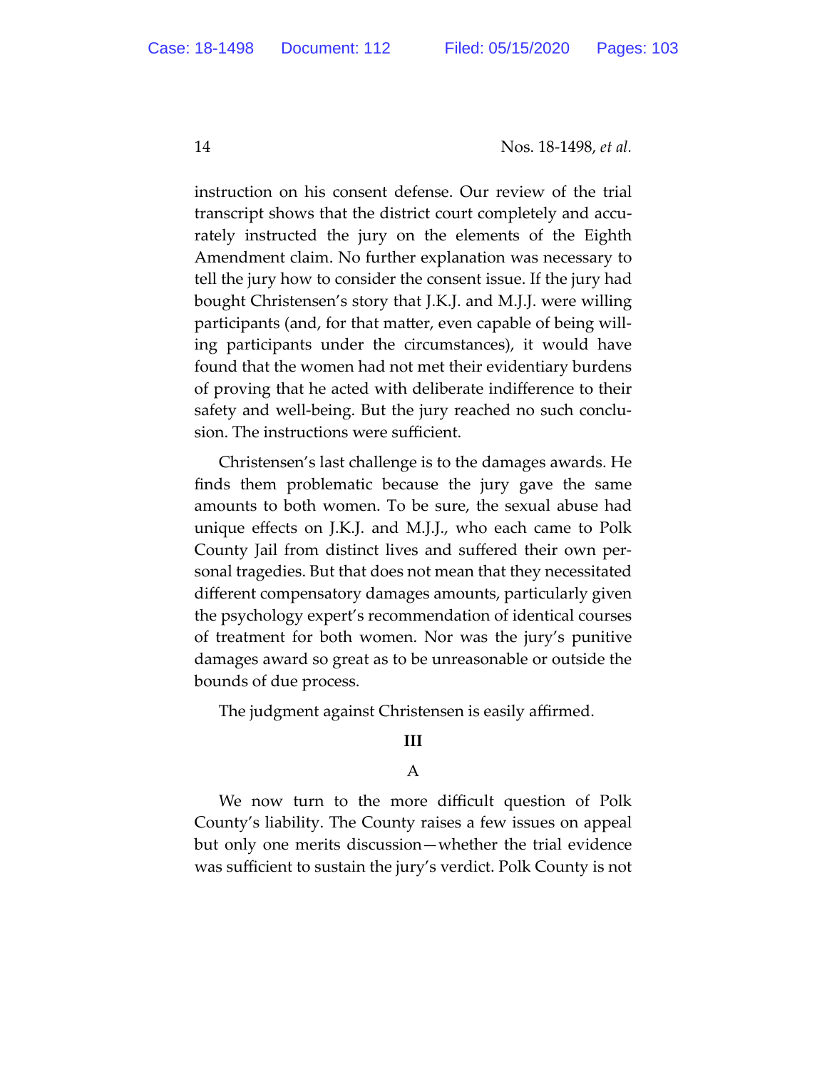instruction on his consent defense. Our review of the trial transcript shows that the district court completely and accurately instructed the jury on the elements of the Eighth Amendment claim. No further explanation was necessary to tell the jury how to consider the consent issue. If the jury had bought Christensen's story that J.K.J. and M.J.J. were willing participants (and, for that matter, even capable of being willing participants under the circumstances), it would have found that the women had not met their evidentiary burdens of proving that he acted with deliberate indifference to their safety and well-being. But the jury reached no such conclusion. The instructions were sufficient.

Christensen's last challenge is to the damages awards. He finds them problematic because the jury gave the same amounts to both women. To be sure, the sexual abuse had unique effects on J.K.J. and M.J.J., who each came to Polk County Jail from distinct lives and suffered their own personal tragedies. But that does not mean that they necessitated different compensatory damages amounts, particularly given the psychology expert's recommendation of identical courses of treatment for both women. Nor was the jury's punitive damages award so great as to be unreasonable or outside the bounds of due process.

The judgment against Christensen is easily affirmed.

## III

### A

We now turn to the more difficult question of Polk County's liability. The County raises a few issues on appeal but only one merits discussion—whether the trial evidence was sufficient to sustain the jury's verdict. Polk County is not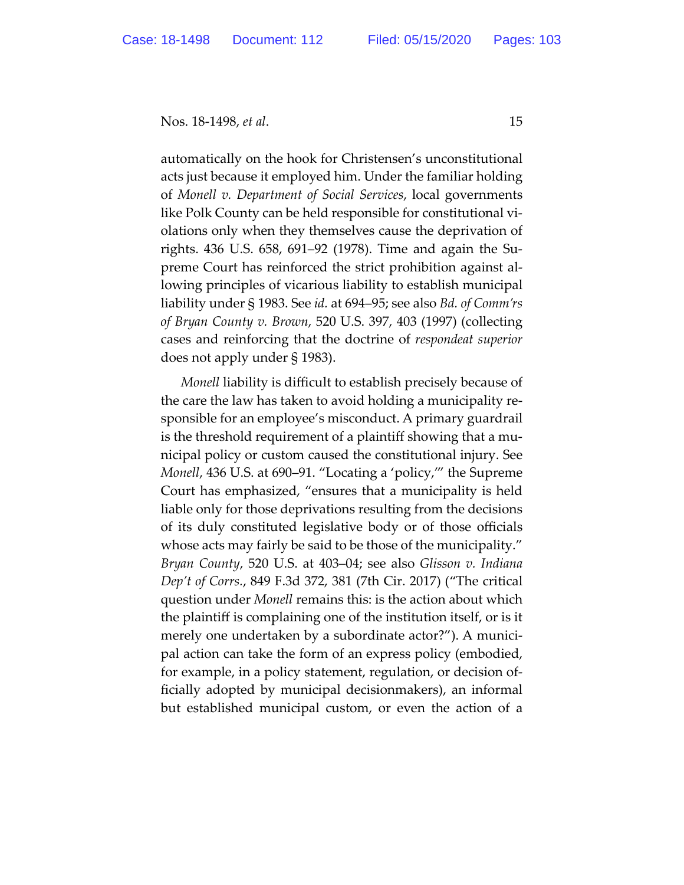automatically on the hook for Christensen's unconstitutional acts just because it employed him. Under the familiar holding of *Monell v. Department of Social Services*, local governments like Polk County can be held responsible for constitutional violations only when they themselves cause the deprivation of rights. 436 U.S. 658, 691–92 (1978). Time and again the Supreme Court has reinforced the strict prohibition against allowing principles of vicarious liability to establish municipal liability under § 1983. See *id.* at 694–95; see also *Bd. of Comm'rs of Bryan County v. Brown*, 520 U.S. 397, 403 (1997) (collecting cases and reinforcing that the doctrine of *respondeat superior* does not apply under § 1983).

*Monell* liability is difficult to establish precisely because of the care the law has taken to avoid holding a municipality responsible for an employee's misconduct. A primary guardrail is the threshold requirement of a plaintiff showing that a municipal policy or custom caused the constitutional injury. See *Monell*, 436 U.S. at 690–91. "Locating a 'policy,'" the Supreme Court has emphasized, "ensures that a municipality is held liable only for those deprivations resulting from the decisions of its duly constituted legislative body or of those officials whose acts may fairly be said to be those of the municipality." *Bryan County*, 520 U.S. at 403–04; see also *Glisson v. Indiana Dep't of Corrs.*, 849 F.3d 372, 381 (7th Cir. 2017) ("The critical question under *Monell* remains this: is the action about which the plaintiff is complaining one of the institution itself, or is it merely one undertaken by a subordinate actor?"). A municipal action can take the form of an express policy (embodied, for example, in a policy statement, regulation, or decision officially adopted by municipal decisionmakers), an informal but established municipal custom, or even the action of a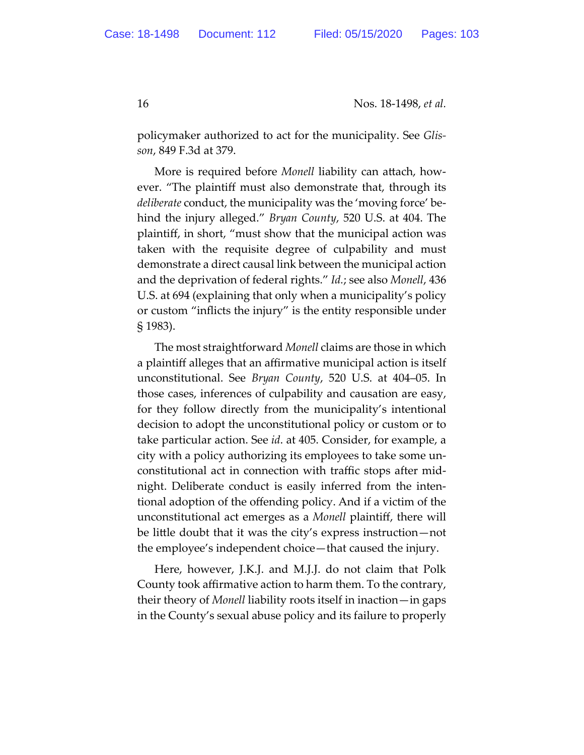policymaker authorized to act for the municipality. See *Glisson*, 849 F.3d at 379.

More is required before *Monell* liability can attach, however. "The plaintiff must also demonstrate that, through its *deliberate* conduct, the municipality was the 'moving force' behind the injury alleged." *Bryan County*, 520 U.S. at 404. The plaintiff, in short, "must show that the municipal action was taken with the requisite degree of culpability and must demonstrate a direct causal link between the municipal action and the deprivation of federal rights." *Id.*; see also *Monell*, 436 U.S. at 694 (explaining that only when a municipality's policy or custom "inflicts the injury" is the entity responsible under § 1983).

The most straightforward *Monell* claims are those in which a plaintiff alleges that an affirmative municipal action is itself unconstitutional. See *Bryan County*, 520 U.S. at 404–05. In those cases, inferences of culpability and causation are easy, for they follow directly from the municipality's intentional decision to adopt the unconstitutional policy or custom or to take particular action. See *id.* at 405. Consider, for example, a city with a policy authorizing its employees to take some unconstitutional act in connection with traffic stops after midnight. Deliberate conduct is easily inferred from the intentional adoption of the offending policy. And if a victim of the unconstitutional act emerges as a *Monell* plaintiff, there will be little doubt that it was the city's express instruction—not the employee's independent choice—that caused the injury.

Here, however, J.K.J. and M.J.J. do not claim that Polk County took affirmative action to harm them. To the contrary, their theory of *Monell* liability roots itself in inaction—in gaps in the County's sexual abuse policy and its failure to properly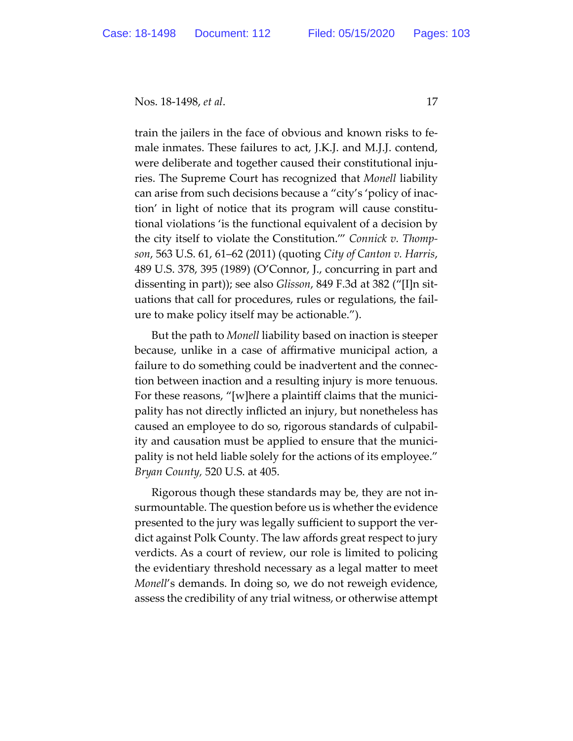train the jailers in the face of obvious and known risks to female inmates. These failures to act, J.K.J. and M.J.J. contend, were deliberate and together caused their constitutional injuries. The Supreme Court has recognized that *Monell* liability can arise from such decisions because a "city's 'policy of inaction' in light of notice that its program will cause constitutional violations 'is the functional equivalent of a decision by the city itself to violate the Constitution.'" *Connick v. Thompson*, 563 U.S. 61, 61–62 (2011) (quoting *City of Canton v. Harris*, 489 U.S. 378, 395 (1989) (O'Connor, J., concurring in part and dissenting in part)); see also *Glisson*, 849 F.3d at 382 ("[I]n situations that call for procedures, rules or regulations, the failure to make policy itself may be actionable.").

But the path to *Monell* liability based on inaction is steeper because, unlike in a case of affirmative municipal action, a failure to do something could be inadvertent and the connection between inaction and a resulting injury is more tenuous. For these reasons, "[w]here a plaintiff claims that the municipality has not directly inflicted an injury, but nonetheless has caused an employee to do so, rigorous standards of culpability and causation must be applied to ensure that the municipality is not held liable solely for the actions of its employee." *Bryan County,* 520 U.S. at 405.

Rigorous though these standards may be, they are not insurmountable. The question before us is whether the evidence presented to the jury was legally sufficient to support the verdict against Polk County. The law affords great respect to jury verdicts. As a court of review, our role is limited to policing the evidentiary threshold necessary as a legal matter to meet *Monell*'s demands. In doing so, we do not reweigh evidence, assess the credibility of any trial witness, or otherwise attempt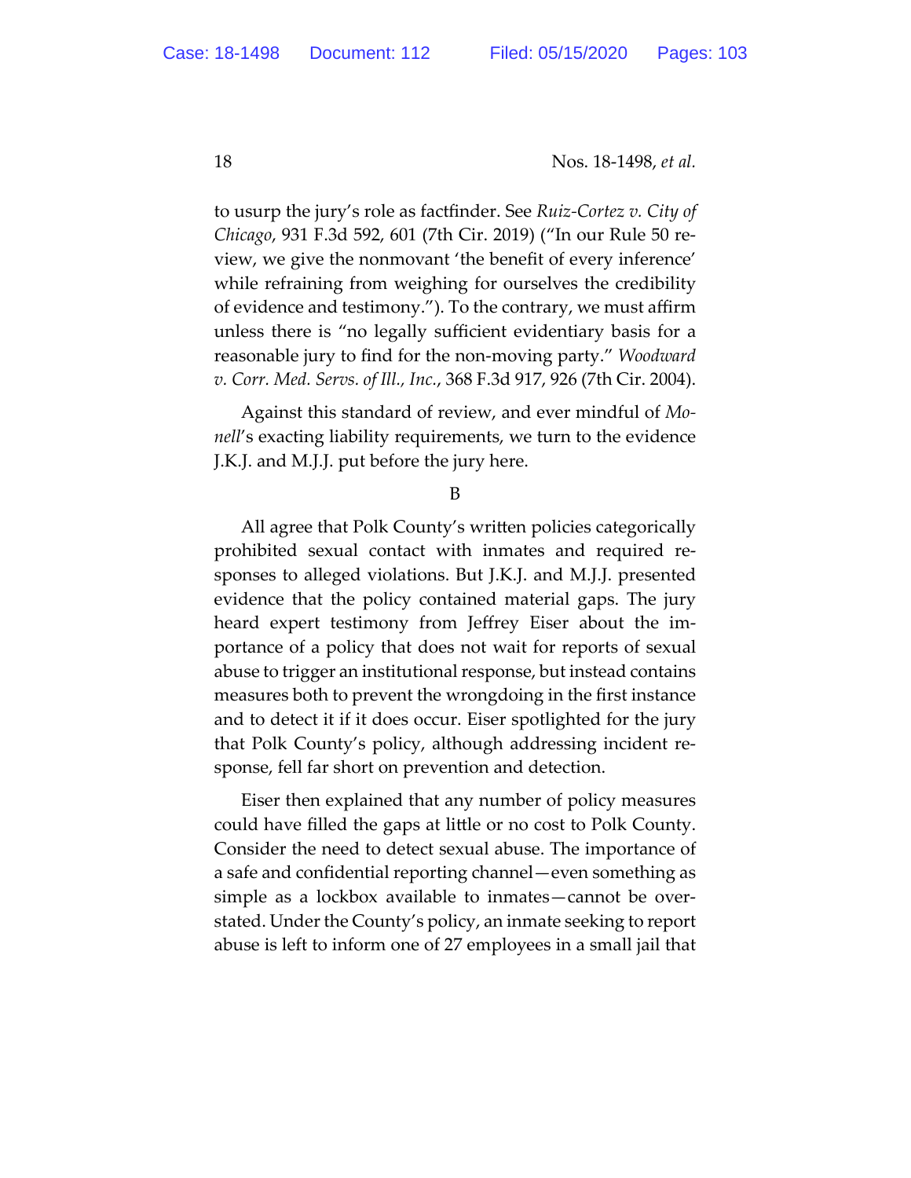to usurp the jury's role as factfinder. See *Ruiz-Cortez v. City of Chicago*, 931 F.3d 592, 601 (7th Cir. 2019) ("In our Rule 50 review, we give the nonmovant 'the benefit of every inference' while refraining from weighing for ourselves the credibility of evidence and testimony."). To the contrary, we must affirm unless there is "no legally sufficient evidentiary basis for a reasonable jury to find for the non-moving party." *Woodward v. Corr. Med. Servs. of Ill., Inc.*, 368 F.3d 917, 926 (7th Cir. 2004).

Against this standard of review, and ever mindful of *Monell*'s exacting liability requirements, we turn to the evidence J.K.J. and M.J.J. put before the jury here.

B

All agree that Polk County's written policies categorically prohibited sexual contact with inmates and required responses to alleged violations. But J.K.J. and M.J.J. presented evidence that the policy contained material gaps. The jury heard expert testimony from Jeffrey Eiser about the importance of a policy that does not wait for reports of sexual abuse to trigger an institutional response, but instead contains measures both to prevent the wrongdoing in the first instance and to detect it if it does occur. Eiser spotlighted for the jury that Polk County's policy, although addressing incident response, fell far short on prevention and detection.

Eiser then explained that any number of policy measures could have filled the gaps at little or no cost to Polk County. Consider the need to detect sexual abuse. The importance of a safe and confidential reporting channel—even something as simple as a lockbox available to inmates—cannot be overstated. Under the County's policy, an inmate seeking to report abuse is left to inform one of 27 employees in a small jail that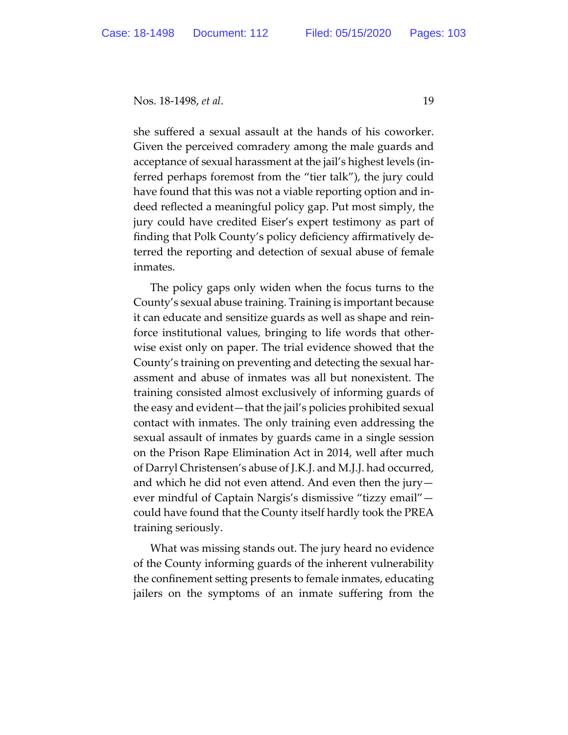she suffered a sexual assault at the hands of his coworker. Given the perceived comradery among the male guards and acceptance of sexual harassment at the jail's highest levels (inferred perhaps foremost from the "tier talk"), the jury could have found that this was not a viable reporting option and indeed reflected a meaningful policy gap. Put most simply, the jury could have credited Eiser's expert testimony as part of finding that Polk County's policy deficiency affirmatively deterred the reporting and detection of sexual abuse of female inmates.

The policy gaps only widen when the focus turns to the County's sexual abuse training. Training is important because it can educate and sensitize guards as well as shape and reinforce institutional values, bringing to life words that otherwise exist only on paper. The trial evidence showed that the County's training on preventing and detecting the sexual harassment and abuse of inmates was all but nonexistent. The training consisted almost exclusively of informing guards of the easy and evident—that the jail's policies prohibited sexual contact with inmates. The only training even addressing the sexual assault of inmates by guards came in a single session on the Prison Rape Elimination Act in 2014, well after much of Darryl Christensen's abuse of J.K.J. and M.J.J. had occurred, and which he did not even attend. And even then the jury—ever mindful of Captain Nargis's dismissive "tizzy email"—could have found that the County itself hardly took the PREA training seriously.

What was missing stands out. The jury heard no evidence of the County informing guards of the inherent vulnerability the confinement setting presents to female inmates, educating jailers on the symptoms of an inmate suffering from the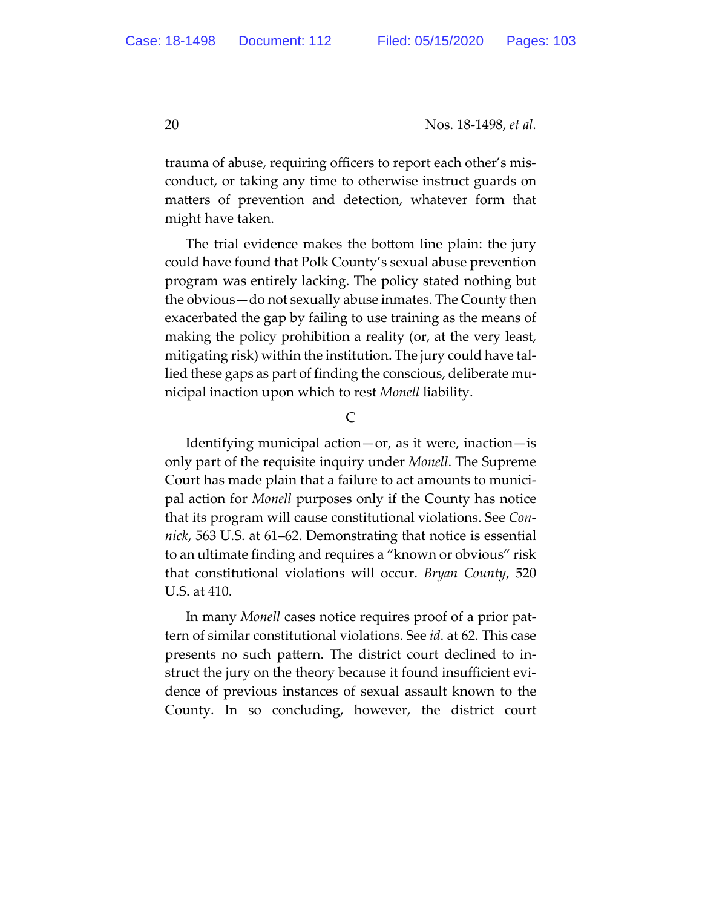trauma of abuse, requiring officers to report each other's misconduct, or taking any time to otherwise instruct guards on matters of prevention and detection, whatever form that might have taken.

The trial evidence makes the bottom line plain: the jury could have found that Polk County's sexual abuse prevention program was entirely lacking. The policy stated nothing but the obvious—do not sexually abuse inmates. The County then exacerbated the gap by failing to use training as the means of making the policy prohibition a reality (or, at the very least, mitigating risk) within the institution. The jury could have tallied these gaps as part of finding the conscious, deliberate municipal inaction upon which to rest *Monell* liability.

C

Identifying municipal action—or, as it were, inaction—is only part of the requisite inquiry under *Monell*. The Supreme Court has made plain that a failure to act amounts to municipal action for *Monell* purposes only if the County has notice that its program will cause constitutional violations. See *Connick*, 563 U.S. at 61–62. Demonstrating that notice is essential to an ultimate finding and requires a "known or obvious" risk that constitutional violations will occur. *Bryan County*, 520 U.S. at 410.

In many *Monell* cases notice requires proof of a prior pattern of similar constitutional violations. See *id*. at 62. This case presents no such pattern. The district court declined to instruct the jury on the theory because it found insufficient evidence of previous instances of sexual assault known to the County. In so concluding, however, the district court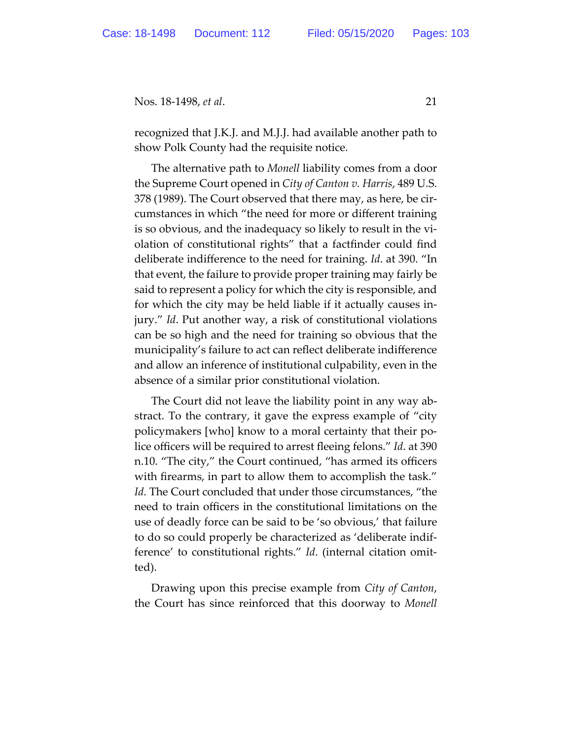recognized that J.K.J. and M.J.J. had available another path to show Polk County had the requisite notice.

The alternative path to *Monell* liability comes from a door the Supreme Court opened in *City of Canton v. Harris*, 489 U.S. 378 (1989). The Court observed that there may, as here, be circumstances in which "the need for more or different training is so obvious, and the inadequacy so likely to result in the violation of constitutional rights" that a factfinder could find deliberate indifference to the need for training. *Id*. at 390. "In that event, the failure to provide proper training may fairly be said to represent a policy for which the city is responsible, and for which the city may be held liable if it actually causes injury." *Id*. Put another way, a risk of constitutional violations can be so high and the need for training so obvious that the municipality's failure to act can reflect deliberate indifference and allow an inference of institutional culpability, even in the absence of a similar prior constitutional violation.

The Court did not leave the liability point in any way abstract. To the contrary, it gave the express example of "city policymakers [who] know to a moral certainty that their police officers will be required to arrest fleeing felons." *Id*. at 390 n.10. "The city," the Court continued, "has armed its officers with firearms, in part to allow them to accomplish the task." *Id.* The Court concluded that under those circumstances, "the need to train officers in the constitutional limitations on the use of deadly force can be said to be 'so obvious,' that failure to do so could properly be characterized as 'deliberate indifference' to constitutional rights." *Id*. (internal citation omitted).

Drawing upon this precise example from *City of Canton*, the Court has since reinforced that this doorway to *Monell*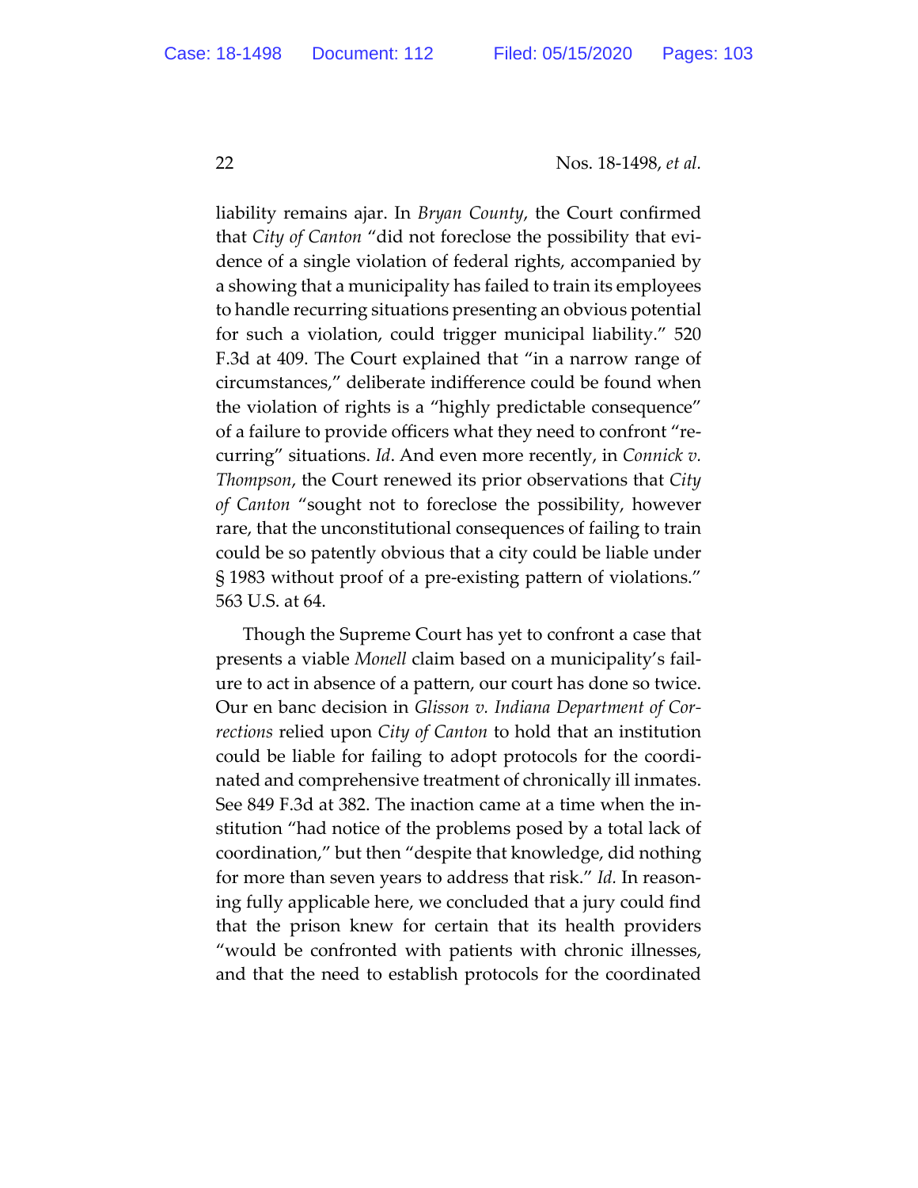liability remains ajar. In *Bryan County*, the Court confirmed that *City of Canton* "did not foreclose the possibility that evidence of a single violation of federal rights, accompanied by a showing that a municipality has failed to train its employees to handle recurring situations presenting an obvious potential for such a violation, could trigger municipal liability." 520 F.3d at 409. The Court explained that "in a narrow range of circumstances," deliberate indifference could be found when the violation of rights is a "highly predictable consequence" of a failure to provide officers what they need to confront "recurring" situations. *Id*. And even more recently, in *Connick v. Thompson*, the Court renewed its prior observations that *City of Canton* "sought not to foreclose the possibility, however rare, that the unconstitutional consequences of failing to train could be so patently obvious that a city could be liable under § 1983 without proof of a pre-existing pattern of violations." 563 U.S. at 64.

Though the Supreme Court has yet to confront a case that presents a viable *Monell* claim based on a municipality's failure to act in absence of a pattern, our court has done so twice. Our en banc decision in *Glisson v. Indiana Department of Corrections* relied upon *City of Canton* to hold that an institution could be liable for failing to adopt protocols for the coordinated and comprehensive treatment of chronically ill inmates. See 849 F.3d at 382. The inaction came at a time when the institution "had notice of the problems posed by a total lack of coordination," but then "despite that knowledge, did nothing for more than seven years to address that risk." *Id.* In reasoning fully applicable here, we concluded that a jury could find that the prison knew for certain that its health providers "would be confronted with patients with chronic illnesses, and that the need to establish protocols for the coordinated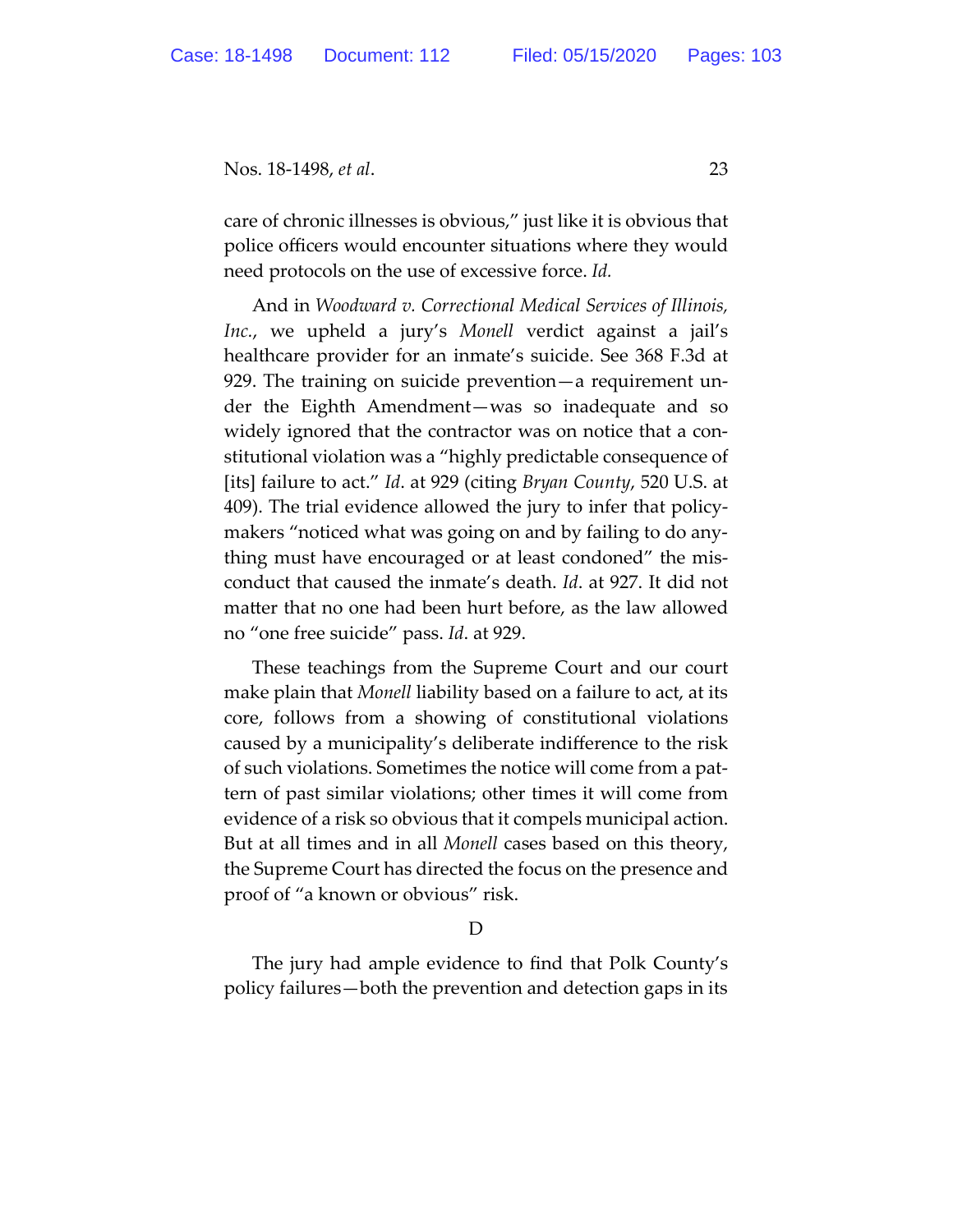care of chronic illnesses is obvious," just like it is obvious that police officers would encounter situations where they would need protocols on the use of excessive force. *Id.*

And in *Woodward v. Correctional Medical Services of Illinois, Inc.*, we upheld a jury's *Monell* verdict against a jail's healthcare provider for an inmate's suicide. See 368 F.3d at 929. The training on suicide prevention—a requirement under the Eighth Amendment—was so inadequate and so widely ignored that the contractor was on notice that a constitutional violation was a "highly predictable consequence of [its] failure to act." *Id.* at 929 (citing *Bryan County*, 520 U.S. at 409). The trial evidence allowed the jury to infer that policymakers "noticed what was going on and by failing to do anything must have encouraged or at least condoned" the misconduct that caused the inmate's death. *Id.* at 927. It did not matter that no one had been hurt before, as the law allowed no "one free suicide" pass. *Id.* at 929.

These teachings from the Supreme Court and our court make plain that *Monell* liability based on a failure to act, at its core, follows from a showing of constitutional violations caused by a municipality's deliberate indifference to the risk of such violations. Sometimes the notice will come from a pattern of past similar violations; other times it will come from evidence of a risk so obvious that it compels municipal action. But at all times and in all *Monell* cases based on this theory, the Supreme Court has directed the focus on the presence and proof of "a known or obvious" risk.

### D

The jury had ample evidence to find that Polk County's policy failures—both the prevention and detection gaps in its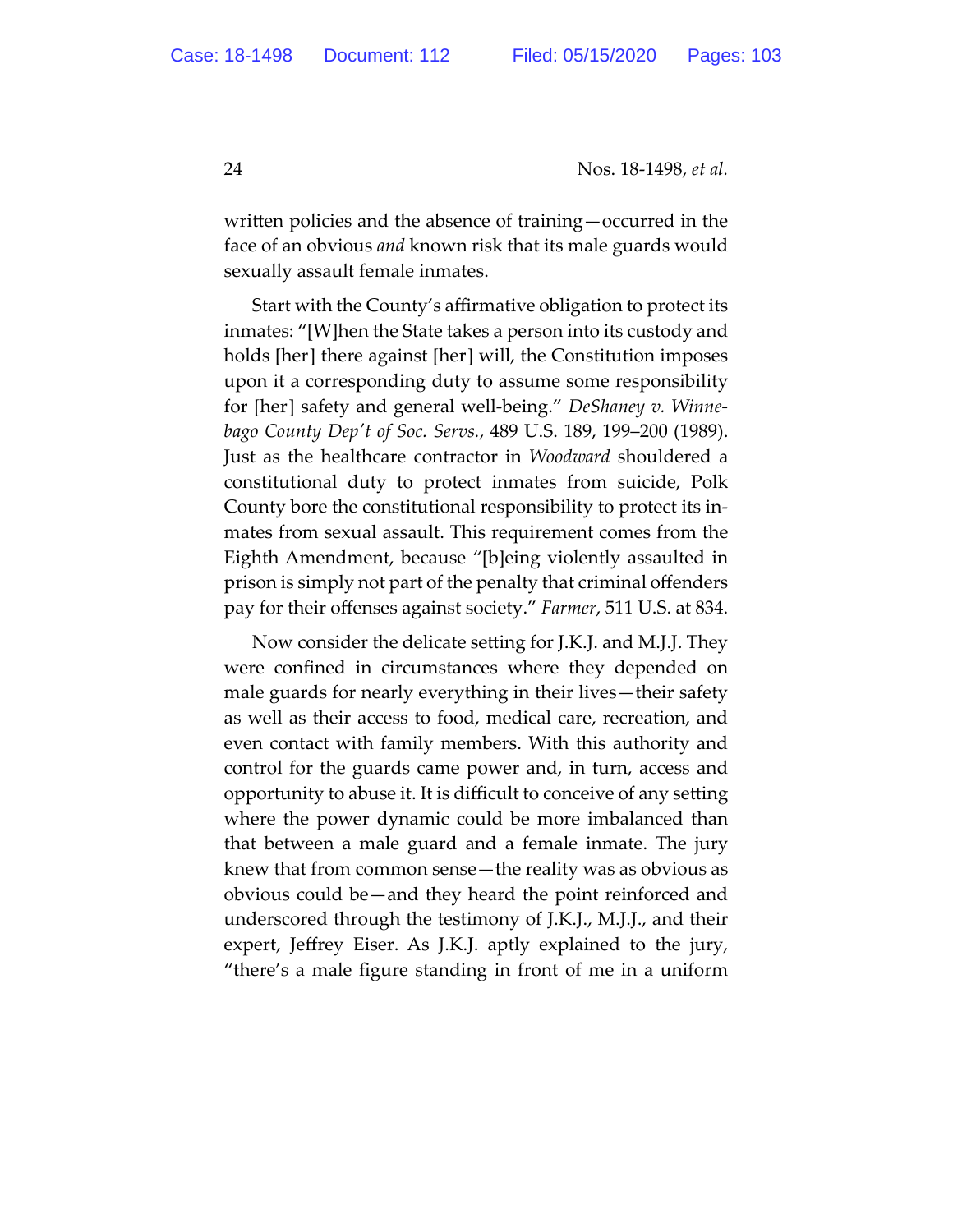written policies and the absence of training—occurred in the face of an obvious *and* known risk that its male guards would sexually assault female inmates.

Start with the County's affirmative obligation to protect its inmates: "[W]hen the State takes a person into its custody and holds [her] there against [her] will, the Constitution imposes upon it a corresponding duty to assume some responsibility for [her] safety and general well-being." *DeShaney v. Winnebago County Dep't of Soc. Servs.*, 489 U.S. 189, 199–200 (1989). Just as the healthcare contractor in *Woodward* shouldered a constitutional duty to protect inmates from suicide, Polk County bore the constitutional responsibility to protect its inmates from sexual assault. This requirement comes from the Eighth Amendment, because "[b]eing violently assaulted in prison is simply not part of the penalty that criminal offenders pay for their offenses against society." *Farmer*, 511 U.S. at 834.

Now consider the delicate setting for J.K.J. and M.J.J. They were confined in circumstances where they depended on male guards for nearly everything in their lives—their safety as well as their access to food, medical care, recreation, and even contact with family members. With this authority and control for the guards came power and, in turn, access and opportunity to abuse it. It is difficult to conceive of any setting where the power dynamic could be more imbalanced than that between a male guard and a female inmate. The jury knew that from common sense—the reality was as obvious as obvious could be—and they heard the point reinforced and underscored through the testimony of J.K.J., M.J.J., and their expert, Jeffrey Eiser. As J.K.J. aptly explained to the jury, "there's a male figure standing in front of me in a uniform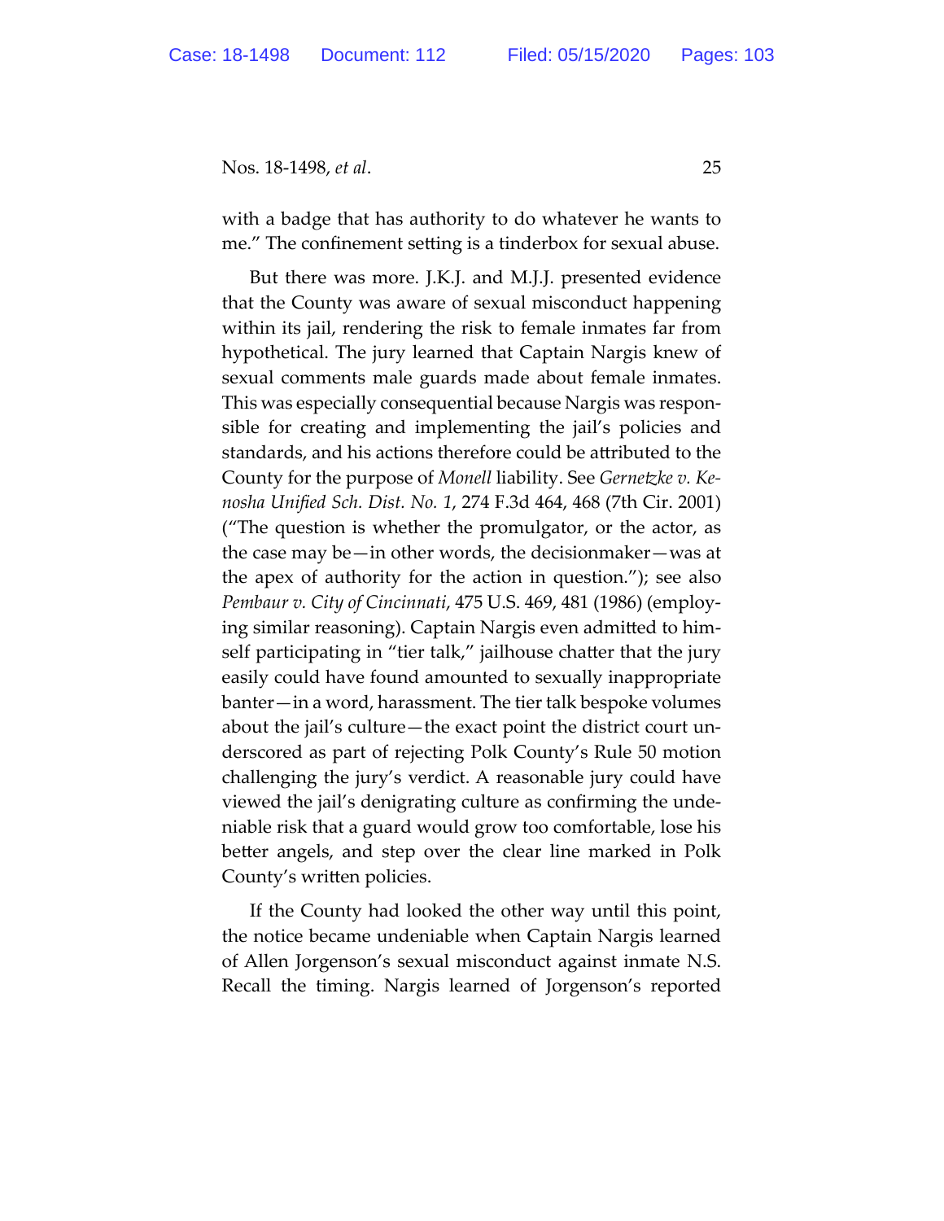with a badge that has authority to do whatever he wants to me." The confinement setting is a tinderbox for sexual abuse.

But there was more. J.K.J. and M.J.J. presented evidence that the County was aware of sexual misconduct happening within its jail, rendering the risk to female inmates far from hypothetical. The jury learned that Captain Nargis knew of sexual comments male guards made about female inmates. This was especially consequential because Nargis was responsible for creating and implementing the jail's policies and standards, and his actions therefore could be attributed to the County for the purpose of *Monell* liability. See *Gernetzke v. Kenosha Unified Sch. Dist. No. 1*, 274 F.3d 464, 468 (7th Cir. 2001) ("The question is whether the promulgator, or the actor, as the case may be—in other words, the decisionmaker—was at the apex of authority for the action in question."); see also *Pembaur v. City of Cincinnati*, 475 U.S. 469, 481 (1986) (employing similar reasoning). Captain Nargis even admitted to himself participating in "tier talk," jailhouse chatter that the jury easily could have found amounted to sexually inappropriate banter—in a word, harassment. The tier talk bespoke volumes about the jail's culture—the exact point the district court underscored as part of rejecting Polk County's Rule 50 motion challenging the jury's verdict. A reasonable jury could have viewed the jail's denigrating culture as confirming the undeniable risk that a guard would grow too comfortable, lose his better angels, and step over the clear line marked in Polk County's written policies.

If the County had looked the other way until this point, the notice became undeniable when Captain Nargis learned of Allen Jorgenson's sexual misconduct against inmate N.S. Recall the timing. Nargis learned of Jorgenson's reported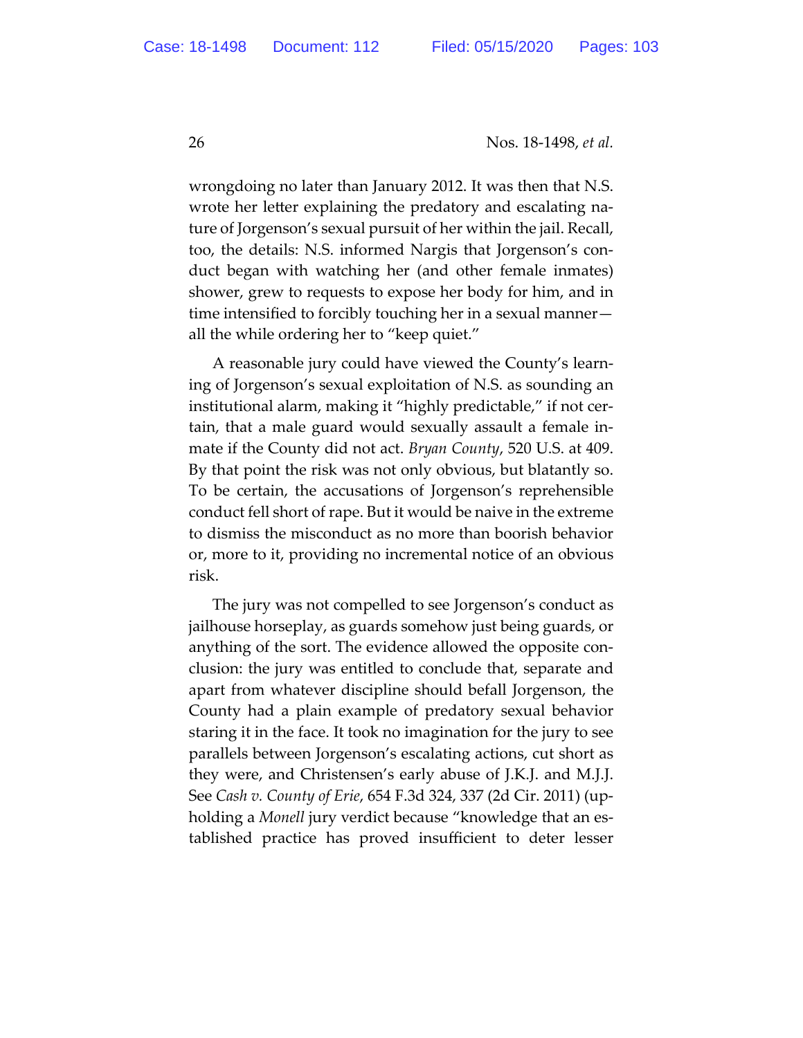wrongdoing no later than January 2012. It was then that N.S. wrote her letter explaining the predatory and escalating nature of Jorgenson's sexual pursuit of her within the jail. Recall, too, the details: N.S. informed Nargis that Jorgenson's conduct began with watching her (and other female inmates) shower, grew to requests to expose her body for him, and in time intensified to forcibly touching her in a sexual manner—all the while ordering her to "keep quiet."

A reasonable jury could have viewed the County's learning of Jorgenson's sexual exploitation of N.S. as sounding an institutional alarm, making it "highly predictable," if not certain, that a male guard would sexually assault a female inmate if the County did not act. *Bryan County*, 520 U.S. at 409. By that point the risk was not only obvious, but blatantly so. To be certain, the accusations of Jorgenson's reprehensible conduct fell short of rape. But it would be naive in the extreme to dismiss the misconduct as no more than boorish behavior or, more to it, providing no incremental notice of an obvious risk.

The jury was not compelled to see Jorgenson's conduct as jailhouse horseplay, as guards somehow just being guards, or anything of the sort. The evidence allowed the opposite conclusion: the jury was entitled to conclude that, separate and apart from whatever discipline should befall Jorgenson, the County had a plain example of predatory sexual behavior staring it in the face. It took no imagination for the jury to see parallels between Jorgenson's escalating actions, cut short as they were, and Christensen's early abuse of J.K.J. and M.J.J. See *Cash v. County of Erie*, 654 F.3d 324, 337 (2d Cir. 2011) (upholding a *Monell* jury verdict because "knowledge that an established practice has proved insufficient to deter lesser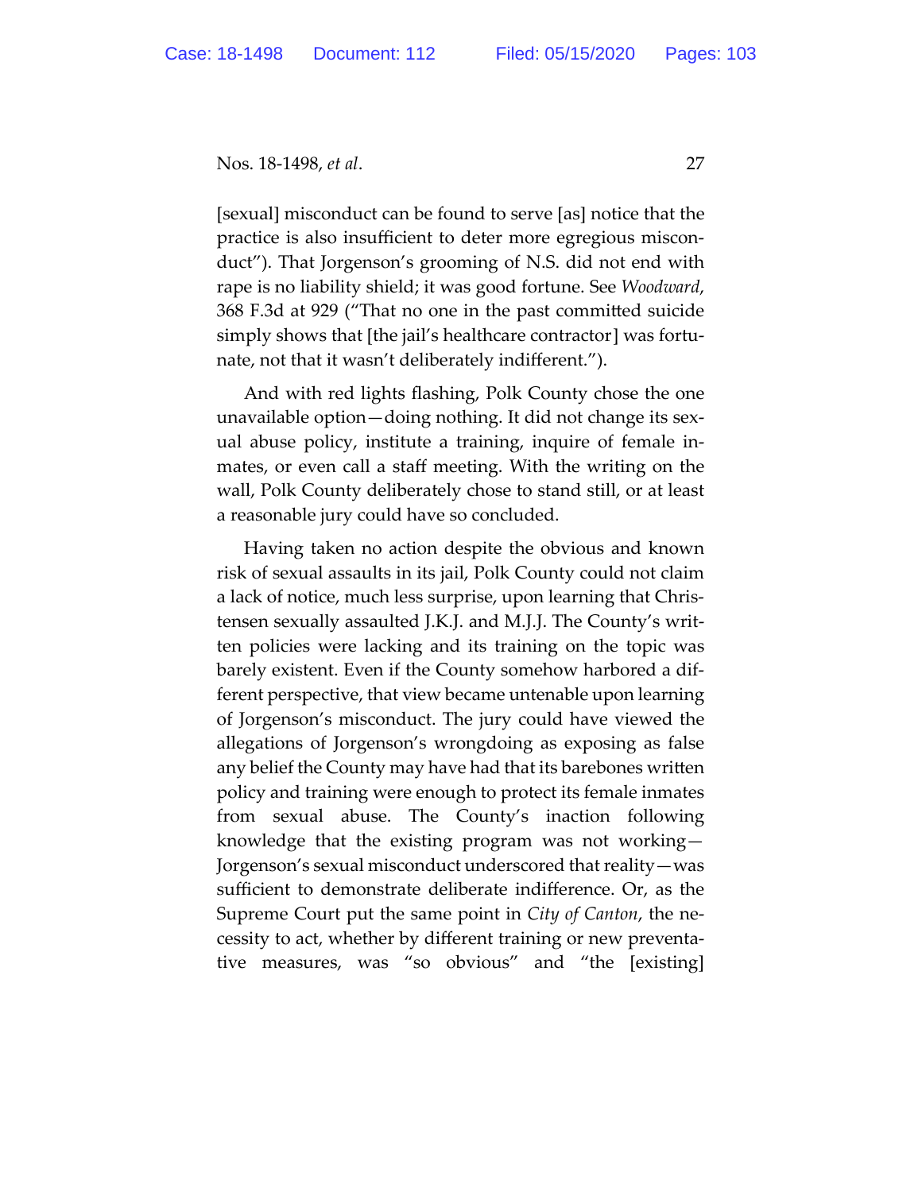[sexual] misconduct can be found to serve [as] notice that the practice is also insufficient to deter more egregious misconduct"). That Jorgenson's grooming of N.S. did not end with rape is no liability shield; it was good fortune. See *Woodward*, 368 F.3d at 929 ("That no one in the past committed suicide simply shows that [the jail's healthcare contractor] was fortunate, not that it wasn't deliberately indifferent.").

And with red lights flashing, Polk County chose the one unavailable option—doing nothing. It did not change its sexual abuse policy, institute a training, inquire of female inmates, or even call a staff meeting. With the writing on the wall, Polk County deliberately chose to stand still, or at least a reasonable jury could have so concluded.

Having taken no action despite the obvious and known risk of sexual assaults in its jail, Polk County could not claim a lack of notice, much less surprise, upon learning that Christensen sexually assaulted J.K.J. and M.J.J. The County's written policies were lacking and its training on the topic was barely existent. Even if the County somehow harbored a different perspective, that view became untenable upon learning of Jorgenson's misconduct. The jury could have viewed the allegations of Jorgenson's wrongdoing as exposing as false any belief the County may have had that its barebones written policy and training were enough to protect its female inmates from sexual abuse. The County's inaction following knowledge that the existing program was not working—Jorgenson's sexual misconduct underscored that reality—was sufficient to demonstrate deliberate indifference. Or, as the Supreme Court put the same point in *City of Canton*, the necessity to act, whether by different training or new preventative measures, was "so obvious" and "the [existing]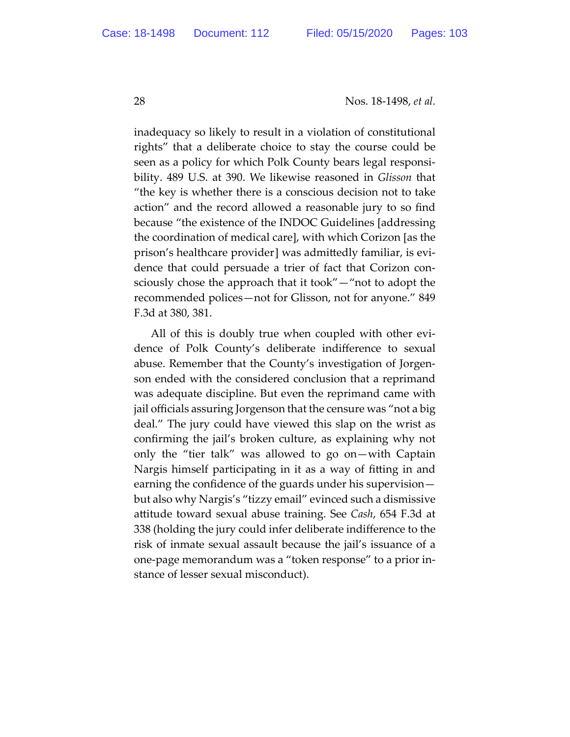inadequacy so likely to result in a violation of constitutional rights" that a deliberate choice to stay the course could be seen as a policy for which Polk County bears legal responsibility. 489 U.S. at 390. We likewise reasoned in *Glisson* that "the key is whether there is a conscious decision not to take action" and the record allowed a reasonable jury to so find because "the existence of the INDOC Guidelines [addressing the coordination of medical care], with which Corizon [as the prison's healthcare provider] was admittedly familiar, is evidence that could persuade a trier of fact that Corizon consciously chose the approach that it took"—"not to adopt the recommended polices—not for Glisson, not for anyone." 849 F.3d at 380, 381.

All of this is doubly true when coupled with other evidence of Polk County's deliberate indifference to sexual abuse. Remember that the County's investigation of Jorgenson ended with the considered conclusion that a reprimand was adequate discipline. But even the reprimand came with jail officials assuring Jorgenson that the censure was "not a big deal." The jury could have viewed this slap on the wrist as confirming the jail's broken culture, as explaining why not only the "tier talk" was allowed to go on—with Captain Nargis himself participating in it as a way of fitting in and earning the confidence of the guards under his supervision—but also why Nargis's "tizzy email" evinced such a dismissive attitude toward sexual abuse training. See *Cash*, 654 F.3d at 338 (holding the jury could infer deliberate indifference to the risk of inmate sexual assault because the jail's issuance of a one-page memorandum was a "token response" to a prior instance of lesser sexual misconduct).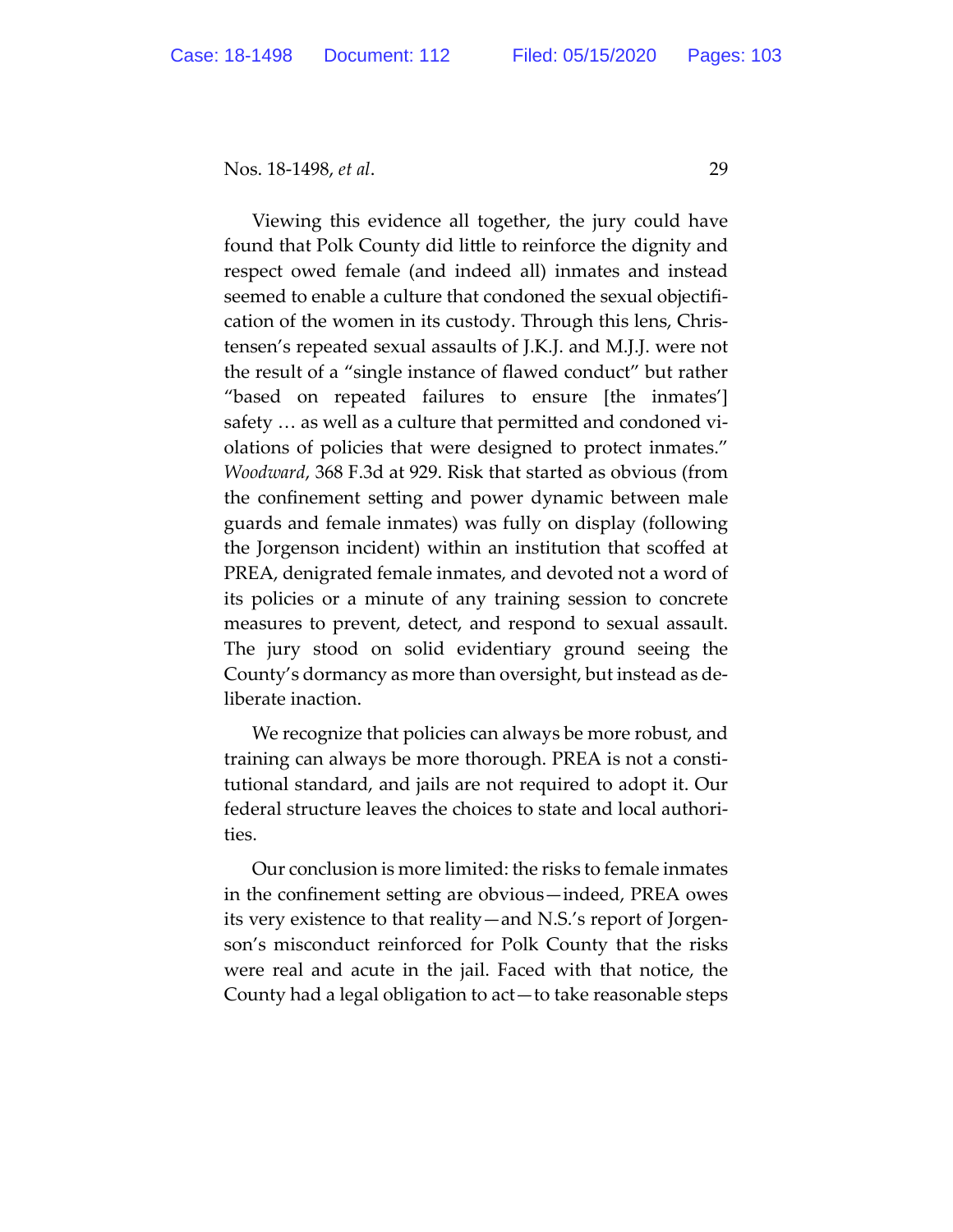Viewing this evidence all together, the jury could have found that Polk County did little to reinforce the dignity and respect owed female (and indeed all) inmates and instead seemed to enable a culture that condoned the sexual objectification of the women in its custody. Through this lens, Christensen's repeated sexual assaults of J.K.J. and M.J.J. were not the result of a "single instance of flawed conduct" but rather "based on repeated failures to ensure [the inmates'] safety … as well as a culture that permitted and condoned violations of policies that were designed to protect inmates." *Woodward*, 368 F.3d at 929. Risk that started as obvious (from the confinement setting and power dynamic between male guards and female inmates) was fully on display (following the Jorgenson incident) within an institution that scoffed at PREA, denigrated female inmates, and devoted not a word of its policies or a minute of any training session to concrete measures to prevent, detect, and respond to sexual assault. The jury stood on solid evidentiary ground seeing the County's dormancy as more than oversight, but instead as deliberate inaction.

We recognize that policies can always be more robust, and training can always be more thorough. PREA is not a constitutional standard, and jails are not required to adopt it. Our federal structure leaves the choices to state and local authorities.

Our conclusion is more limited: the risks to female inmates in the confinement setting are obvious—indeed, PREA owes its very existence to that reality—and N.S.'s report of Jorgenson's misconduct reinforced for Polk County that the risks were real and acute in the jail. Faced with that notice, the County had a legal obligation to act—to take reasonable steps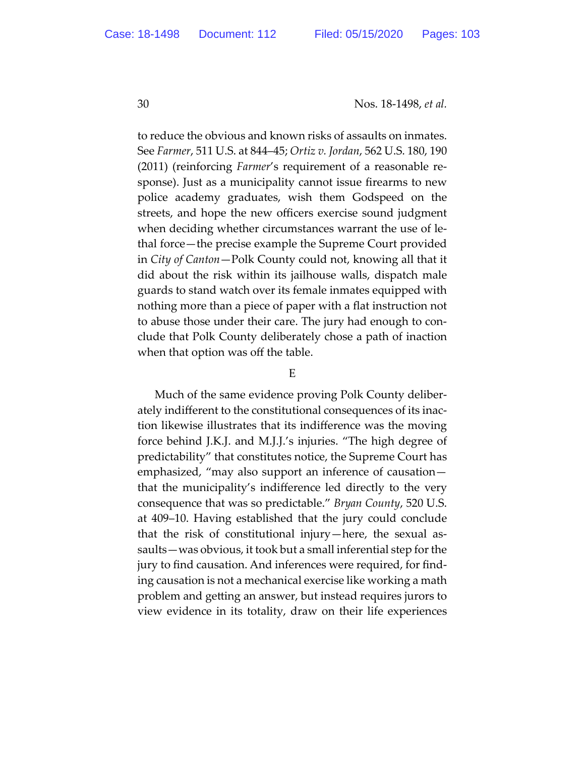to reduce the obvious and known risks of assaults on inmates. See *Farmer*, 511 U.S. at 844–45; *Ortiz v. Jordan*, 562 U.S. 180, 190 (2011) (reinforcing *Farmer*'s requirement of a reasonable response). Just as a municipality cannot issue firearms to new police academy graduates, wish them Godspeed on the streets, and hope the new officers exercise sound judgment when deciding whether circumstances warrant the use of lethal force—the precise example the Supreme Court provided in *City of Canton*—Polk County could not, knowing all that it did about the risk within its jailhouse walls, dispatch male guards to stand watch over its female inmates equipped with nothing more than a piece of paper with a flat instruction not to abuse those under their care. The jury had enough to conclude that Polk County deliberately chose a path of inaction when that option was off the table.

E

Much of the same evidence proving Polk County deliberately indifferent to the constitutional consequences of its inaction likewise illustrates that its indifference was the moving force behind J.K.J. and M.J.J.'s injuries. "The high degree of predictability" that constitutes notice, the Supreme Court has emphasized, "may also support an inference of causation—that the municipality's indifference led directly to the very consequence that was so predictable." *Bryan County*, 520 U.S. at 409–10. Having established that the jury could conclude that the risk of constitutional injury—here, the sexual assaults—was obvious, it took but a small inferential step for the jury to find causation. And inferences were required, for finding causation is not a mechanical exercise like working a math problem and getting an answer, but instead requires jurors to view evidence in its totality, draw on their life experiences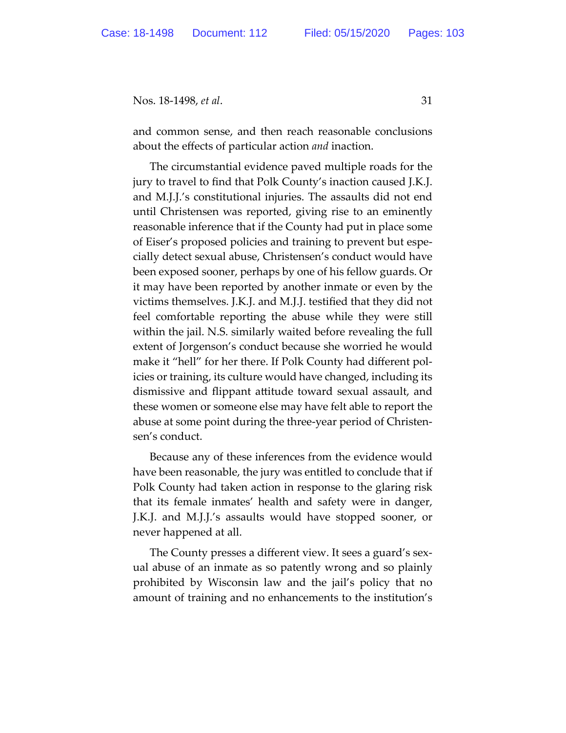and common sense, and then reach reasonable conclusions about the effects of particular action *and* inaction.

The circumstantial evidence paved multiple roads for the jury to travel to find that Polk County's inaction caused J.K.J. and M.J.J.'s constitutional injuries. The assaults did not end until Christensen was reported, giving rise to an eminently reasonable inference that if the County had put in place some of Eiser's proposed policies and training to prevent but especially detect sexual abuse, Christensen's conduct would have been exposed sooner, perhaps by one of his fellow guards. Or it may have been reported by another inmate or even by the victims themselves. J.K.J. and M.J.J. testified that they did not feel comfortable reporting the abuse while they were still within the jail. N.S. similarly waited before revealing the full extent of Jorgenson's conduct because she worried he would make it "hell" for her there. If Polk County had different policies or training, its culture would have changed, including its dismissive and flippant attitude toward sexual assault, and these women or someone else may have felt able to report the abuse at some point during the three-year period of Christensen's conduct.

Because any of these inferences from the evidence would have been reasonable, the jury was entitled to conclude that if Polk County had taken action in response to the glaring risk that its female inmates' health and safety were in danger, J.K.J. and M.J.J.'s assaults would have stopped sooner, or never happened at all.

The County presses a different view. It sees a guard's sexual abuse of an inmate as so patently wrong and so plainly prohibited by Wisconsin law and the jail's policy that no amount of training and no enhancements to the institution's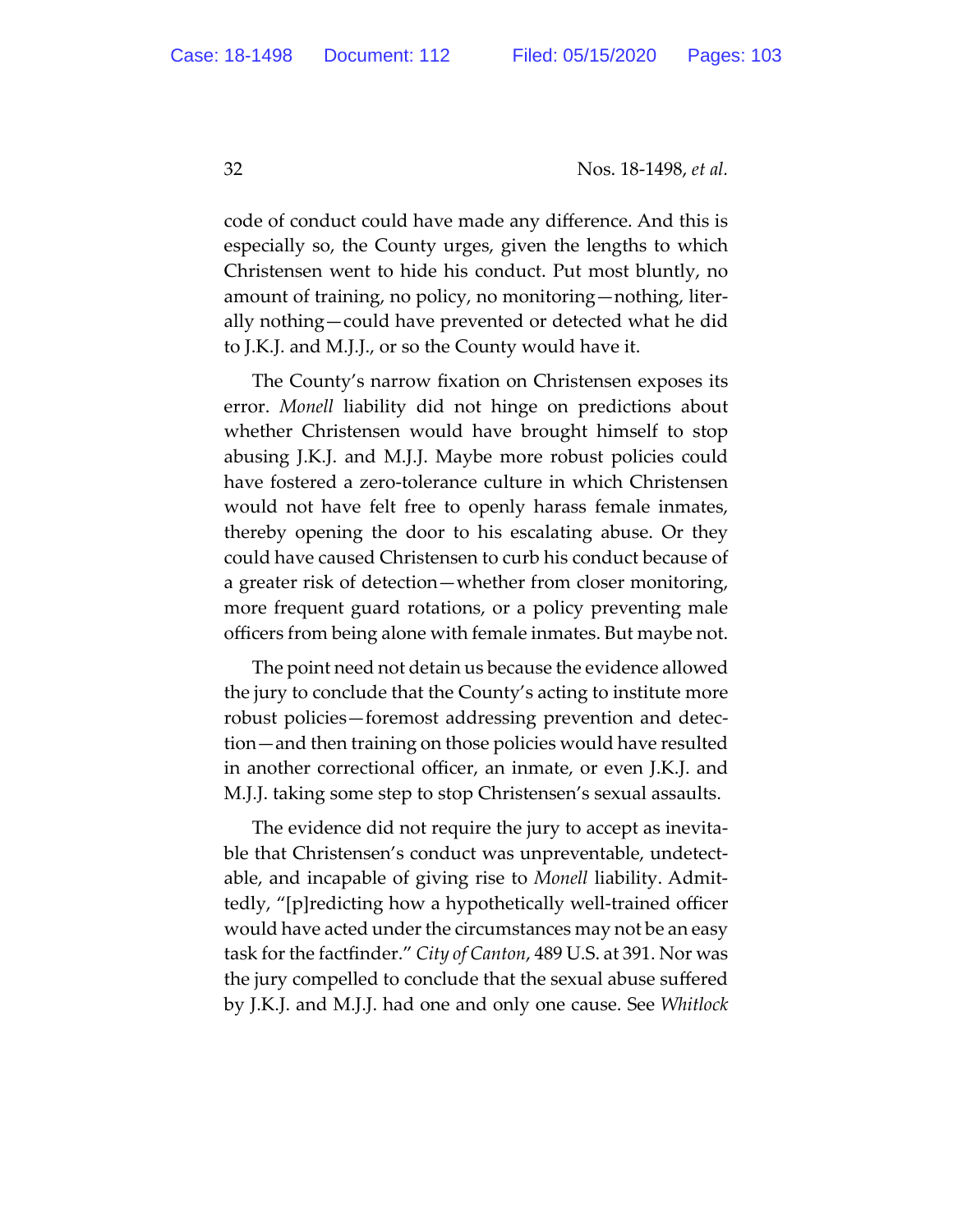code of conduct could have made any difference. And this is especially so, the County urges, given the lengths to which Christensen went to hide his conduct. Put most bluntly, no amount of training, no policy, no monitoring—nothing, literally nothing—could have prevented or detected what he did to J.K.J. and M.J.J., or so the County would have it.

The County's narrow fixation on Christensen exposes its error. *Monell* liability did not hinge on predictions about whether Christensen would have brought himself to stop abusing J.K.J. and M.J.J. Maybe more robust policies could have fostered a zero-tolerance culture in which Christensen would not have felt free to openly harass female inmates, thereby opening the door to his escalating abuse. Or they could have caused Christensen to curb his conduct because of a greater risk of detection—whether from closer monitoring, more frequent guard rotations, or a policy preventing male officers from being alone with female inmates. But maybe not.

The point need not detain us because the evidence allowed the jury to conclude that the County's acting to institute more robust policies—foremost addressing prevention and detection—and then training on those policies would have resulted in another correctional officer, an inmate, or even J.K.J. and M.J.J. taking some step to stop Christensen's sexual assaults.

The evidence did not require the jury to accept as inevitable that Christensen's conduct was unpreventable, undetectable, and incapable of giving rise to *Monell* liability. Admittedly, "[p]redicting how a hypothetically well-trained officer would have acted under the circumstances may not be an easy task for the factfinder." *City of Canton*, 489 U.S. at 391. Nor was the jury compelled to conclude that the sexual abuse suffered by J.K.J. and M.J.J. had one and only one cause. See *Whitlock*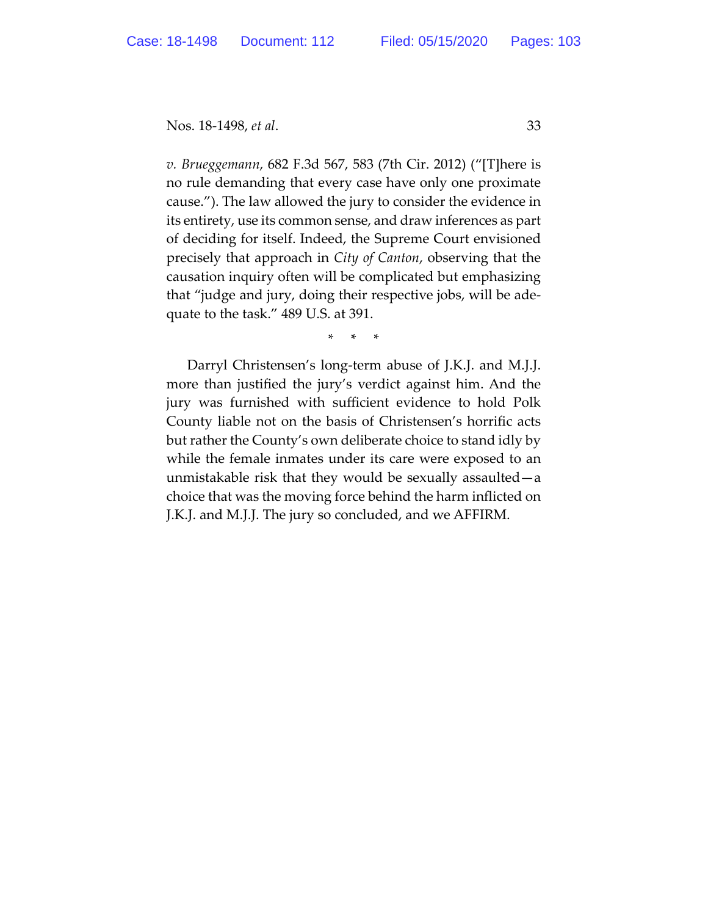*v. Brueggemann*, 682 F.3d 567, 583 (7th Cir. 2012) ("[T]here is no rule demanding that every case have only one proximate cause."). The law allowed the jury to consider the evidence in its entirety, use its common sense, and draw inferences as part of deciding for itself. Indeed, the Supreme Court envisioned precisely that approach in *City of Canton*, observing that the causation inquiry often will be complicated but emphasizing that "judge and jury, doing their respective jobs, will be adequate to the task." 489 U.S. at 391.

\* \* \*

Darryl Christensen's long-term abuse of J.K.J. and M.J.J. more than justified the jury's verdict against him. And the jury was furnished with sufficient evidence to hold Polk County liable not on the basis of Christensen's horrific acts but rather the County's own deliberate choice to stand idly by while the female inmates under its care were exposed to an unmistakable risk that they would be sexually assaulted—a choice that was the moving force behind the harm inflicted on J.K.J. and M.J.J. The jury so concluded, and we AFFIRM.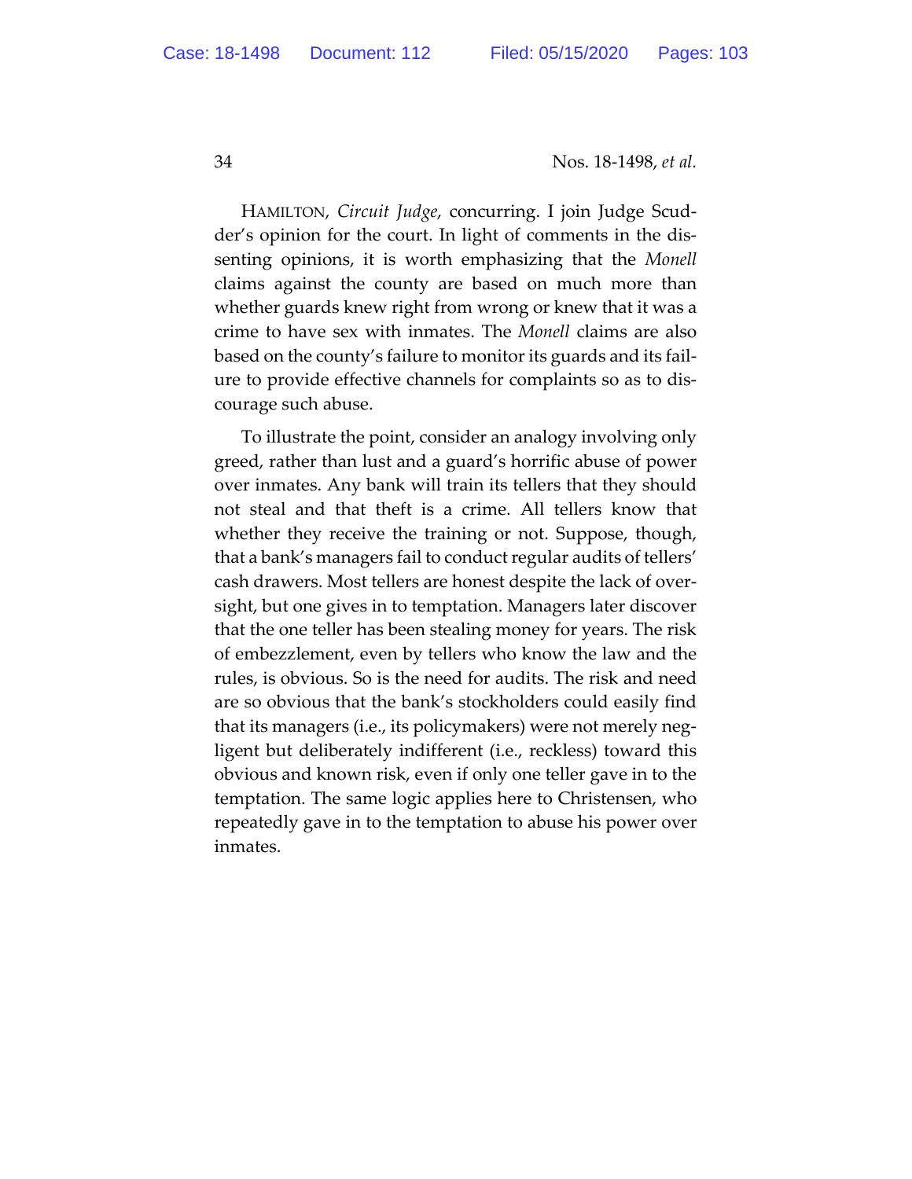HAMILTON, *Circuit Judge*, concurring. I join Judge Scudder's opinion for the court. In light of comments in the dissenting opinions, it is worth emphasizing that the *Monell* claims against the county are based on much more than whether guards knew right from wrong or knew that it was a crime to have sex with inmates. The *Monell* claims are also based on the county's failure to monitor its guards and its failure to provide effective channels for complaints so as to discourage such abuse.

To illustrate the point, consider an analogy involving only greed, rather than lust and a guard's horrific abuse of power over inmates. Any bank will train its tellers that they should not steal and that theft is a crime. All tellers know that whether they receive the training or not. Suppose, though, that a bank's managers fail to conduct regular audits of tellers' cash drawers. Most tellers are honest despite the lack of oversight, but one gives in to temptation. Managers later discover that the one teller has been stealing money for years. The risk of embezzlement, even by tellers who know the law and the rules, is obvious. So is the need for audits. The risk and need are so obvious that the bank's stockholders could easily find that its managers (i.e., its policymakers) were not merely negligent but deliberately indifferent (i.e., reckless) toward this obvious and known risk, even if only one teller gave in to the temptation. The same logic applies here to Christensen, who repeatedly gave in to the temptation to abuse his power over inmates.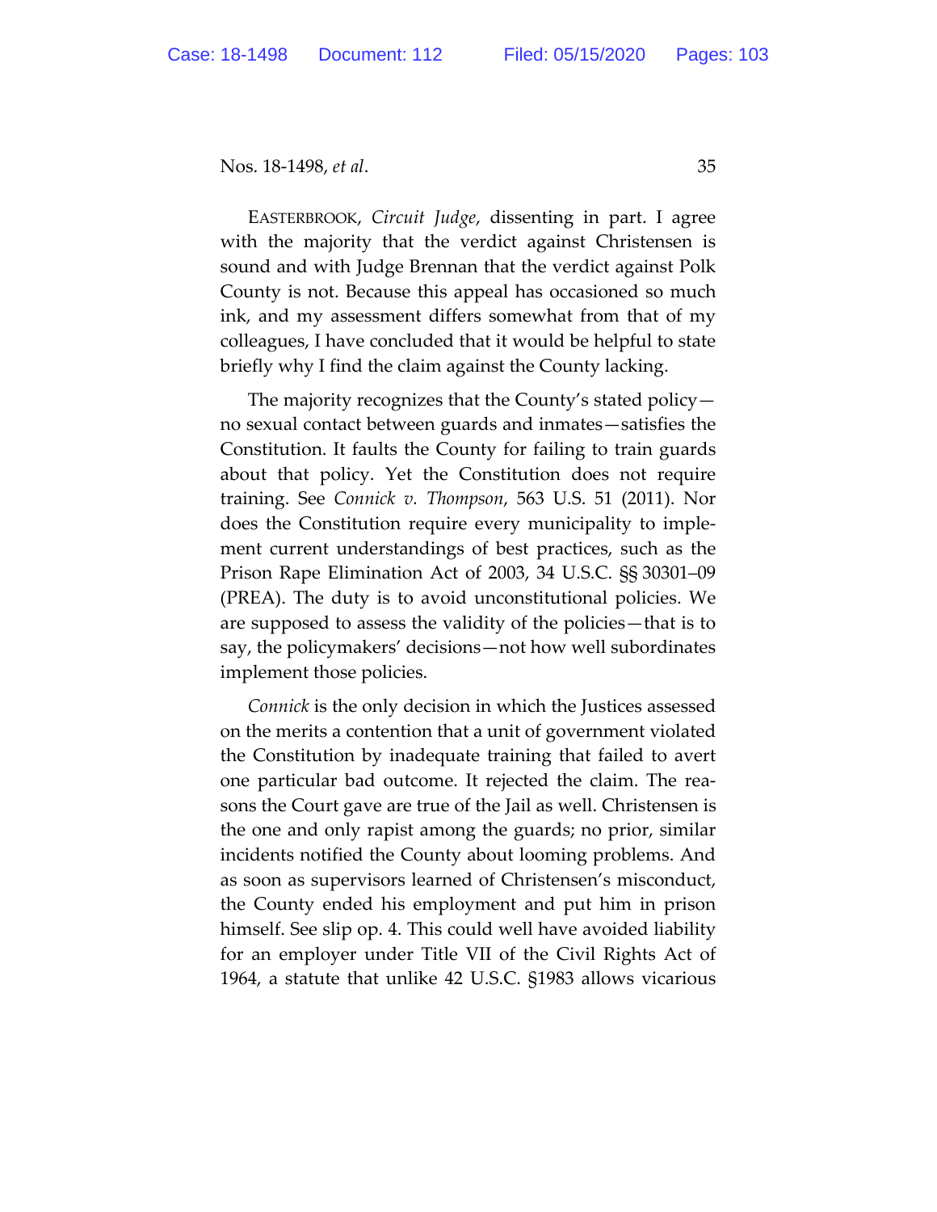EASTERBROOK, *Circuit Judge*, dissenting in part. I agree with the majority that the verdict against Christensen is sound and with Judge Brennan that the verdict against Polk County is not. Because this appeal has occasioned so much ink, and my assessment differs somewhat from that of my colleagues, I have concluded that it would be helpful to state briefly why I find the claim against the County lacking.

The majority recognizes that the County's stated policy—no sexual contact between guards and inmates—satisfies the Constitution. It faults the County for failing to train guards about that policy. Yet the Constitution does not require training. See *Connick v. Thompson*, 563 U.S. 51 (2011). Nor does the Constitution require every municipality to implement current understandings of best practices, such as the Prison Rape Elimination Act of 2003, 34 U.S.C. §§ 30301–09 (PREA). The duty is to avoid unconstitutional policies. We are supposed to assess the validity of the policies—that is to say, the policymakers' decisions—not how well subordinates implement those policies.

*Connick* is the only decision in which the Justices assessed on the merits a contention that a unit of government violated the Constitution by inadequate training that failed to avert one particular bad outcome. It rejected the claim. The reasons the Court gave are true of the Jail as well. Christensen is the one and only rapist among the guards; no prior, similar incidents notified the County about looming problems. And as soon as supervisors learned of Christensen's misconduct, the County ended his employment and put him in prison himself. See slip op. 4. This could well have avoided liability for an employer under Title VII of the Civil Rights Act of 1964, a statute that unlike 42 U.S.C. §1983 allows vicarious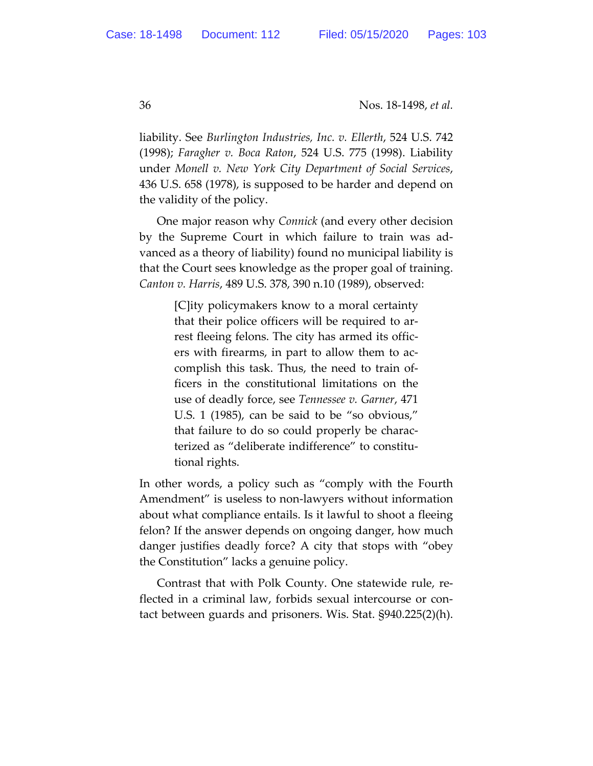liability. See *Burlington Industries, Inc. v. Ellerth*, 524 U.S. 742 (1998); *Faragher v. Boca Raton*, 524 U.S. 775 (1998). Liability under *Monell v. New York City Department of Social Services*, 436 U.S. 658 (1978), is supposed to be harder and depend on the validity of the policy.

One major reason why *Connick* (and every other decision by the Supreme Court in which failure to train was advanced as a theory of liability) found no municipal liability is that the Court sees knowledge as the proper goal of training. *Canton v. Harris*, 489 U.S. 378, 390 n.10 (1989), observed:

> [C]ity policymakers know to a moral certainty that their police officers will be required to arrest fleeing felons. The city has armed its officers with firearms, in part to allow them to accomplish this task. Thus, the need to train officers in the constitutional limitations on the use of deadly force, see *Tennessee v. Garner*, 471 U.S. 1 (1985), can be said to be "so obvious," that failure to do so could properly be characterized as "deliberate indifference" to constitutional rights.

In other words, a policy such as "comply with the Fourth Amendment" is useless to non-lawyers without information about what compliance entails. Is it lawful to shoot a fleeing felon? If the answer depends on ongoing danger, how much danger justifies deadly force? A city that stops with "obey the Constitution" lacks a genuine policy.

Contrast that with Polk County. One statewide rule, reflected in a criminal law, forbids sexual intercourse or contact between guards and prisoners. Wis. Stat. §940.225(2)(h).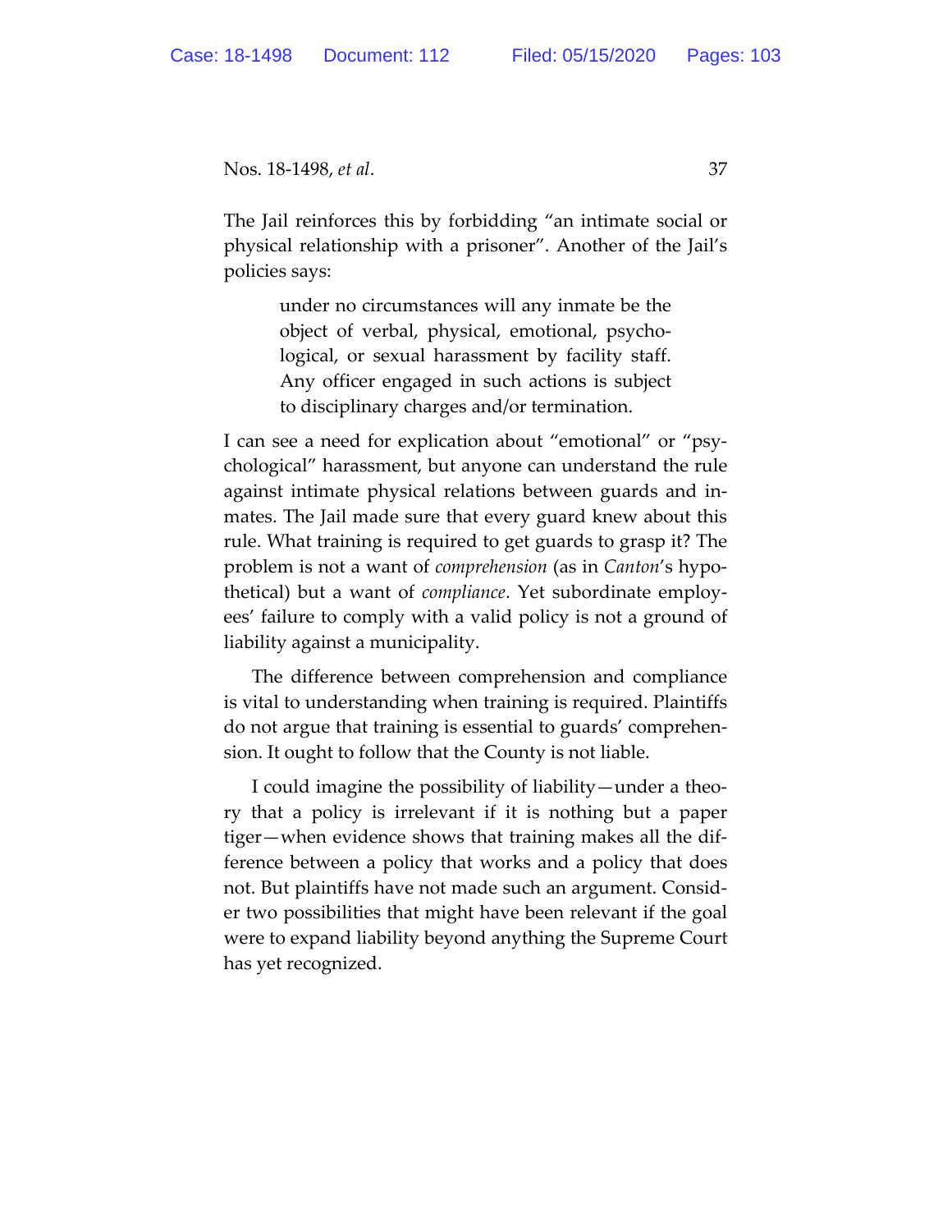The Jail reinforces this by forbidding "an intimate social or physical relationship with a prisoner". Another of the Jail's policies says:

> under no circumstances will any inmate be the object of verbal, physical, emotional, psychological, or sexual harassment by facility staff. Any officer engaged in such actions is subject to disciplinary charges and/or termination.

I can see a need for explication about "emotional" or "psychological" harassment, but anyone can understand the rule against intimate physical relations between guards and inmates. The Jail made sure that every guard knew about this rule. What training is required to get guards to grasp it? The problem is not a want of *comprehension* (as in *Canton*'s hypothetical) but a want of *compliance*. Yet subordinate employees' failure to comply with a valid policy is not a ground of liability against a municipality.

The difference between comprehension and compliance is vital to understanding when training is required. Plaintiffs do not argue that training is essential to guards' comprehension. It ought to follow that the County is not liable.

I could imagine the possibility of liability—under a theory that a policy is irrelevant if it is nothing but a paper tiger—when evidence shows that training makes all the difference between a policy that works and a policy that does not. But plaintiffs have not made such an argument. Consider two possibilities that might have been relevant if the goal were to expand liability beyond anything the Supreme Court has yet recognized.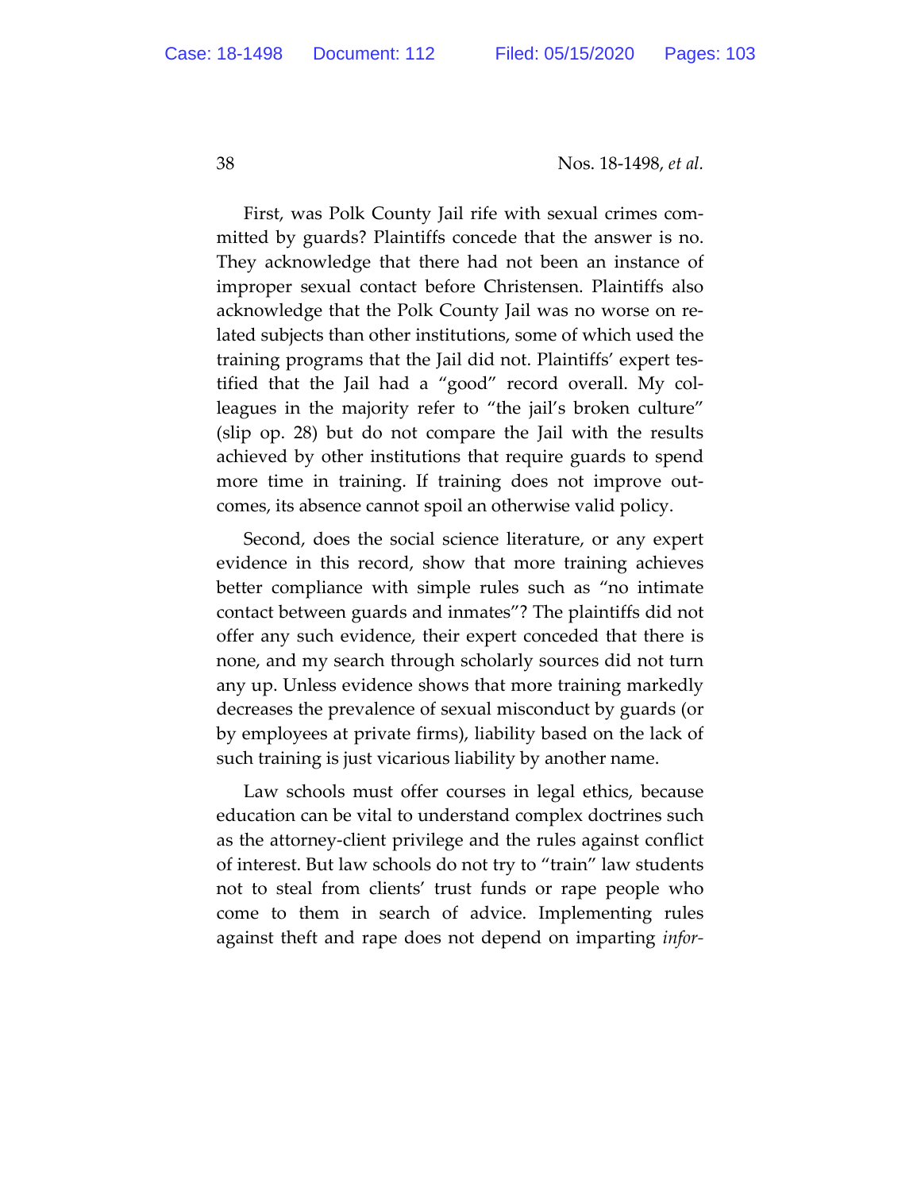First, was Polk County Jail rife with sexual crimes committed by guards? Plaintiffs concede that the answer is no. They acknowledge that there had not been an instance of improper sexual contact before Christensen. Plaintiffs also acknowledge that the Polk County Jail was no worse on related subjects than other institutions, some of which used the training programs that the Jail did not. Plaintiffs' expert testified that the Jail had a "good" record overall. My colleagues in the majority refer to "the jail's broken culture" (slip op. 28) but do not compare the Jail with the results achieved by other institutions that require guards to spend more time in training. If training does not improve outcomes, its absence cannot spoil an otherwise valid policy.

Second, does the social science literature, or any expert evidence in this record, show that more training achieves better compliance with simple rules such as "no intimate contact between guards and inmates"? The plaintiffs did not offer any such evidence, their expert conceded that there is none, and my search through scholarly sources did not turn any up. Unless evidence shows that more training markedly decreases the prevalence of sexual misconduct by guards (or by employees at private firms), liability based on the lack of such training is just vicarious liability by another name.

Law schools must offer courses in legal ethics, because education can be vital to understand complex doctrines such as the attorney-client privilege and the rules against conflict of interest. But law schools do not try to "train" law students not to steal from clients' trust funds or rape people who come to them in search of advice. Implementing rules against theft and rape does not depend on imparting *infor-*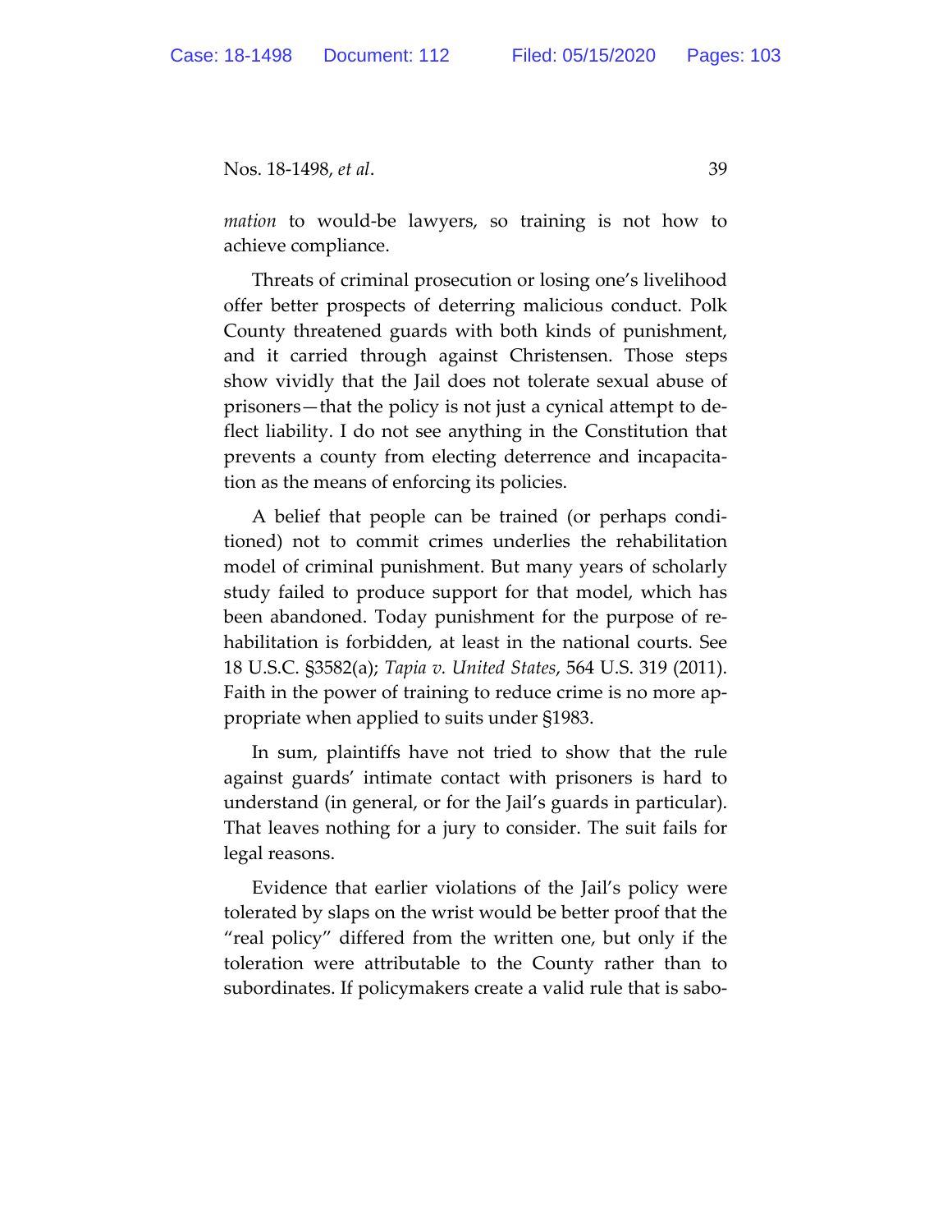*mation* to would-be lawyers, so training is not how to achieve compliance.

Threats of criminal prosecution or losing one's livelihood offer better prospects of deterring malicious conduct. Polk County threatened guards with both kinds of punishment, and it carried through against Christensen. Those steps show vividly that the Jail does not tolerate sexual abuse of prisoners—that the policy is not just a cynical attempt to deflect liability. I do not see anything in the Constitution that prevents a county from electing deterrence and incapacitation as the means of enforcing its policies.

A belief that people can be trained (or perhaps conditioned) not to commit crimes underlies the rehabilitation model of criminal punishment. But many years of scholarly study failed to produce support for that model, which has been abandoned. Today punishment for the purpose of rehabilitation is forbidden, at least in the national courts. See 18 U.S.C. §3582(a); *Tapia v. United States*, 564 U.S. 319 (2011). Faith in the power of training to reduce crime is no more appropriate when applied to suits under §1983.

In sum, plaintiffs have not tried to show that the rule against guards' intimate contact with prisoners is hard to understand (in general, or for the Jail's guards in particular). That leaves nothing for a jury to consider. The suit fails for legal reasons.

Evidence that earlier violations of the Jail's policy were tolerated by slaps on the wrist would be better proof that the "real policy" differed from the written one, but only if the toleration were attributable to the County rather than to subordinates. If policymakers create a valid rule that is sabo-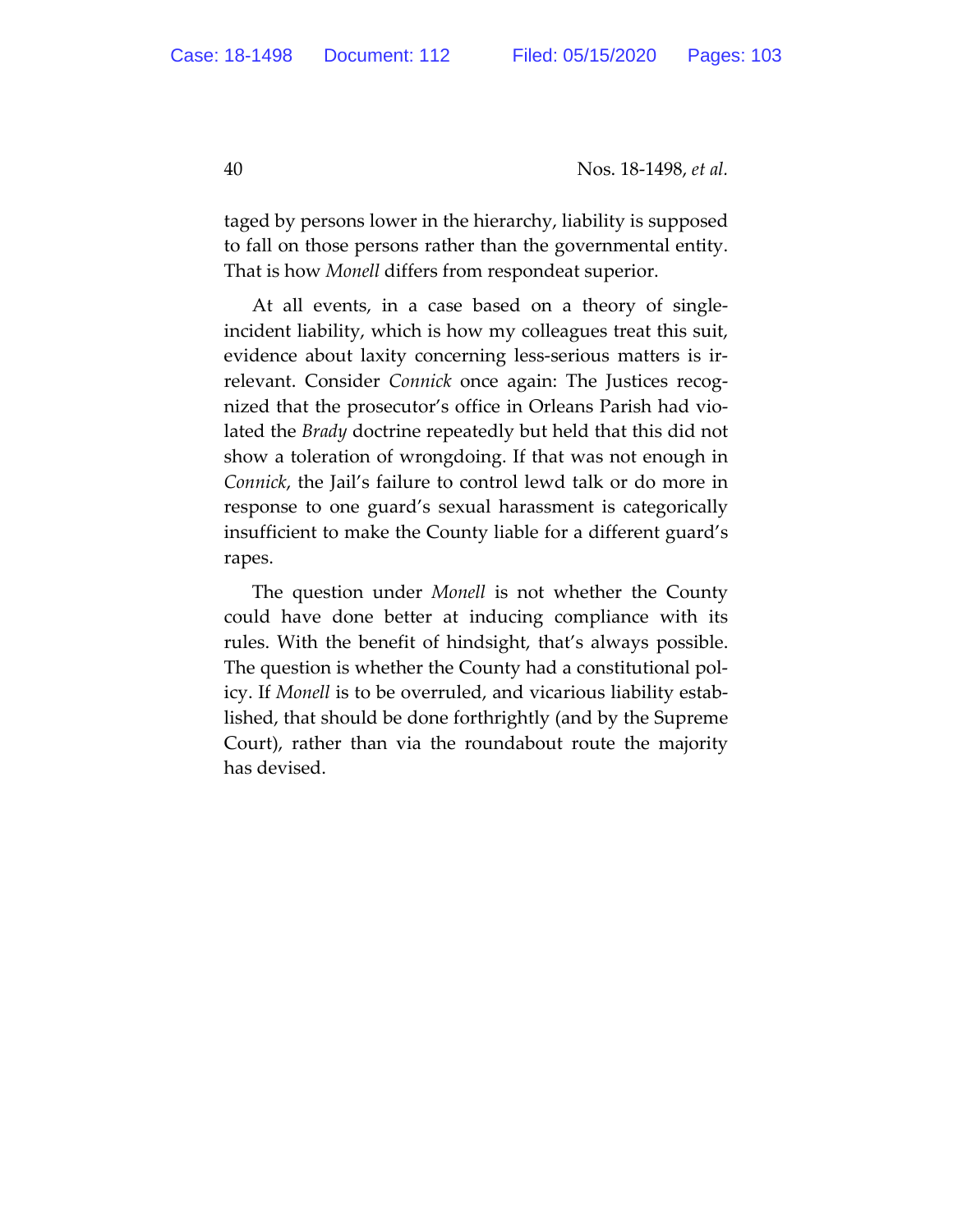taged by persons lower in the hierarchy, liability is supposed to fall on those persons rather than the governmental entity. That is how *Monell* differs from respondeat superior.

At all events, in a case based on a theory of single-incident liability, which is how my colleagues treat this suit, evidence about laxity concerning less-serious matters is irrelevant. Consider *Connick* once again: The Justices recognized that the prosecutor's office in Orleans Parish had violated the *Brady* doctrine repeatedly but held that this did not show a toleration of wrongdoing. If that was not enough in *Connick*, the Jail's failure to control lewd talk or do more in response to one guard's sexual harassment is categorically insufficient to make the County liable for a different guard's rapes.

The question under *Monell* is not whether the County could have done better at inducing compliance with its rules. With the benefit of hindsight, that's always possible. The question is whether the County had a constitutional policy. If *Monell* is to be overruled, and vicarious liability established, that should be done forthrightly (and by the Supreme Court), rather than via the roundabout route the majority has devised.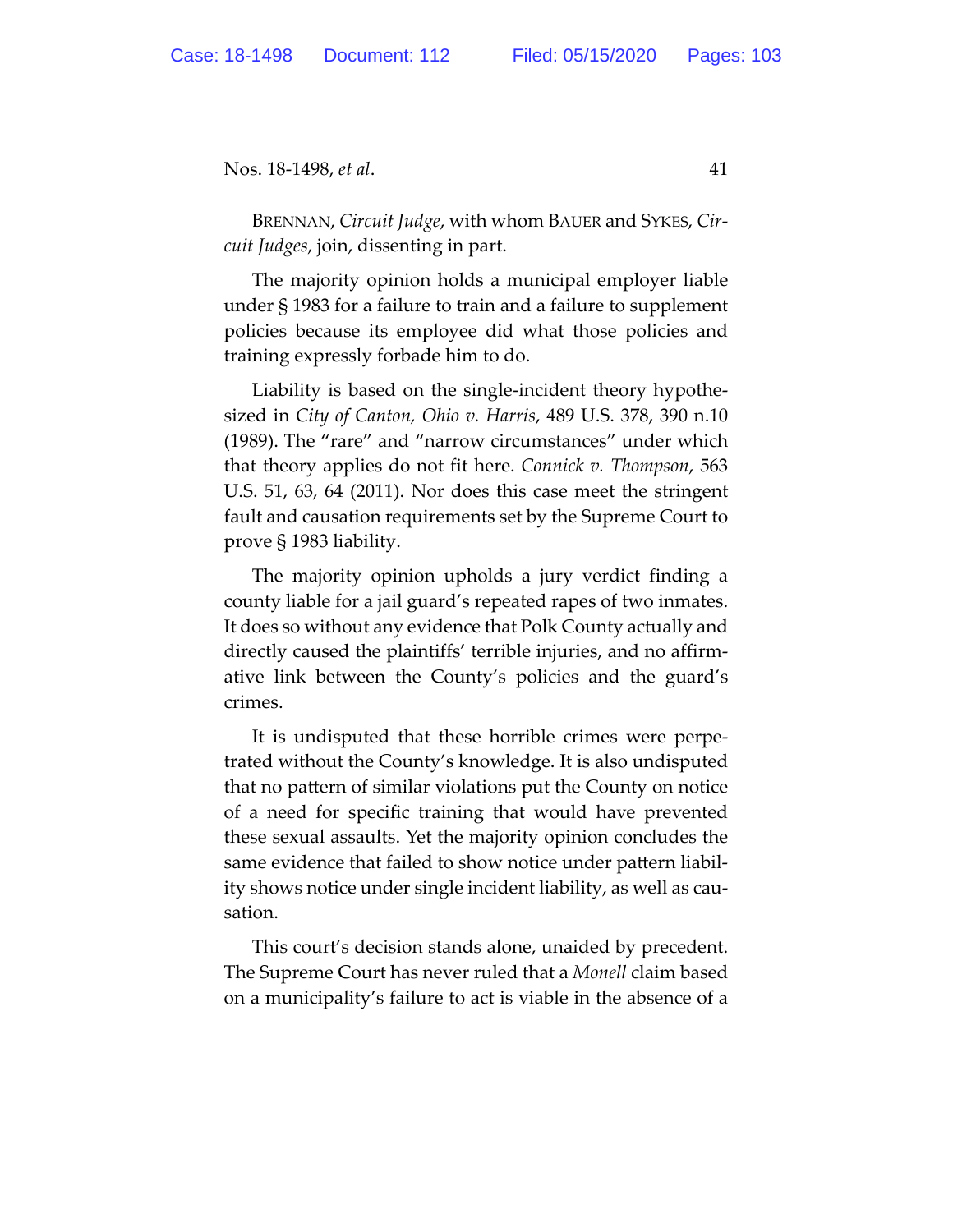BRENNAN, *Circuit Judge*, with whom BAUER and SYKES, *Circuit Judges*, join, dissenting in part.

The majority opinion holds a municipal employer liable under § 1983 for a failure to train and a failure to supplement policies because its employee did what those policies and training expressly forbade him to do.

Liability is based on the single-incident theory hypothesized in *City of Canton, Ohio v. Harris*, 489 U.S. 378, 390 n.10 (1989). The "rare" and "narrow circumstances" under which that theory applies do not fit here. *Connick v. Thompson*, 563 U.S. 51, 63, 64 (2011). Nor does this case meet the stringent fault and causation requirements set by the Supreme Court to prove § 1983 liability.

The majority opinion upholds a jury verdict finding a county liable for a jail guard's repeated rapes of two inmates. It does so without any evidence that Polk County actually and directly caused the plaintiffs' terrible injuries, and no affirmative link between the County's policies and the guard's crimes.

It is undisputed that these horrible crimes were perpetrated without the County's knowledge. It is also undisputed that no pattern of similar violations put the County on notice of a need for specific training that would have prevented these sexual assaults. Yet the majority opinion concludes the same evidence that failed to show notice under pattern liability shows notice under single incident liability, as well as causation.

This court's decision stands alone, unaided by precedent. The Supreme Court has never ruled that a *Monell* claim based on a municipality's failure to act is viable in the absence of a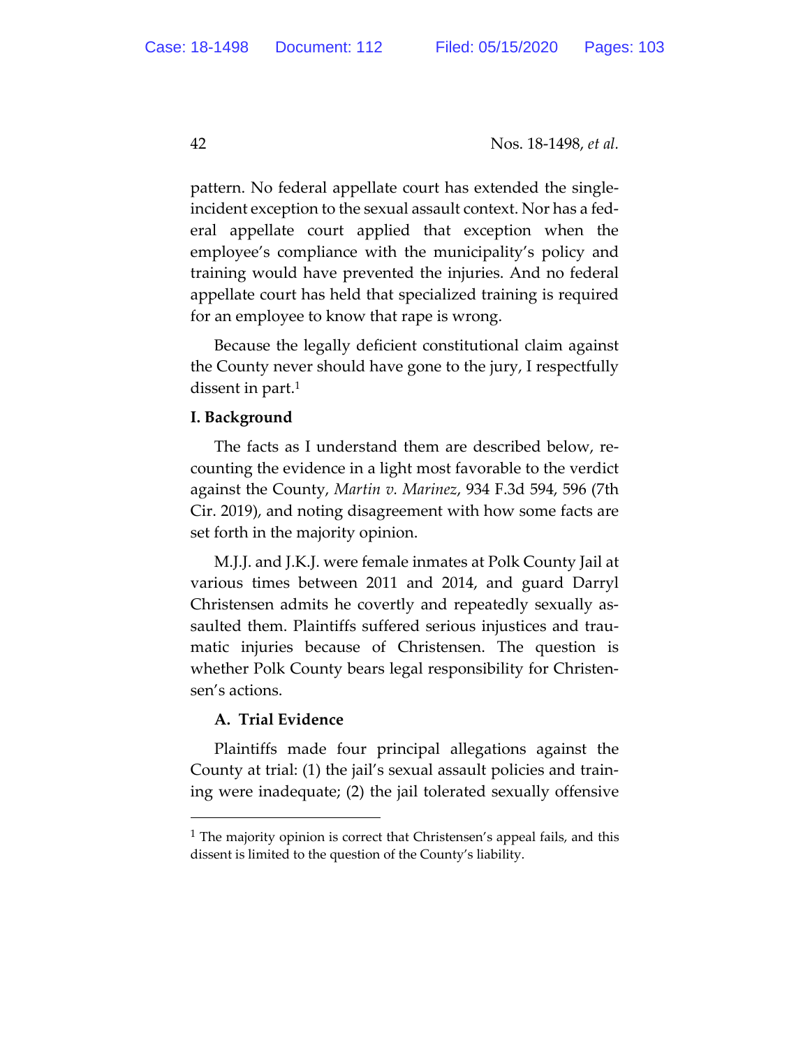pattern. No federal appellate court has extended the single-incident exception to the sexual assault context. Nor has a federal appellate court applied that exception when the employee's compliance with the municipality's policy and training would have prevented the injuries. And no federal appellate court has held that specialized training is required for an employee to know that rape is wrong.

Because the legally deficient constitutional claim against the County never should have gone to the jury, I respectfully dissent in part.[1]

## I. Background

The facts as I understand them are described below, recounting the evidence in a light most favorable to the verdict against the County, *Martin v. Marinez*, 934 F.3d 594, 596 (7th Cir. 2019), and noting disagreement with how some facts are set forth in the majority opinion.

M.J.J. and J.K.J. were female inmates at Polk County Jail at various times between 2011 and 2014, and guard Darryl Christensen admits he covertly and repeatedly sexually assaulted them. Plaintiffs suffered serious injustices and traumatic injuries because of Christensen. The question is whether Polk County bears legal responsibility for Christensen's actions.

### A. Trial Evidence

Plaintiffs made four principal allegations against the County at trial: (1) the jail's sexual assault policies and training were inadequate; (2) the jail tolerated sexually offensive

[1] The majority opinion is correct that Christensen's appeal fails, and this dissent is limited to the question of the County's liability.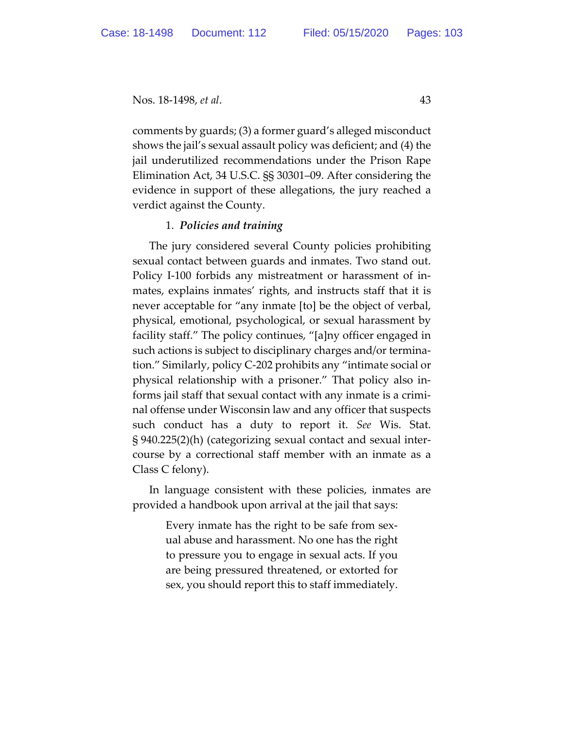comments by guards; (3) a former guard's alleged misconduct shows the jail's sexual assault policy was deficient; and (4) the jail underutilized recommendations under the Prison Rape Elimination Act, 34 U.S.C. §§ 30301–09. After considering the evidence in support of these allegations, the jury reached a verdict against the County.

### 1. ***Policies and training***

The jury considered several County policies prohibiting sexual contact between guards and inmates. Two stand out. Policy I-100 forbids any mistreatment or harassment of inmates, explains inmates' rights, and instructs staff that it is never acceptable for "any inmate [to] be the object of verbal, physical, emotional, psychological, or sexual harassment by facility staff." The policy continues, "[a]ny officer engaged in such actions is subject to disciplinary charges and/or termination." Similarly, policy C-202 prohibits any "intimate social or physical relationship with a prisoner." That policy also informs jail staff that sexual contact with any inmate is a criminal offense under Wisconsin law and any officer that suspects such conduct has a duty to report it. *See* Wis. Stat. § 940.225(2)(h) (categorizing sexual contact and sexual intercourse by a correctional staff member with an inmate as a Class C felony).

In language consistent with these policies, inmates are provided a handbook upon arrival at the jail that says:

> Every inmate has the right to be safe from sexual abuse and harassment. No one has the right to pressure you to engage in sexual acts. If you are being pressured threatened, or extorted for sex, you should report this to staff immediately.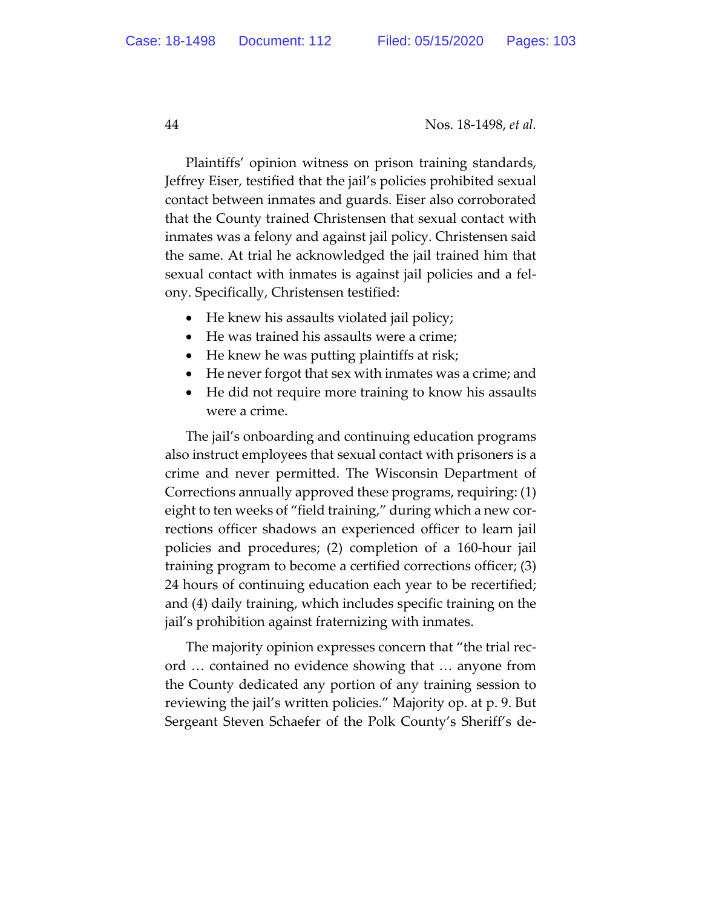Plaintiffs' opinion witness on prison training standards, Jeffrey Eiser, testified that the jail's policies prohibited sexual contact between inmates and guards. Eiser also corroborated that the County trained Christensen that sexual contact with inmates was a felony and against jail policy. Christensen said the same. At trial he acknowledged the jail trained him that sexual contact with inmates is against jail policies and a felony. Specifically, Christensen testified:

- He knew his assaults violated jail policy;
- He was trained his assaults were a crime;
- He knew he was putting plaintiffs at risk;
- He never forgot that sex with inmates was a crime; and
- He did not require more training to know his assaults were a crime.

The jail's onboarding and continuing education programs also instruct employees that sexual contact with prisoners is a crime and never permitted. The Wisconsin Department of Corrections annually approved these programs, requiring: (1) eight to ten weeks of "field training," during which a new corrections officer shadows an experienced officer to learn jail policies and procedures; (2) completion of a 160-hour jail training program to become a certified corrections officer; (3) 24 hours of continuing education each year to be recertified; and (4) daily training, which includes specific training on the jail's prohibition against fraternizing with inmates.

The majority opinion expresses concern that "the trial record … contained no evidence showing that … anyone from the County dedicated any portion of any training session to reviewing the jail's written policies." Majority op. at p. 9. But Sergeant Steven Schaefer of the Polk County's Sheriff's de-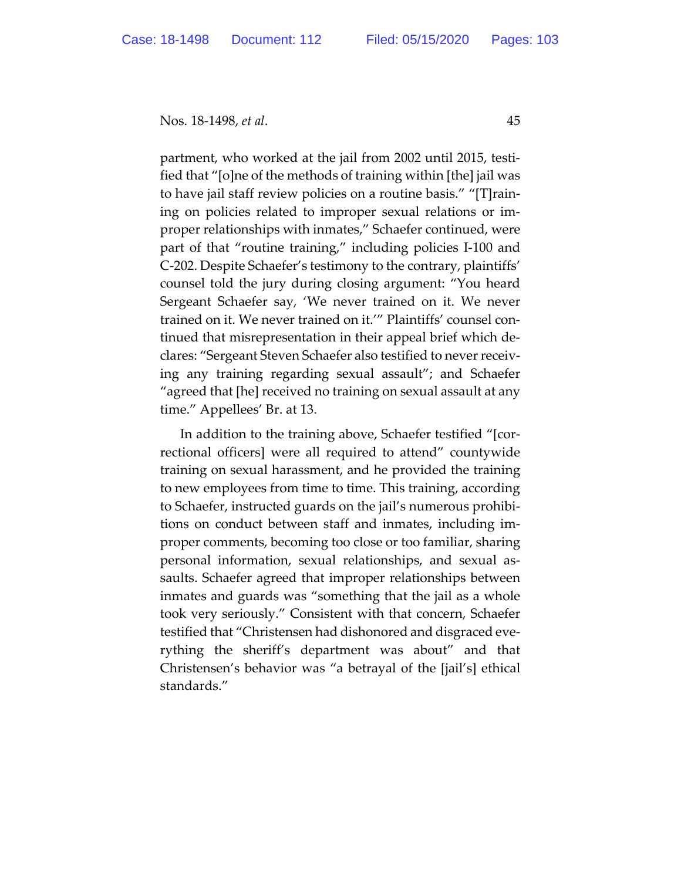partment, who worked at the jail from 2002 until 2015, testified that "[o]ne of the methods of training within [the] jail was to have jail staff review policies on a routine basis." "[T]raining on policies related to improper sexual relations or improper relationships with inmates," Schaefer continued, were part of that "routine training," including policies I-100 and C-202. Despite Schaefer's testimony to the contrary, plaintiffs' counsel told the jury during closing argument: "You heard Sergeant Schaefer say, 'We never trained on it. We never trained on it. We never trained on it.'" Plaintiffs' counsel continued that misrepresentation in their appeal brief which declares: "Sergeant Steven Schaefer also testified to never receiving any training regarding sexual assault"; and Schaefer "agreed that [he] received no training on sexual assault at any time." Appellees' Br. at 13.

In addition to the training above, Schaefer testified "[correctional officers] were all required to attend" countywide training on sexual harassment, and he provided the training to new employees from time to time. This training, according to Schaefer, instructed guards on the jail's numerous prohibitions on conduct between staff and inmates, including improper comments, becoming too close or too familiar, sharing personal information, sexual relationships, and sexual assaults. Schaefer agreed that improper relationships between inmates and guards was "something that the jail as a whole took very seriously." Consistent with that concern, Schaefer testified that "Christensen had dishonored and disgraced everything the sheriff's department was about" and that Christensen's behavior was "a betrayal of the [jail's] ethical standards."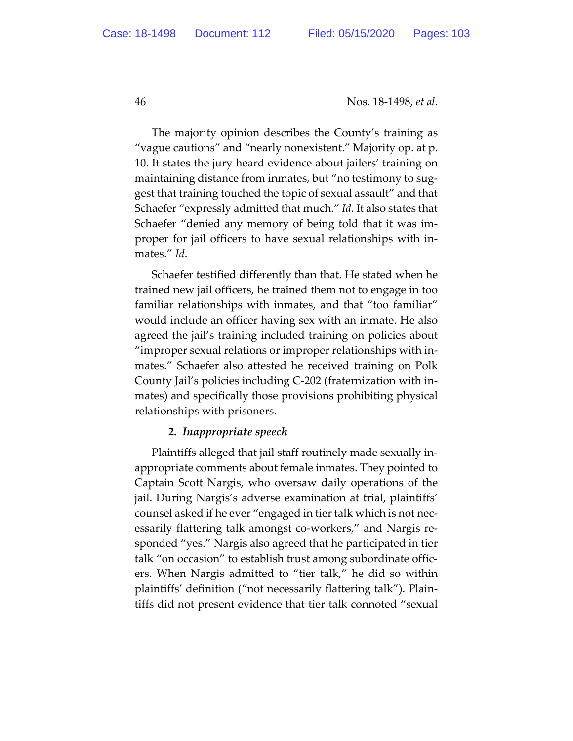The majority opinion describes the County's training as "vague cautions" and "nearly nonexistent." Majority op. at p. 10. It states the jury heard evidence about jailers' training on maintaining distance from inmates, but "no testimony to suggest that training touched the topic of sexual assault" and that Schaefer "expressly admitted that much." *Id*. It also states that Schaefer "denied any memory of being told that it was improper for jail officers to have sexual relationships with inmates." *Id*.

Schaefer testified differently than that. He stated when he trained new jail officers, he trained them not to engage in too familiar relationships with inmates, and that "too familiar" would include an officer having sex with an inmate. He also agreed the jail's training included training on policies about "improper sexual relations or improper relationships with inmates." Schaefer also attested he received training on Polk County Jail's policies including C-202 (fraternization with inmates) and specifically those provisions prohibiting physical relationships with prisoners.

**2. *Inappropriate speech***

Plaintiffs alleged that jail staff routinely made sexually inappropriate comments about female inmates. They pointed to Captain Scott Nargis, who oversaw daily operations of the jail. During Nargis's adverse examination at trial, plaintiffs' counsel asked if he ever "engaged in tier talk which is not necessarily flattering talk amongst co-workers," and Nargis responded "yes." Nargis also agreed that he participated in tier talk "on occasion" to establish trust among subordinate officers. When Nargis admitted to "tier talk," he did so within plaintiffs' definition ("not necessarily flattering talk"). Plaintiffs did not present evidence that tier talk connoted "sexual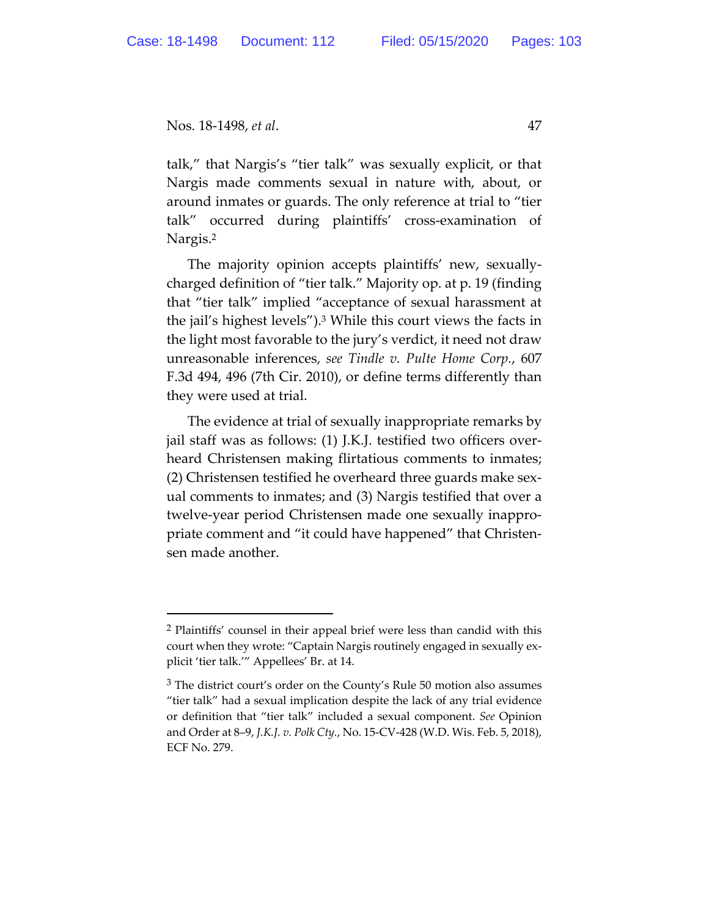talk," that Nargis's "tier talk" was sexually explicit, or that Nargis made comments sexual in nature with, about, or around inmates or guards. The only reference at trial to "tier talk" occurred during plaintiffs' cross-examination of Nargis.[2]

The majority opinion accepts plaintiffs' new, sexually-charged definition of "tier talk." Majority op. at p. 19 (finding that "tier talk" implied "acceptance of sexual harassment at the jail's highest levels").[3] While this court views the facts in the light most favorable to the jury's verdict, it need not draw unreasonable inferences, *see Tindle v. Pulte Home Corp.*, 607 F.3d 494, 496 (7th Cir. 2010), or define terms differently than they were used at trial.

The evidence at trial of sexually inappropriate remarks by jail staff was as follows: (1) J.K.J. testified two officers overheard Christensen making flirtatious comments to inmates; (2) Christensen testified he overheard three guards make sexual comments to inmates; and (3) Nargis testified that over a twelve-year period Christensen made one sexually inappropriate comment and "it could have happened" that Christensen made another.

---

[2] Plaintiffs' counsel in their appeal brief were less than candid with this court when they wrote: "Captain Nargis routinely engaged in sexually explicit 'tier talk.'" Appellees' Br. at 14.

[3] The district court's order on the County's Rule 50 motion also assumes "tier talk" had a sexual implication despite the lack of any trial evidence or definition that "tier talk" included a sexual component. *See* Opinion and Order at 8–9, *J.K.J. v. Polk Cty.*, No. 15-CV-428 (W.D. Wis. Feb. 5, 2018), ECF No. 279.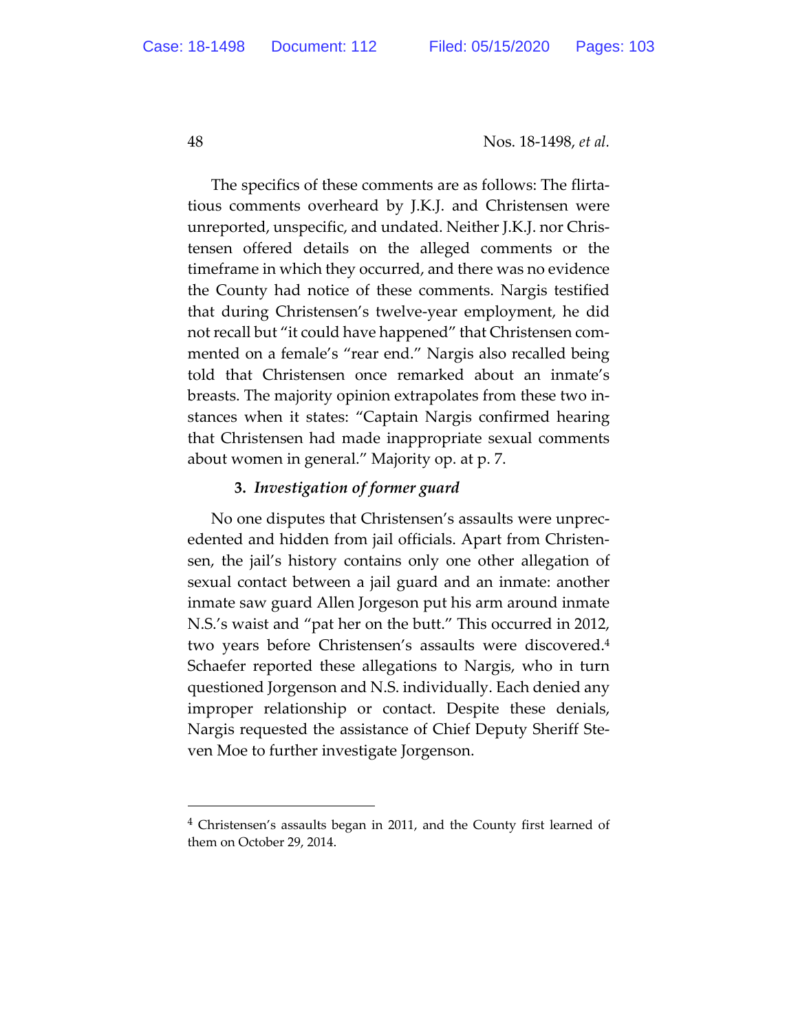The specifics of these comments are as follows: The flirtatious comments overheard by J.K.J. and Christensen were unreported, unspecific, and undated. Neither J.K.J. nor Christensen offered details on the alleged comments or the timeframe in which they occurred, and there was no evidence the County had notice of these comments. Nargis testified that during Christensen's twelve-year employment, he did not recall but "it could have happened" that Christensen commented on a female's "rear end." Nargis also recalled being told that Christensen once remarked about an inmate's breasts. The majority opinion extrapolates from these two instances when it states: "Captain Nargis confirmed hearing that Christensen had made inappropriate sexual comments about women in general." Majority op. at p. 7.

### 3. *Investigation of former guard*

No one disputes that Christensen's assaults were unprecedented and hidden from jail officials. Apart from Christensen, the jail's history contains only one other allegation of sexual contact between a jail guard and an inmate: another inmate saw guard Allen Jorgeson put his arm around inmate N.S.'s waist and "pat her on the butt." This occurred in 2012, two years before Christensen's assaults were discovered.[4] Schaefer reported these allegations to Nargis, who in turn questioned Jorgenson and N.S. individually. Each denied any improper relationship or contact. Despite these denials, Nargis requested the assistance of Chief Deputy Sheriff Steven Moe to further investigate Jorgenson.

---

[4] Christensen's assaults began in 2011, and the County first learned of them on October 29, 2014.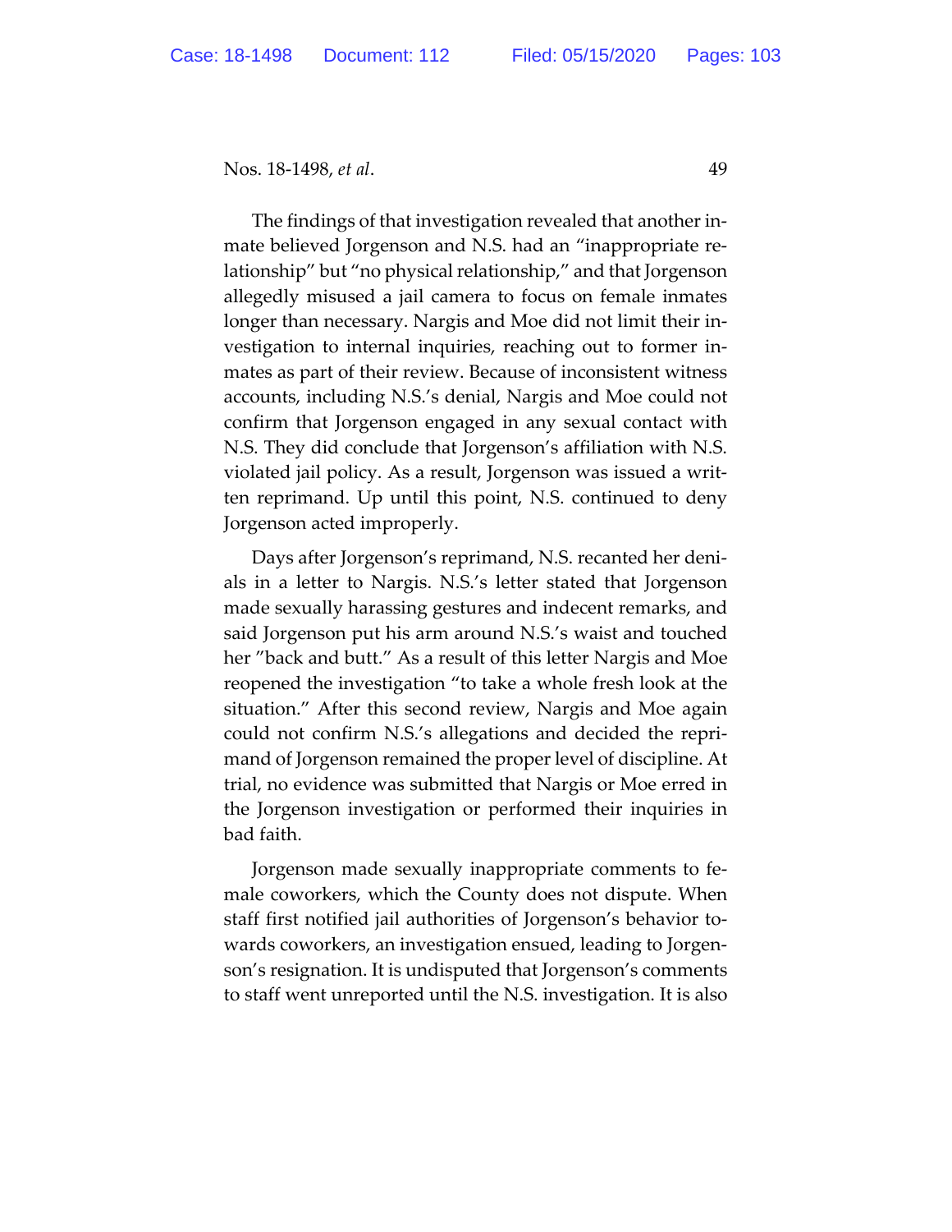The findings of that investigation revealed that another inmate believed Jorgenson and N.S. had an "inappropriate relationship" but "no physical relationship," and that Jorgenson allegedly misused a jail camera to focus on female inmates longer than necessary. Nargis and Moe did not limit their investigation to internal inquiries, reaching out to former inmates as part of their review. Because of inconsistent witness accounts, including N.S.'s denial, Nargis and Moe could not confirm that Jorgenson engaged in any sexual contact with N.S. They did conclude that Jorgenson's affiliation with N.S. violated jail policy. As a result, Jorgenson was issued a written reprimand. Up until this point, N.S. continued to deny Jorgenson acted improperly.

Days after Jorgenson's reprimand, N.S. recanted her denials in a letter to Nargis. N.S.'s letter stated that Jorgenson made sexually harassing gestures and indecent remarks, and said Jorgenson put his arm around N.S.'s waist and touched her "back and butt." As a result of this letter Nargis and Moe reopened the investigation "to take a whole fresh look at the situation." After this second review, Nargis and Moe again could not confirm N.S.'s allegations and decided the reprimand of Jorgenson remained the proper level of discipline. At trial, no evidence was submitted that Nargis or Moe erred in the Jorgenson investigation or performed their inquiries in bad faith.

Jorgenson made sexually inappropriate comments to female coworkers, which the County does not dispute. When staff first notified jail authorities of Jorgenson's behavior towards coworkers, an investigation ensued, leading to Jorgenson's resignation. It is undisputed that Jorgenson's comments to staff went unreported until the N.S. investigation. It is also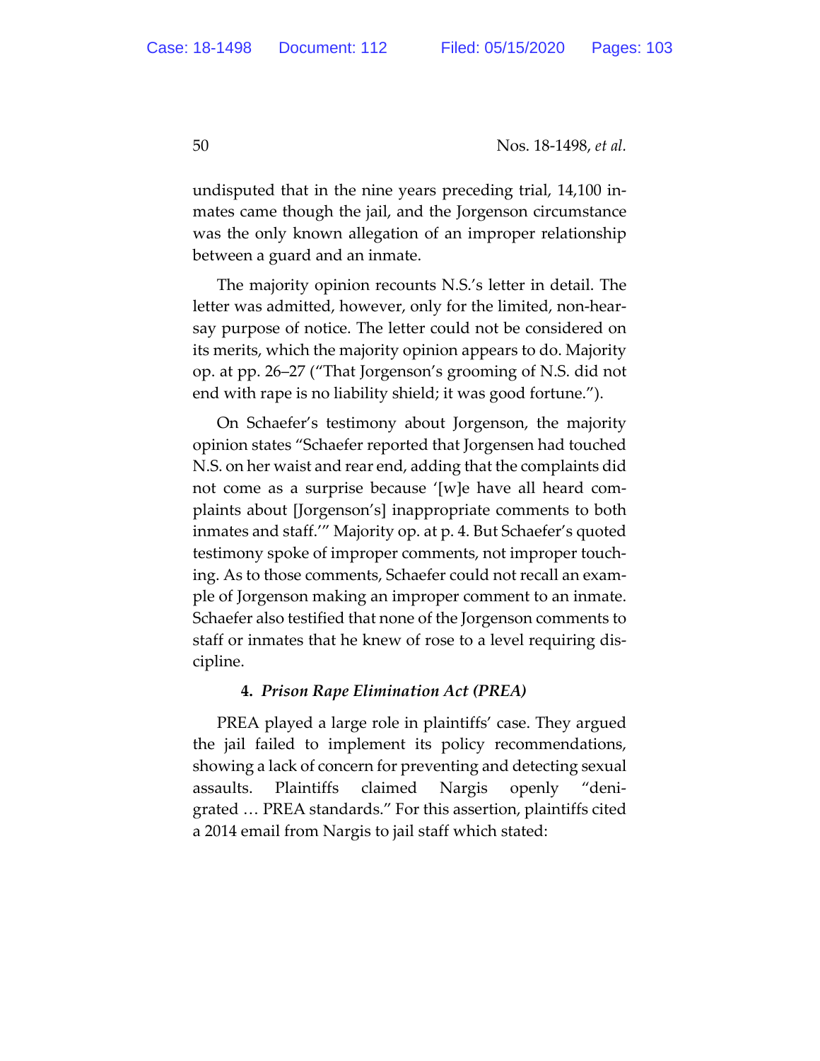undisputed that in the nine years preceding trial, 14,100 inmates came though the jail, and the Jorgenson circumstance was the only known allegation of an improper relationship between a guard and an inmate.

The majority opinion recounts N.S.'s letter in detail. The letter was admitted, however, only for the limited, non-hearsay purpose of notice. The letter could not be considered on its merits, which the majority opinion appears to do. Majority op. at pp. 26–27 ("That Jorgenson's grooming of N.S. did not end with rape is no liability shield; it was good fortune.").

On Schaefer's testimony about Jorgenson, the majority opinion states "Schaefer reported that Jorgensen had touched N.S. on her waist and rear end, adding that the complaints did not come as a surprise because '[w]e have all heard complaints about [Jorgenson's] inappropriate comments to both inmates and staff.'" Majority op. at p. 4. But Schaefer's quoted testimony spoke of improper comments, not improper touching. As to those comments, Schaefer could not recall an example of Jorgenson making an improper comment to an inmate. Schaefer also testified that none of the Jorgenson comments to staff or inmates that he knew of rose to a level requiring discipline.

#### 4. *Prison Rape Elimination Act (PREA)*

PREA played a large role in plaintiffs' case. They argued the jail failed to implement its policy recommendations, showing a lack of concern for preventing and detecting sexual assaults. Plaintiffs claimed Nargis openly "denigrated … PREA standards." For this assertion, plaintiffs cited a 2014 email from Nargis to jail staff which stated: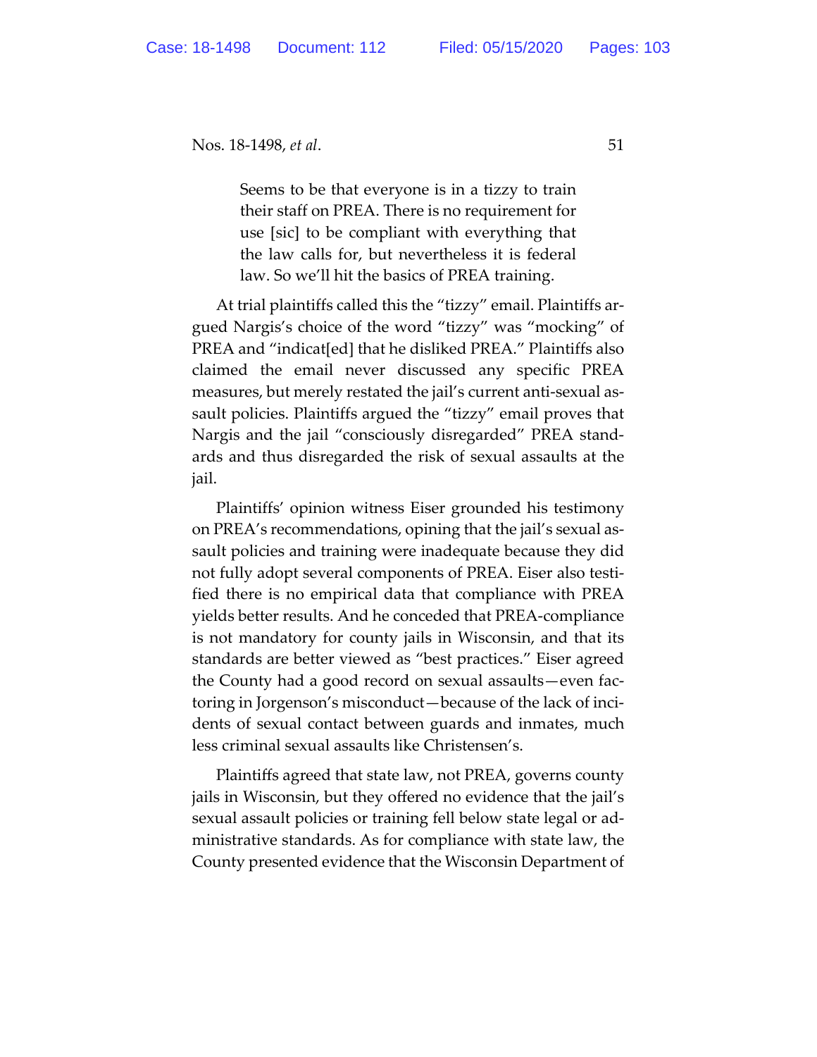> Seems to be that everyone is in a tizzy to train their staff on PREA. There is no requirement for use [sic] to be compliant with everything that the law calls for, but nevertheless it is federal law. So we'll hit the basics of PREA training.

At trial plaintiffs called this the "tizzy" email. Plaintiffs argued Nargis's choice of the word "tizzy" was "mocking" of PREA and "indicat[ed] that he disliked PREA." Plaintiffs also claimed the email never discussed any specific PREA measures, but merely restated the jail's current anti-sexual assault policies. Plaintiffs argued the "tizzy" email proves that Nargis and the jail "consciously disregarded" PREA standards and thus disregarded the risk of sexual assaults at the jail.

Plaintiffs' opinion witness Eiser grounded his testimony on PREA's recommendations, opining that the jail's sexual assault policies and training were inadequate because they did not fully adopt several components of PREA. Eiser also testified there is no empirical data that compliance with PREA yields better results. And he conceded that PREA-compliance is not mandatory for county jails in Wisconsin, and that its standards are better viewed as "best practices." Eiser agreed the County had a good record on sexual assaults—even factoring in Jorgenson's misconduct—because of the lack of incidents of sexual contact between guards and inmates, much less criminal sexual assaults like Christensen's.

Plaintiffs agreed that state law, not PREA, governs county jails in Wisconsin, but they offered no evidence that the jail's sexual assault policies or training fell below state legal or administrative standards. As for compliance with state law, the County presented evidence that the Wisconsin Department of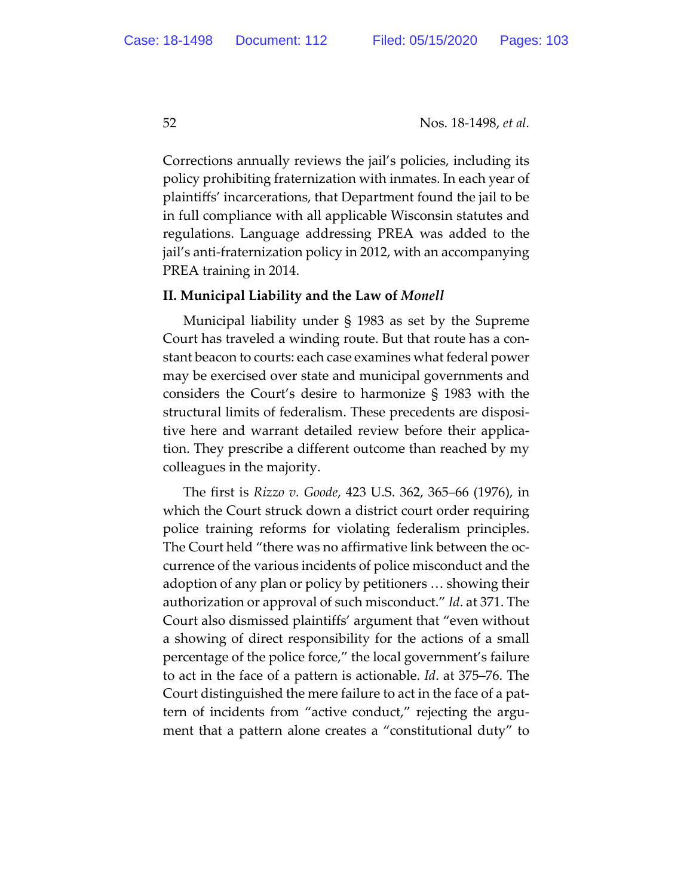Corrections annually reviews the jail's policies, including its policy prohibiting fraternization with inmates. In each year of plaintiffs' incarcerations, that Department found the jail to be in full compliance with all applicable Wisconsin statutes and regulations. Language addressing PREA was added to the jail's anti-fraternization policy in 2012, with an accompanying PREA training in 2014.

## II. Municipal Liability and the Law of *Monell*

Municipal liability under § 1983 as set by the Supreme Court has traveled a winding route. But that route has a constant beacon to courts: each case examines what federal power may be exercised over state and municipal governments and considers the Court's desire to harmonize § 1983 with the structural limits of federalism. These precedents are dispositive here and warrant detailed review before their application. They prescribe a different outcome than reached by my colleagues in the majority.

The first is *Rizzo v. Goode*, 423 U.S. 362, 365–66 (1976), in which the Court struck down a district court order requiring police training reforms for violating federalism principles. The Court held "there was no affirmative link between the occurrence of the various incidents of police misconduct and the adoption of any plan or policy by petitioners … showing their authorization or approval of such misconduct." *Id*. at 371. The Court also dismissed plaintiffs' argument that "even without a showing of direct responsibility for the actions of a small percentage of the police force," the local government's failure to act in the face of a pattern is actionable. *Id*. at 375–76. The Court distinguished the mere failure to act in the face of a pattern of incidents from "active conduct," rejecting the argument that a pattern alone creates a "constitutional duty" to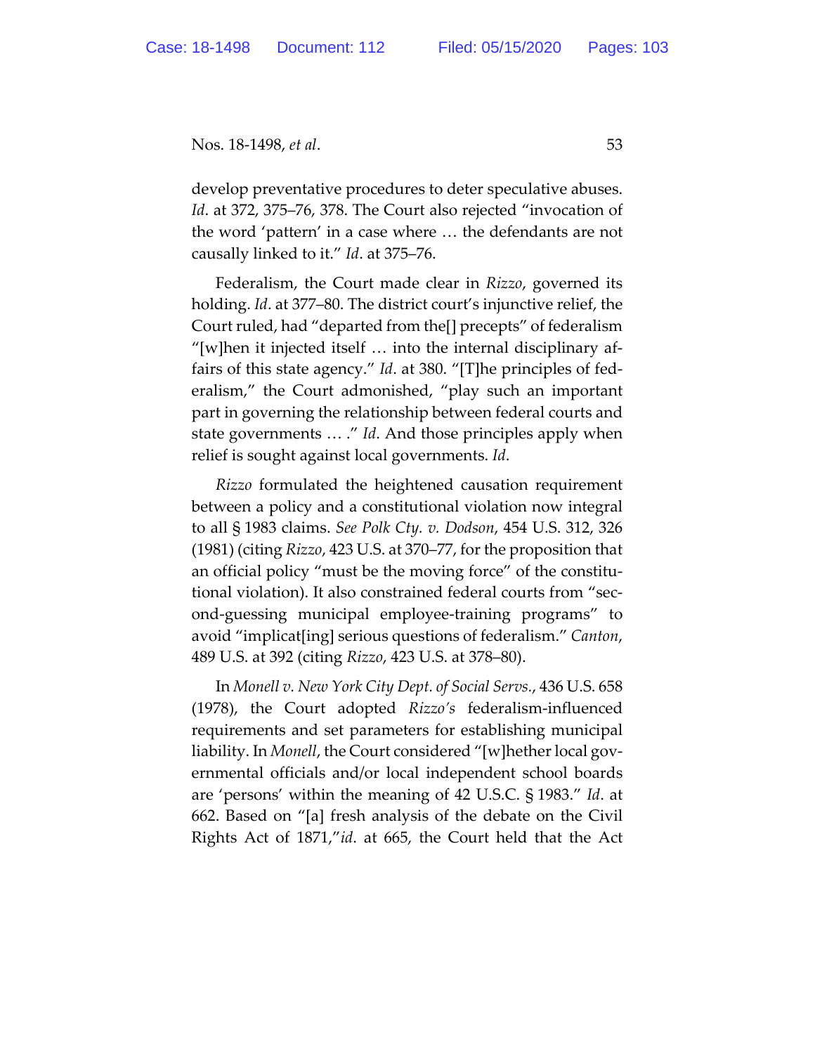develop preventative procedures to deter speculative abuses. *Id*. at 372, 375–76, 378. The Court also rejected "invocation of the word 'pattern' in a case where … the defendants are not causally linked to it." *Id*. at 375–76.

Federalism, the Court made clear in *Rizzo*, governed its holding. *Id*. at 377–80. The district court's injunctive relief, the Court ruled, had "departed from the[] precepts" of federalism "[w]hen it injected itself … into the internal disciplinary affairs of this state agency." *Id*. at 380. "[T]he principles of federalism," the Court admonished, "play such an important part in governing the relationship between federal courts and state governments … ." *Id*. And those principles apply when relief is sought against local governments. *Id*.

*Rizzo* formulated the heightened causation requirement between a policy and a constitutional violation now integral to all § 1983 claims. *See Polk Cty. v. Dodson*, 454 U.S. 312, 326 (1981) (citing *Rizzo*, 423 U.S. at 370–77, for the proposition that an official policy "must be the moving force" of the constitutional violation). It also constrained federal courts from "second-guessing municipal employee-training programs" to avoid "implicat[ing] serious questions of federalism." *Canton*, 489 U.S. at 392 (citing *Rizzo*, 423 U.S. at 378–80).

In *Monell v. New York City Dept. of Social Servs.*, 436 U.S. 658 (1978), the Court adopted *Rizzo's* federalism-influenced requirements and set parameters for establishing municipal liability. In *Monell*, the Court considered "[w]hether local governmental officials and/or local independent school boards are 'persons' within the meaning of 42 U.S.C. § 1983." *Id*. at 662. Based on "[a] fresh analysis of the debate on the Civil Rights Act of 1871,"*id*. at 665, the Court held that the Act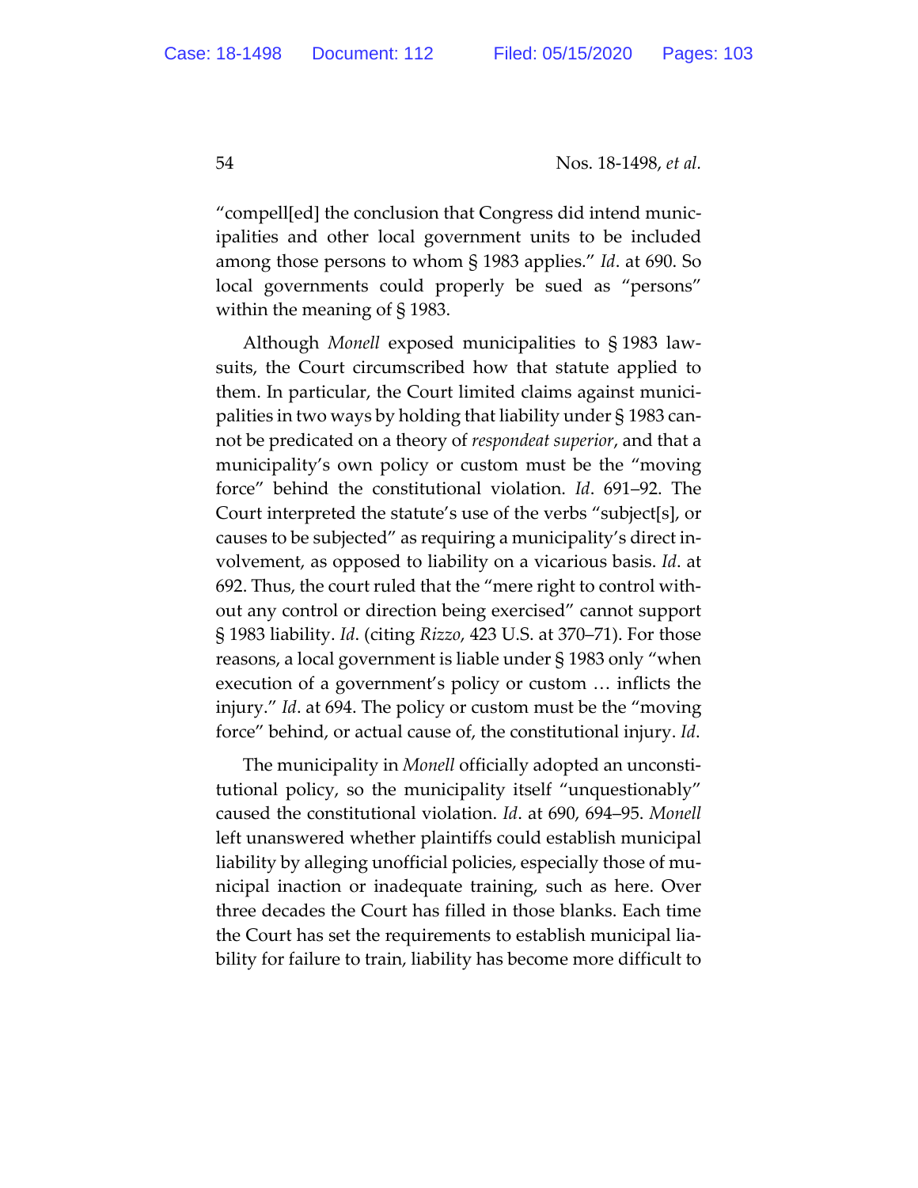"compell[ed] the conclusion that Congress did intend municipalities and other local government units to be included among those persons to whom § 1983 applies." *Id*. at 690. So local governments could properly be sued as "persons" within the meaning of § 1983.

Although *Monell* exposed municipalities to § 1983 lawsuits, the Court circumscribed how that statute applied to them. In particular, the Court limited claims against municipalities in two ways by holding that liability under § 1983 cannot be predicated on a theory of *respondeat superior*, and that a municipality's own policy or custom must be the "moving force" behind the constitutional violation. *Id*. 691–92. The Court interpreted the statute's use of the verbs "subject[s], or causes to be subjected" as requiring a municipality's direct involvement, as opposed to liability on a vicarious basis. *Id*. at 692. Thus, the court ruled that the "mere right to control without any control or direction being exercised" cannot support § 1983 liability. *Id*. (citing *Rizzo*, 423 U.S. at 370–71). For those reasons, a local government is liable under § 1983 only "when execution of a government's policy or custom … inflicts the injury." *Id*. at 694. The policy or custom must be the "moving force" behind, or actual cause of, the constitutional injury. *Id*.

The municipality in *Monell* officially adopted an unconstitutional policy, so the municipality itself "unquestionably" caused the constitutional violation. *Id*. at 690, 694–95. *Monell* left unanswered whether plaintiffs could establish municipal liability by alleging unofficial policies, especially those of municipal inaction or inadequate training, such as here. Over three decades the Court has filled in those blanks. Each time the Court has set the requirements to establish municipal liability for failure to train, liability has become more difficult to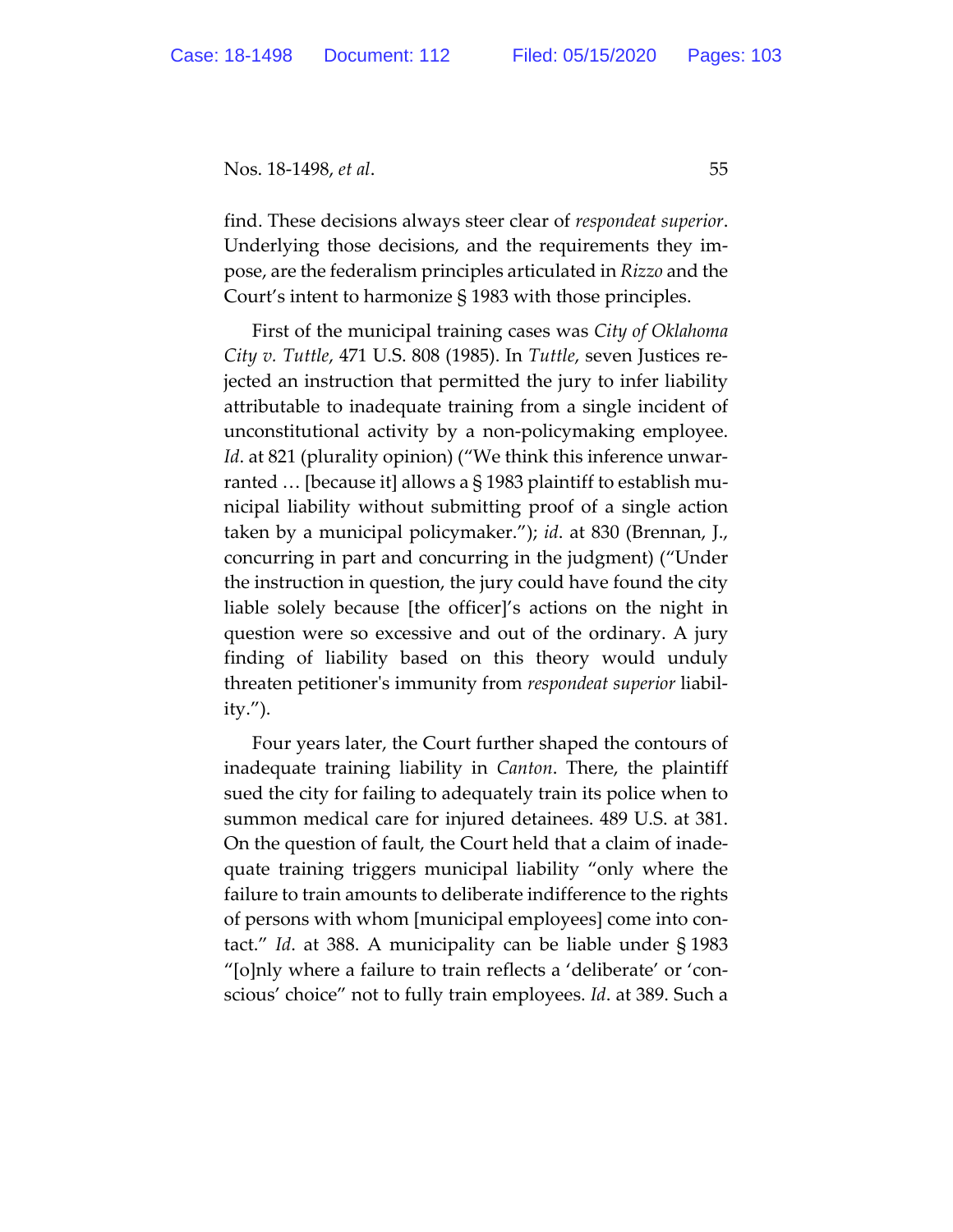find. These decisions always steer clear of *respondeat superior*. Underlying those decisions, and the requirements they impose, are the federalism principles articulated in *Rizzo* and the Court's intent to harmonize § 1983 with those principles.

First of the municipal training cases was *City of Oklahoma City v. Tuttle*, 471 U.S. 808 (1985). In *Tuttle*, seven Justices rejected an instruction that permitted the jury to infer liability attributable to inadequate training from a single incident of unconstitutional activity by a non-policymaking employee. *Id*. at 821 (plurality opinion) ("We think this inference unwarranted … [because it] allows a § 1983 plaintiff to establish municipal liability without submitting proof of a single action taken by a municipal policymaker."); *id*. at 830 (Brennan, J., concurring in part and concurring in the judgment) ("Under the instruction in question, the jury could have found the city liable solely because [the officer]'s actions on the night in question were so excessive and out of the ordinary. A jury finding of liability based on this theory would unduly threaten petitioner's immunity from *respondeat superior* liability.").

Four years later, the Court further shaped the contours of inadequate training liability in *Canton*. There, the plaintiff sued the city for failing to adequately train its police when to summon medical care for injured detainees. 489 U.S. at 381. On the question of fault, the Court held that a claim of inadequate training triggers municipal liability "only where the failure to train amounts to deliberate indifference to the rights of persons with whom [municipal employees] come into contact." *Id*. at 388. A municipality can be liable under § 1983 "[o]nly where a failure to train reflects a 'deliberate' or 'conscious' choice" not to fully train employees. *Id*. at 389. Such a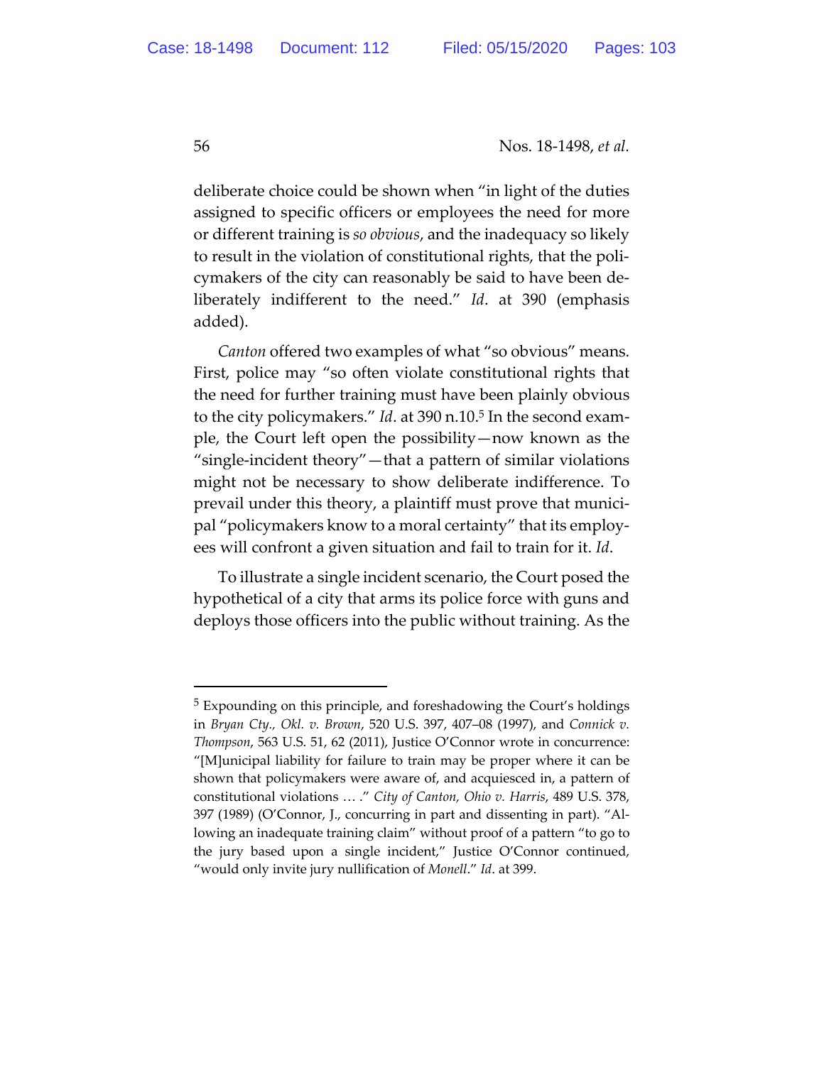deliberate choice could be shown when "in light of the duties assigned to specific officers or employees the need for more or different training is *so obvious*, and the inadequacy so likely to result in the violation of constitutional rights, that the policymakers of the city can reasonably be said to have been deliberately indifferent to the need." *Id*. at 390 (emphasis added).

*Canton* offered two examples of what "so obvious" means. First, police may "so often violate constitutional rights that the need for further training must have been plainly obvious to the city policymakers." *Id*. at 390 n.10.[5] In the second example, the Court left open the possibility—now known as the "single-incident theory"—that a pattern of similar violations might not be necessary to show deliberate indifference. To prevail under this theory, a plaintiff must prove that municipal "policymakers know to a moral certainty" that its employees will confront a given situation and fail to train for it. *Id*.

To illustrate a single incident scenario, the Court posed the hypothetical of a city that arms its police force with guns and deploys those officers into the public without training. As the

---

[5] Expounding on this principle, and foreshadowing the Court's holdings in *Bryan Cty., Okl. v. Brown*, 520 U.S. 397, 407–08 (1997), and *Connick v. Thompson*, 563 U.S. 51, 62 (2011), Justice O'Connor wrote in concurrence: "[M]unicipal liability for failure to train may be proper where it can be shown that policymakers were aware of, and acquiesced in, a pattern of constitutional violations … ." *City of Canton, Ohio v. Harris*, 489 U.S. 378, 397 (1989) (O'Connor, J., concurring in part and dissenting in part). "Allowing an inadequate training claim" without proof of a pattern "to go to the jury based upon a single incident," Justice O'Connor continued, "would only invite jury nullification of *Monell*." *Id*. at 399.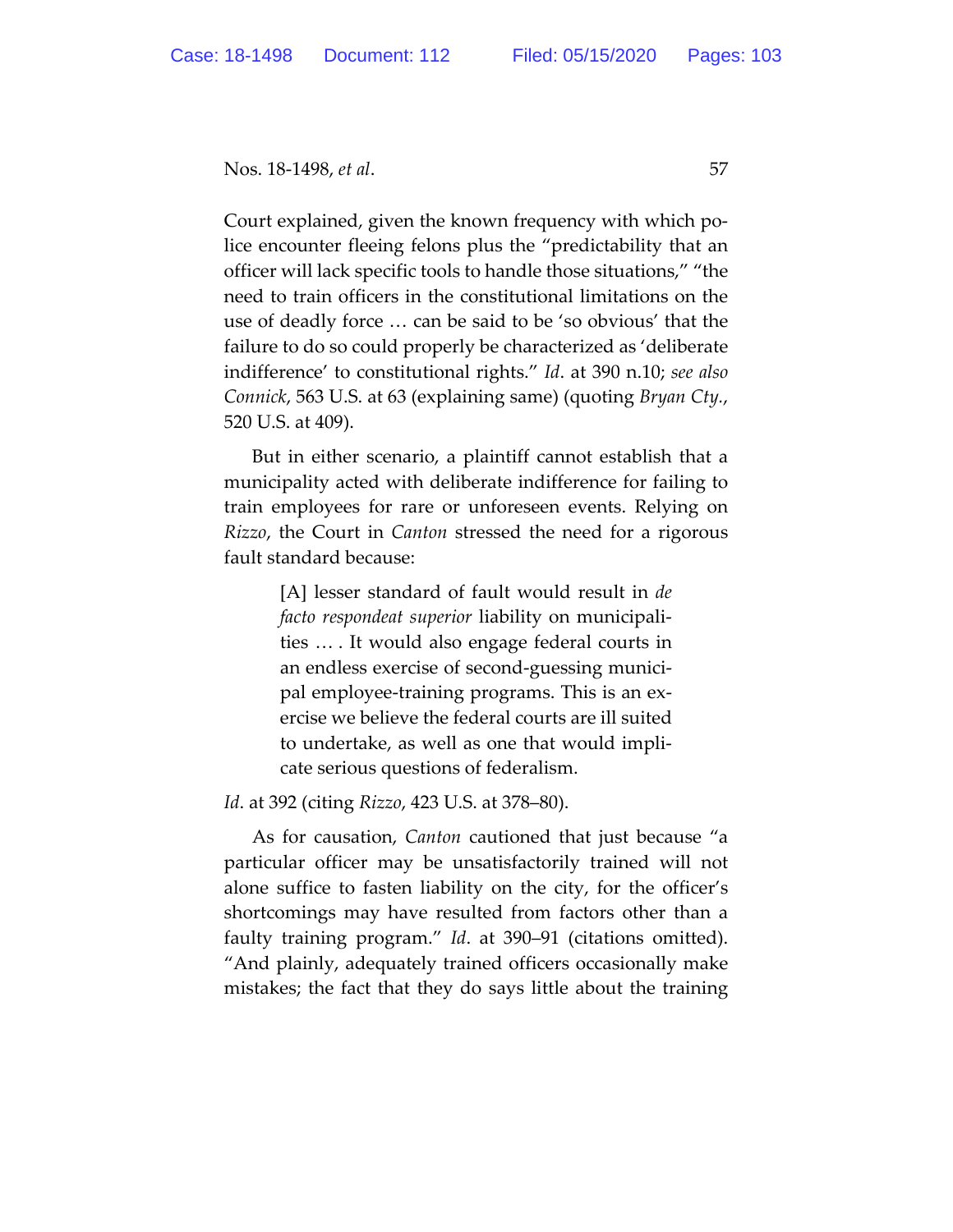Court explained, given the known frequency with which police encounter fleeing felons plus the "predictability that an officer will lack specific tools to handle those situations," "the need to train officers in the constitutional limitations on the use of deadly force … can be said to be 'so obvious' that the failure to do so could properly be characterized as 'deliberate indifference' to constitutional rights." *Id*. at 390 n.10; *see also Connick*, 563 U.S. at 63 (explaining same) (quoting *Bryan Cty.*, 520 U.S. at 409).

But in either scenario, a plaintiff cannot establish that a municipality acted with deliberate indifference for failing to train employees for rare or unforeseen events. Relying on *Rizzo*, the Court in *Canton* stressed the need for a rigorous fault standard because:

> [A] lesser standard of fault would result in *de facto respondeat superior* liability on municipalities … . It would also engage federal courts in an endless exercise of second-guessing municipal employee-training programs. This is an exercise we believe the federal courts are ill suited to undertake, as well as one that would implicate serious questions of federalism.

*Id*. at 392 (citing *Rizzo*, 423 U.S. at 378–80).

As for causation, *Canton* cautioned that just because "a particular officer may be unsatisfactorily trained will not alone suffice to fasten liability on the city, for the officer's shortcomings may have resulted from factors other than a faulty training program." *Id*. at 390–91 (citations omitted). "And plainly, adequately trained officers occasionally make mistakes; the fact that they do says little about the training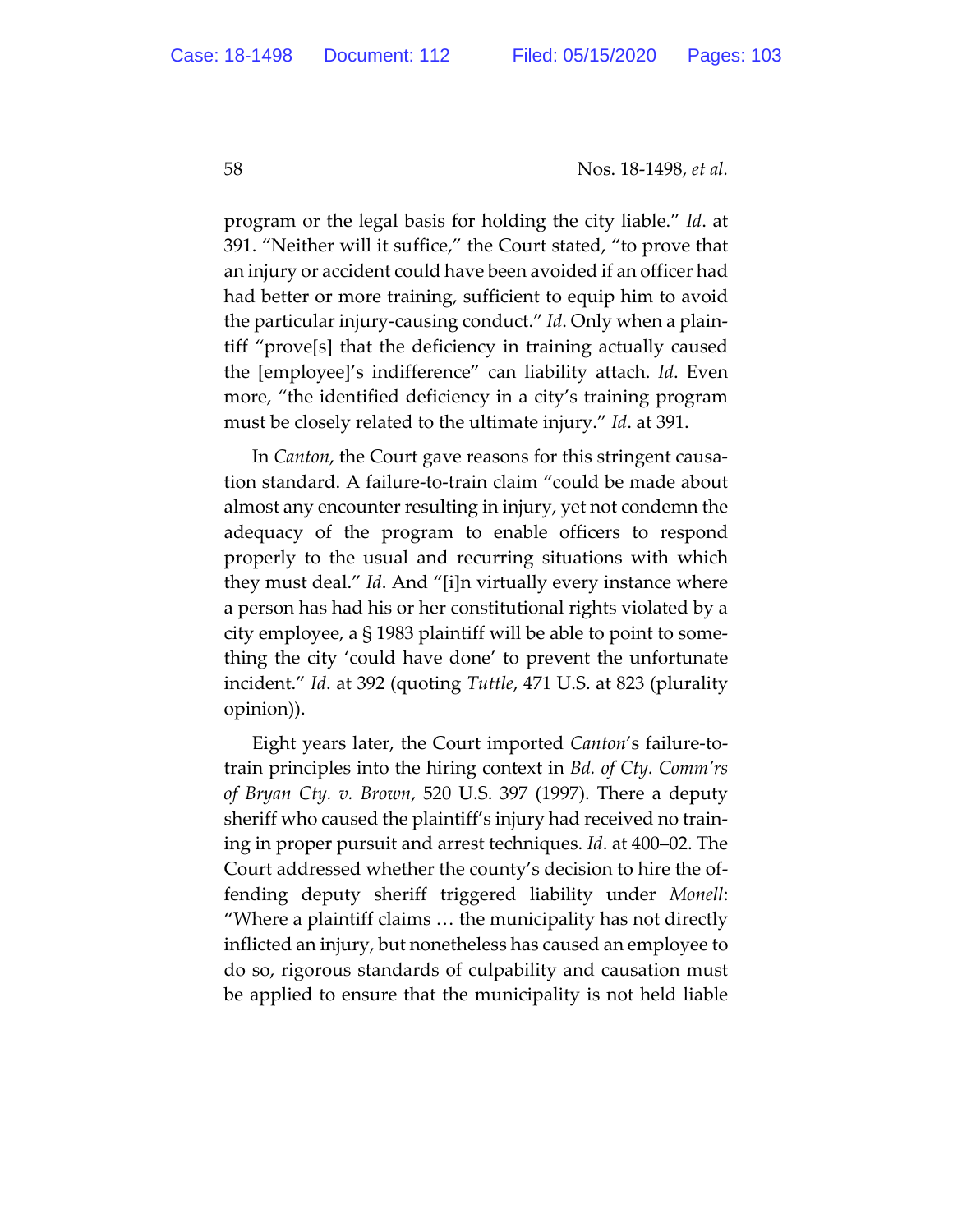program or the legal basis for holding the city liable." *Id*. at 391. "Neither will it suffice," the Court stated, "to prove that an injury or accident could have been avoided if an officer had had better or more training, sufficient to equip him to avoid the particular injury-causing conduct." *Id*. Only when a plaintiff "prove[s] that the deficiency in training actually caused the [employee]'s indifference" can liability attach. *Id*. Even more, "the identified deficiency in a city's training program must be closely related to the ultimate injury." *Id*. at 391.

In *Canton*, the Court gave reasons for this stringent causation standard. A failure-to-train claim "could be made about almost any encounter resulting in injury, yet not condemn the adequacy of the program to enable officers to respond properly to the usual and recurring situations with which they must deal." *Id*. And "[i]n virtually every instance where a person has had his or her constitutional rights violated by a city employee, a § 1983 plaintiff will be able to point to something the city 'could have done' to prevent the unfortunate incident." *Id*. at 392 (quoting *Tuttle*, 471 U.S. at 823 (plurality opinion)).

Eight years later, the Court imported *Canton*'s failure-to-train principles into the hiring context in *Bd. of Cty. Comm'rs of Bryan Cty. v. Brown*, 520 U.S. 397 (1997). There a deputy sheriff who caused the plaintiff's injury had received no training in proper pursuit and arrest techniques. *Id*. at 400–02. The Court addressed whether the county's decision to hire the offending deputy sheriff triggered liability under *Monell*: "Where a plaintiff claims … the municipality has not directly inflicted an injury, but nonetheless has caused an employee to do so, rigorous standards of culpability and causation must be applied to ensure that the municipality is not held liable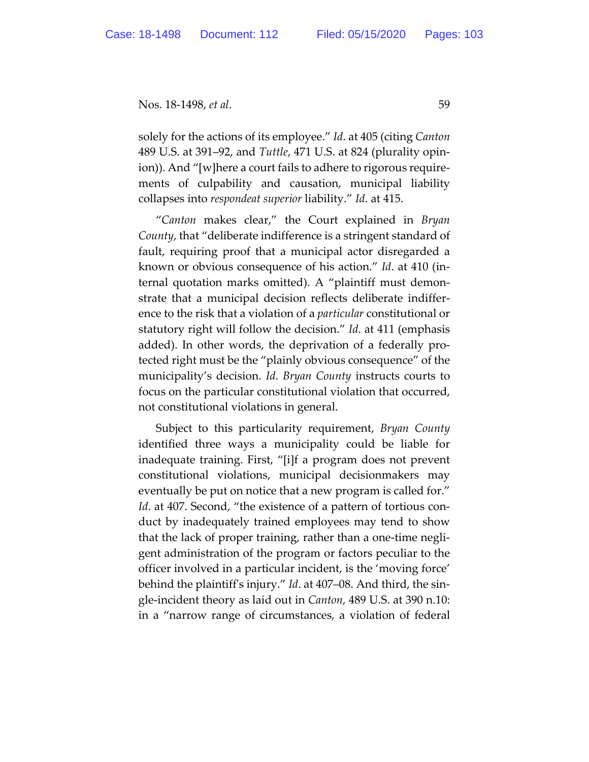solely for the actions of its employee." *Id*. at 405 (citing *Canton* 489 U.S. at 391–92, and *Tuttle*, 471 U.S. at 824 (plurality opinion)). And "[w]here a court fails to adhere to rigorous requirements of culpability and causation, municipal liability collapses into *respondeat superior* liability." *Id*. at 415.

"*Canton* makes clear," the Court explained in *Bryan County*, that "deliberate indifference is a stringent standard of fault, requiring proof that a municipal actor disregarded a known or obvious consequence of his action." *Id*. at 410 (internal quotation marks omitted). A "plaintiff must demonstrate that a municipal decision reflects deliberate indifference to the risk that a violation of a *particular* constitutional or statutory right will follow the decision." *Id*. at 411 (emphasis added). In other words, the deprivation of a federally protected right must be the "plainly obvious consequence" of the municipality's decision. *Id*. *Bryan County* instructs courts to focus on the particular constitutional violation that occurred, not constitutional violations in general.

Subject to this particularity requirement, *Bryan County* identified three ways a municipality could be liable for inadequate training. First, "[i]f a program does not prevent constitutional violations, municipal decisionmakers may eventually be put on notice that a new program is called for." *Id*. at 407. Second, "the existence of a pattern of tortious conduct by inadequately trained employees may tend to show that the lack of proper training, rather than a one-time negligent administration of the program or factors peculiar to the officer involved in a particular incident, is the 'moving force' behind the plaintiff's injury." *Id*. at 407–08. And third, the single-incident theory as laid out in *Canton*, 489 U.S. at 390 n.10: in a "narrow range of circumstances, a violation of federal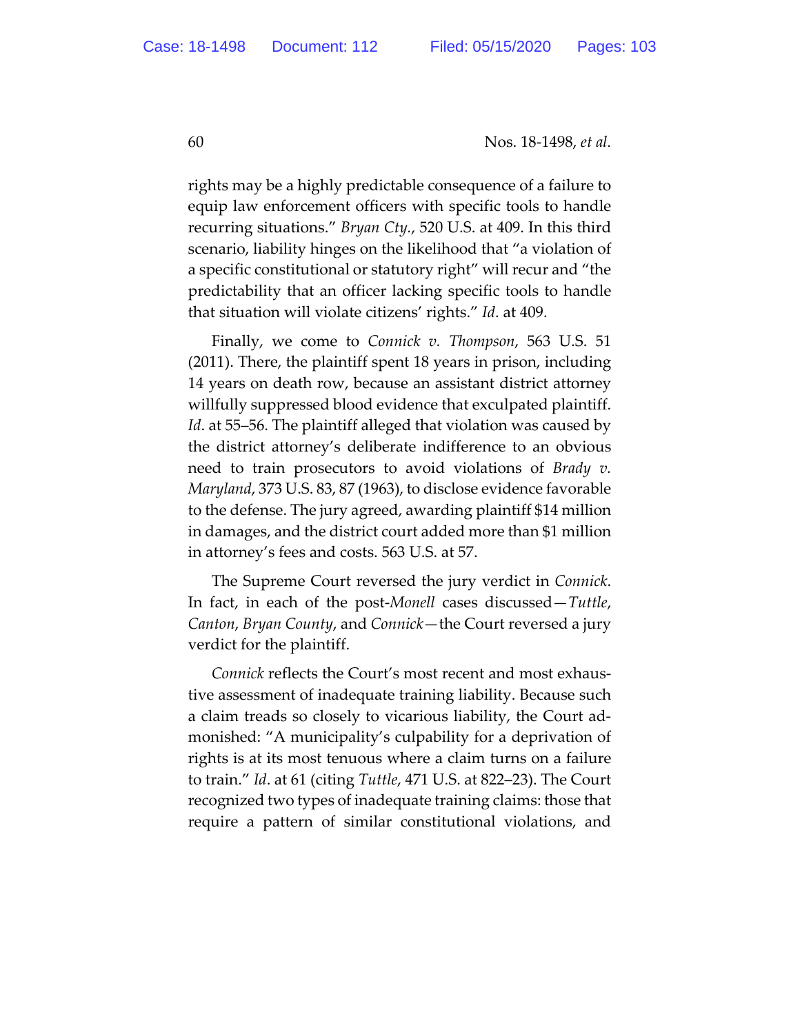rights may be a highly predictable consequence of a failure to equip law enforcement officers with specific tools to handle recurring situations." *Bryan Cty.*, 520 U.S. at 409. In this third scenario, liability hinges on the likelihood that "a violation of a specific constitutional or statutory right" will recur and "the predictability that an officer lacking specific tools to handle that situation will violate citizens' rights." *Id.* at 409.

Finally, we come to *Connick v. Thompson*, 563 U.S. 51 (2011). There, the plaintiff spent 18 years in prison, including 14 years on death row, because an assistant district attorney willfully suppressed blood evidence that exculpated plaintiff. *Id.* at 55–56. The plaintiff alleged that violation was caused by the district attorney's deliberate indifference to an obvious need to train prosecutors to avoid violations of *Brady v. Maryland*, 373 U.S. 83, 87 (1963), to disclose evidence favorable to the defense. The jury agreed, awarding plaintiff $14 million in damages, and the district court added more than $1 million in attorney's fees and costs. 563 U.S. at 57.

The Supreme Court reversed the jury verdict in *Connick*. In fact, in each of the post-*Monell* cases discussed—*Tuttle*, *Canton*, *Bryan County*, and *Connick*—the Court reversed a jury verdict for the plaintiff.

*Connick* reflects the Court's most recent and most exhaustive assessment of inadequate training liability. Because such a claim treads so closely to vicarious liability, the Court admonished: "A municipality's culpability for a deprivation of rights is at its most tenuous where a claim turns on a failure to train." *Id.* at 61 (citing *Tuttle*, 471 U.S. at 822–23). The Court recognized two types of inadequate training claims: those that require a pattern of similar constitutional violations, and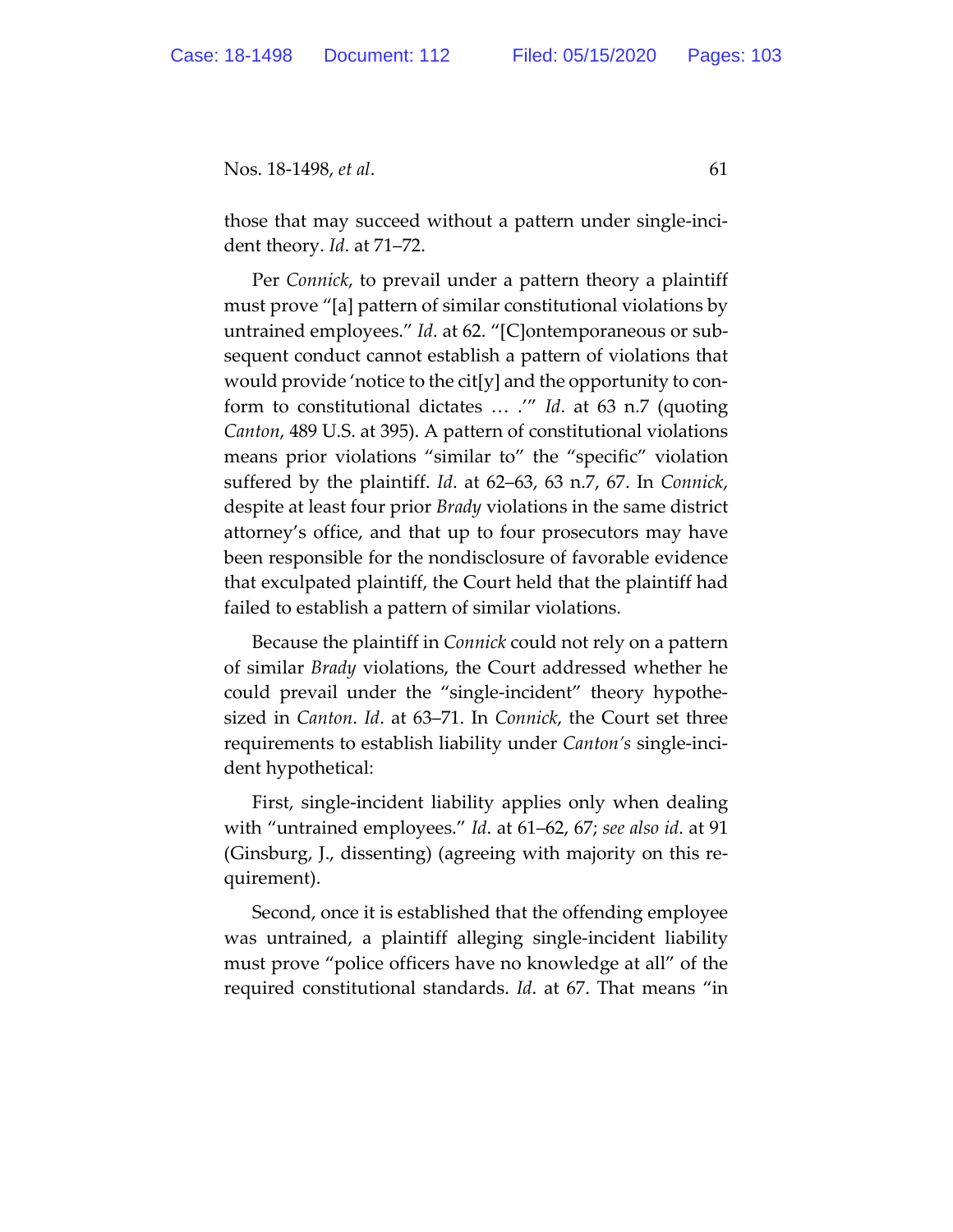those that may succeed without a pattern under single-incident theory. *Id*. at 71–72.

Per *Connick*, to prevail under a pattern theory a plaintiff must prove "[a] pattern of similar constitutional violations by untrained employees." *Id*. at 62. "[C]ontemporaneous or subsequent conduct cannot establish a pattern of violations that would provide 'notice to the cit[y] and the opportunity to conform to constitutional dictates … .'" *Id*. at 63 n.7 (quoting *Canton*, 489 U.S. at 395). A pattern of constitutional violations means prior violations "similar to" the "specific" violation suffered by the plaintiff. *Id*. at 62–63, 63 n.7, 67. In *Connick*, despite at least four prior *Brady* violations in the same district attorney's office, and that up to four prosecutors may have been responsible for the nondisclosure of favorable evidence that exculpated plaintiff, the Court held that the plaintiff had failed to establish a pattern of similar violations.

Because the plaintiff in *Connick* could not rely on a pattern of similar *Brady* violations, the Court addressed whether he could prevail under the "single-incident" theory hypothesized in *Canton*. *Id*. at 63–71. In *Connick*, the Court set three requirements to establish liability under *Canton's* single-incident hypothetical:

First, single-incident liability applies only when dealing with "untrained employees." *Id*. at 61–62, 67; *see also id*. at 91 (Ginsburg, J., dissenting) (agreeing with majority on this requirement).

Second, once it is established that the offending employee was untrained, a plaintiff alleging single-incident liability must prove "police officers have no knowledge at all" of the required constitutional standards. *Id*. at 67. That means "in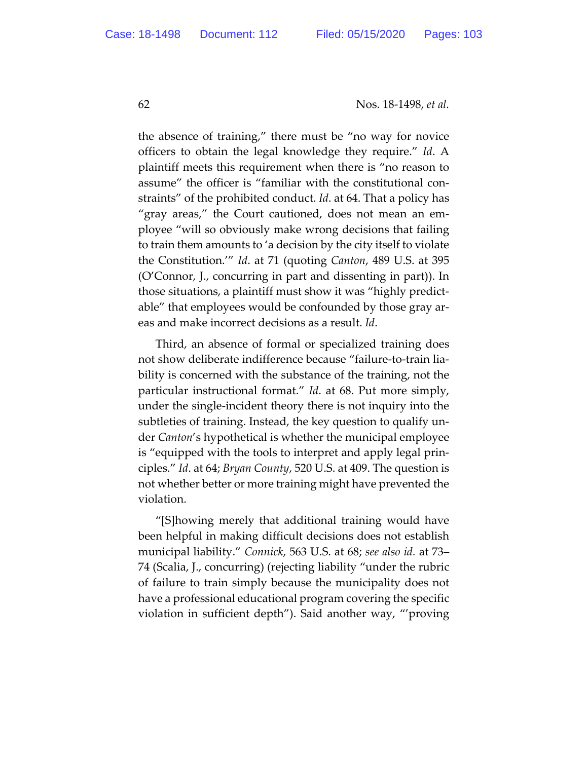the absence of training," there must be "no way for novice officers to obtain the legal knowledge they require." *Id*. A plaintiff meets this requirement when there is "no reason to assume" the officer is "familiar with the constitutional constraints" of the prohibited conduct. *Id*. at 64. That a policy has "gray areas," the Court cautioned, does not mean an employee "will so obviously make wrong decisions that failing to train them amounts to 'a decision by the city itself to violate the Constitution.'" *Id*. at 71 (quoting *Canton*, 489 U.S. at 395 (O'Connor, J., concurring in part and dissenting in part)). In those situations, a plaintiff must show it was "highly predictable" that employees would be confounded by those gray areas and make incorrect decisions as a result. *Id*.

Third, an absence of formal or specialized training does not show deliberate indifference because "failure-to-train liability is concerned with the substance of the training, not the particular instructional format." *Id*. at 68. Put more simply, under the single-incident theory there is not inquiry into the subtleties of training. Instead, the key question to qualify under *Canton*'s hypothetical is whether the municipal employee is "equipped with the tools to interpret and apply legal principles." *Id*. at 64; *Bryan County*, 520 U.S. at 409. The question is not whether better or more training might have prevented the violation.

"[S]howing merely that additional training would have been helpful in making difficult decisions does not establish municipal liability." *Connick*, 563 U.S. at 68; *see also id.* at 73–74 (Scalia, J., concurring) (rejecting liability "under the rubric of failure to train simply because the municipality does not have a professional educational program covering the specific violation in sufficient depth"). Said another way, "'proving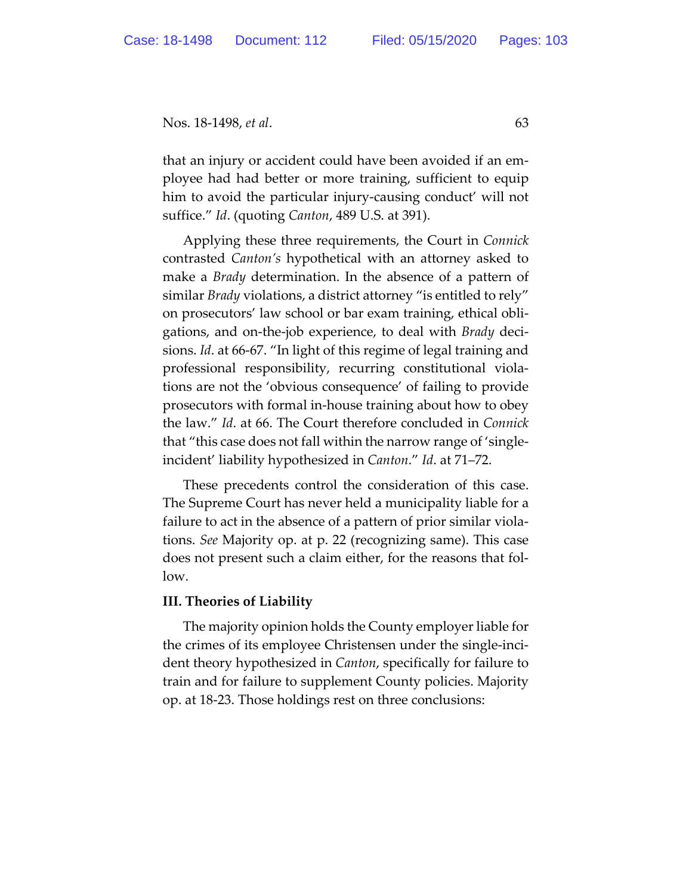that an injury or accident could have been avoided if an employee had had better or more training, sufficient to equip him to avoid the particular injury-causing conduct' will not suffice." *Id*. (quoting *Canton*, 489 U.S. at 391).

Applying these three requirements, the Court in *Connick* contrasted *Canton's* hypothetical with an attorney asked to make a *Brady* determination. In the absence of a pattern of similar *Brady* violations, a district attorney "is entitled to rely" on prosecutors' law school or bar exam training, ethical obligations, and on-the-job experience, to deal with *Brady* decisions. *Id*. at 66-67. "In light of this regime of legal training and professional responsibility, recurring constitutional violations are not the 'obvious consequence' of failing to provide prosecutors with formal in-house training about how to obey the law." *Id*. at 66. The Court therefore concluded in *Connick* that "this case does not fall within the narrow range of 'single-incident' liability hypothesized in *Canton*." *Id*. at 71–72.

These precedents control the consideration of this case. The Supreme Court has never held a municipality liable for a failure to act in the absence of a pattern of prior similar violations. *See* Majority op. at p. 22 (recognizing same). This case does not present such a claim either, for the reasons that follow.

**III. Theories of Liability**

The majority opinion holds the County employer liable for the crimes of its employee Christensen under the single-incident theory hypothesized in *Canton*, specifically for failure to train and for failure to supplement County policies. Majority op. at 18-23. Those holdings rest on three conclusions: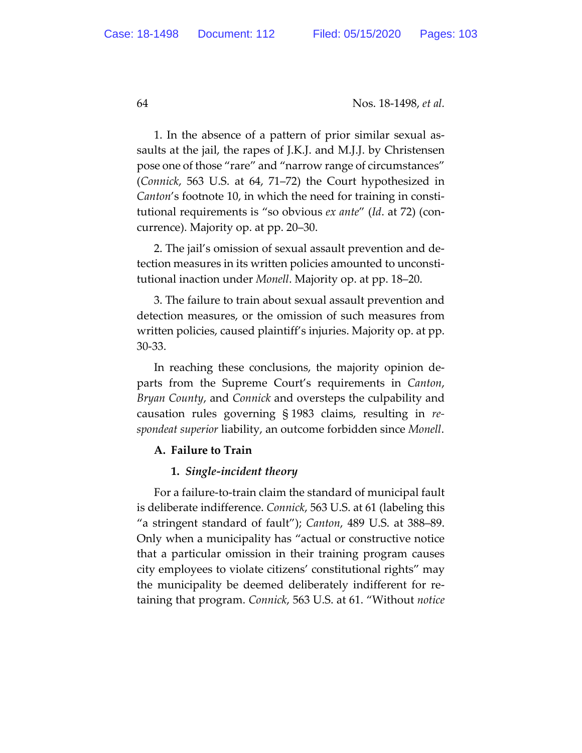1. In the absence of a pattern of prior similar sexual assaults at the jail, the rapes of J.K.J. and M.J.J. by Christensen pose one of those "rare" and "narrow range of circumstances" (*Connick*, 563 U.S. at 64, 71–72) the Court hypothesized in *Canton*'s footnote 10, in which the need for training in constitutional requirements is "so obvious *ex ante*" (*Id*. at 72) (concurrence). Majority op. at pp. 20–30.

2. The jail's omission of sexual assault prevention and detection measures in its written policies amounted to unconstitutional inaction under *Monell*. Majority op. at pp. 18–20.

3. The failure to train about sexual assault prevention and detection measures, or the omission of such measures from written policies, caused plaintiff's injuries. Majority op. at pp. 30-33.

In reaching these conclusions, the majority opinion departs from the Supreme Court's requirements in *Canton*, *Bryan County*, and *Connick* and oversteps the culpability and causation rules governing § 1983 claims, resulting in *respondeat superior* liability, an outcome forbidden since *Monell*.

### A. Failure to Train

#### 1. *Single-incident theory*

For a failure-to-train claim the standard of municipal fault is deliberate indifference. *Connick*, 563 U.S. at 61 (labeling this "a stringent standard of fault"); *Canton*, 489 U.S. at 388–89. Only when a municipality has "actual or constructive notice that a particular omission in their training program causes city employees to violate citizens' constitutional rights" may the municipality be deemed deliberately indifferent for retaining that program. *Connick*, 563 U.S. at 61. "Without *notice*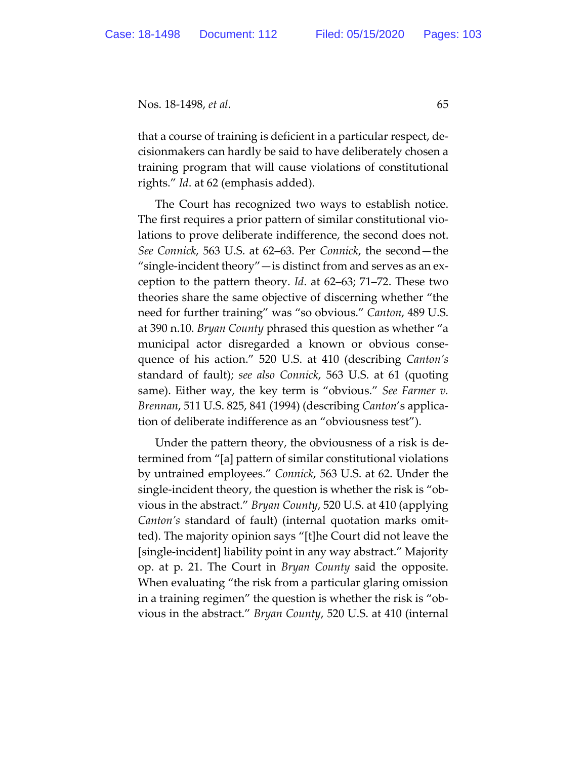that a course of training is deficient in a particular respect, decisionmakers can hardly be said to have deliberately chosen a training program that will cause violations of constitutional rights." *Id*. at 62 (emphasis added).

The Court has recognized two ways to establish notice. The first requires a prior pattern of similar constitutional violations to prove deliberate indifference, the second does not. *See Connick*, 563 U.S. at 62–63. Per *Connick*, the second—the "single-incident theory"—is distinct from and serves as an exception to the pattern theory. *Id*. at 62–63; 71–72. These two theories share the same objective of discerning whether "the need for further training" was "so obvious." *Canton*, 489 U.S. at 390 n.10. *Bryan County* phrased this question as whether "a municipal actor disregarded a known or obvious consequence of his action." 520 U.S. at 410 (describing *Canton's* standard of fault); *see also Connick*, 563 U.S. at 61 (quoting same). Either way, the key term is "obvious." *See Farmer v. Brennan*, 511 U.S. 825, 841 (1994) (describing *Canton*'s application of deliberate indifference as an "obviousness test").

Under the pattern theory, the obviousness of a risk is determined from "[a] pattern of similar constitutional violations by untrained employees." *Connick*, 563 U.S. at 62. Under the single-incident theory, the question is whether the risk is "obvious in the abstract." *Bryan County*, 520 U.S. at 410 (applying *Canton's* standard of fault) (internal quotation marks omitted). The majority opinion says "[t]he Court did not leave the [single-incident] liability point in any way abstract." Majority op. at p. 21. The Court in *Bryan County* said the opposite. When evaluating "the risk from a particular glaring omission in a training regimen" the question is whether the risk is "obvious in the abstract." *Bryan County*, 520 U.S. at 410 (internal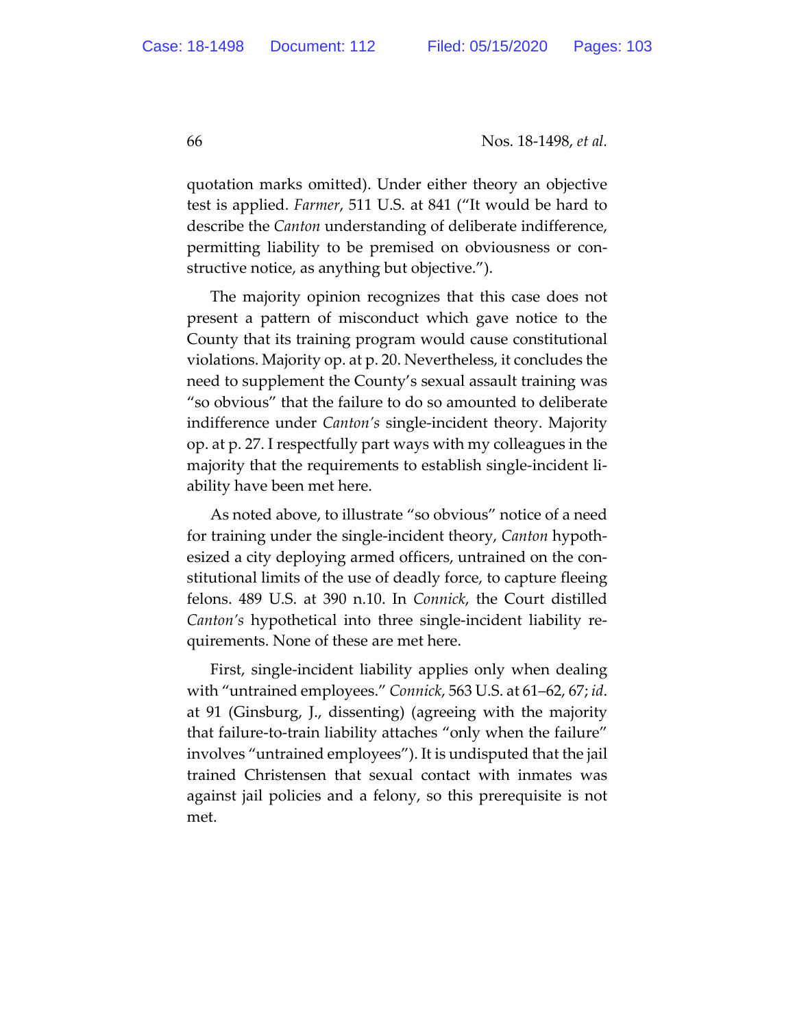quotation marks omitted). Under either theory an objective test is applied. *Farmer*, 511 U.S. at 841 ("It would be hard to describe the *Canton* understanding of deliberate indifference, permitting liability to be premised on obviousness or constructive notice, as anything but objective.").

The majority opinion recognizes that this case does not present a pattern of misconduct which gave notice to the County that its training program would cause constitutional violations. Majority op. at p. 20. Nevertheless, it concludes the need to supplement the County's sexual assault training was "so obvious" that the failure to do so amounted to deliberate indifference under *Canton's* single-incident theory. Majority op. at p. 27. I respectfully part ways with my colleagues in the majority that the requirements to establish single-incident liability have been met here.

As noted above, to illustrate "so obvious" notice of a need for training under the single-incident theory, *Canton* hypothesized a city deploying armed officers, untrained on the constitutional limits of the use of deadly force, to capture fleeing felons. 489 U.S. at 390 n.10. In *Connick*, the Court distilled *Canton's* hypothetical into three single-incident liability requirements. None of these are met here.

First, single-incident liability applies only when dealing with "untrained employees." *Connick*, 563 U.S. at 61–62, 67; *id*. at 91 (Ginsburg, J., dissenting) (agreeing with the majority that failure-to-train liability attaches "only when the failure" involves "untrained employees"). It is undisputed that the jail trained Christensen that sexual contact with inmates was against jail policies and a felony, so this prerequisite is not met.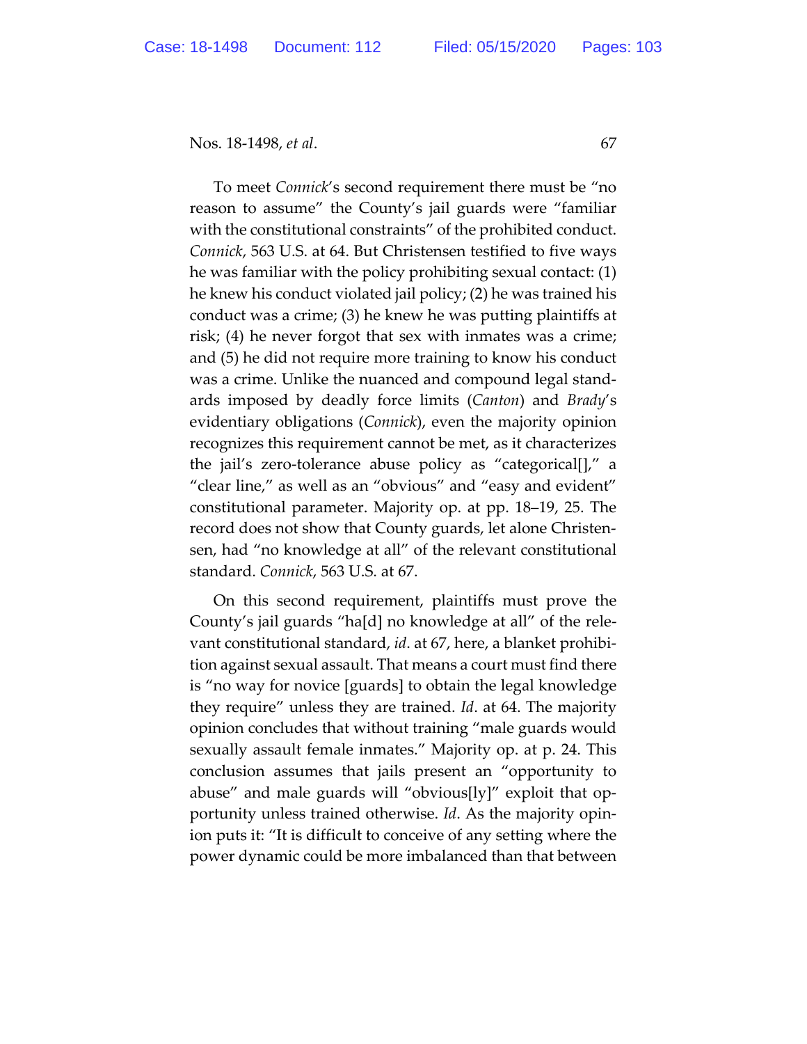To meet *Connick*'s second requirement there must be "no reason to assume" the County's jail guards were "familiar with the constitutional constraints" of the prohibited conduct. *Connick*, 563 U.S. at 64. But Christensen testified to five ways he was familiar with the policy prohibiting sexual contact: (1) he knew his conduct violated jail policy; (2) he was trained his conduct was a crime; (3) he knew he was putting plaintiffs at risk; (4) he never forgot that sex with inmates was a crime; and (5) he did not require more training to know his conduct was a crime. Unlike the nuanced and compound legal standards imposed by deadly force limits (*Canton*) and *Brady*'s evidentiary obligations (*Connick*), even the majority opinion recognizes this requirement cannot be met, as it characterizes the jail's zero-tolerance abuse policy as "categorical[]," a "clear line," as well as an "obvious" and "easy and evident" constitutional parameter. Majority op. at pp. 18–19, 25. The record does not show that County guards, let alone Christensen, had "no knowledge at all" of the relevant constitutional standard. *Connick*, 563 U.S. at 67.

On this second requirement, plaintiffs must prove the County's jail guards "ha[d] no knowledge at all" of the relevant constitutional standard, *id*. at 67, here, a blanket prohibition against sexual assault. That means a court must find there is "no way for novice [guards] to obtain the legal knowledge they require" unless they are trained. *Id*. at 64. The majority opinion concludes that without training "male guards would sexually assault female inmates." Majority op. at p. 24. This conclusion assumes that jails present an "opportunity to abuse" and male guards will "obvious[ly]" exploit that opportunity unless trained otherwise. *Id*. As the majority opinion puts it: "It is difficult to conceive of any setting where the power dynamic could be more imbalanced than that between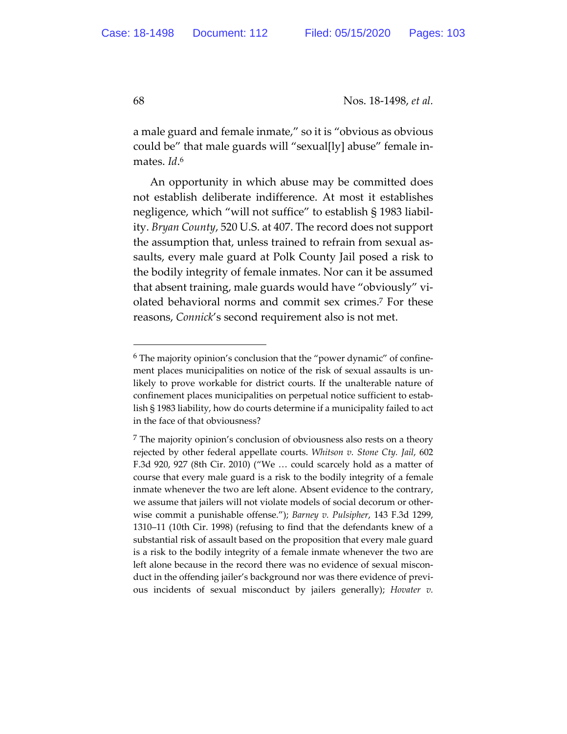a male guard and female inmate," so it is "obvious as obvious could be" that male guards will "sexual[ly] abuse" female inmates. *Id*.[6]

An opportunity in which abuse may be committed does not establish deliberate indifference. At most it establishes negligence, which "will not suffice" to establish § 1983 liability. *Bryan County*, 520 U.S. at 407. The record does not support the assumption that, unless trained to refrain from sexual assaults, every male guard at Polk County Jail posed a risk to the bodily integrity of female inmates. Nor can it be assumed that absent training, male guards would have "obviously" violated behavioral norms and commit sex crimes.[7] For these reasons, *Connick*'s second requirement also is not met.

---

[6] The majority opinion's conclusion that the "power dynamic" of confinement places municipalities on notice of the risk of sexual assaults is unlikely to prove workable for district courts. If the unalterable nature of confinement places municipalities on perpetual notice sufficient to establish § 1983 liability, how do courts determine if a municipality failed to act in the face of that obviousness?

[7] The majority opinion's conclusion of obviousness also rests on a theory rejected by other federal appellate courts. *Whitson v. Stone Cty. Jail*, 602 F.3d 920, 927 (8th Cir. 2010) ("We … could scarcely hold as a matter of course that every male guard is a risk to the bodily integrity of a female inmate whenever the two are left alone. Absent evidence to the contrary, we assume that jailers will not violate models of social decorum or otherwise commit a punishable offense."); *Barney v. Pulsipher*, 143 F.3d 1299, 1310–11 (10th Cir. 1998) (refusing to find that the defendants knew of a substantial risk of assault based on the proposition that every male guard is a risk to the bodily integrity of a female inmate whenever the two are left alone because in the record there was no evidence of sexual misconduct in the offending jailer's background nor was there evidence of previous incidents of sexual misconduct by jailers generally); *Hovater v.*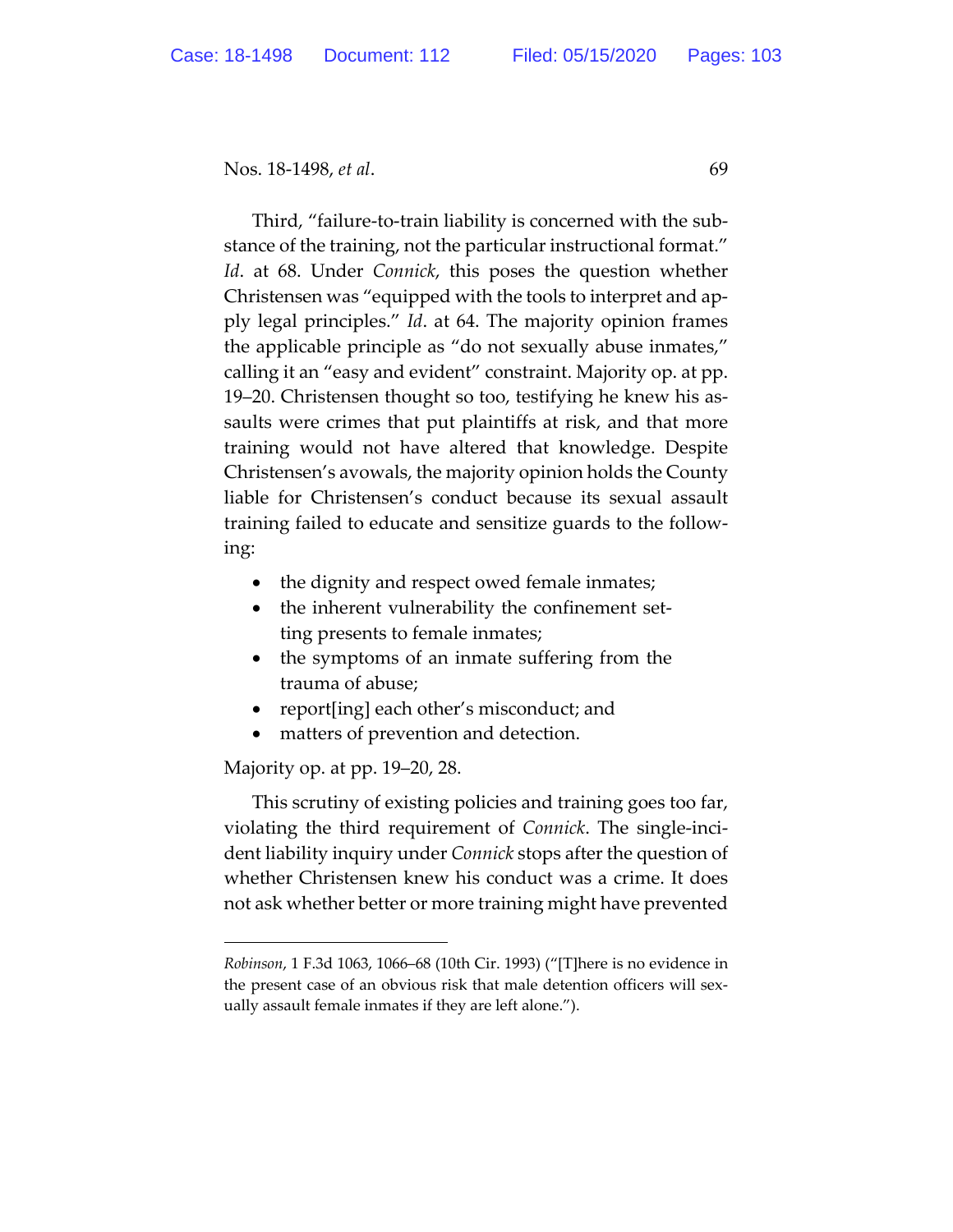Third, "failure-to-train liability is concerned with the substance of the training, not the particular instructional format." *Id*. at 68. Under *Connick*, this poses the question whether Christensen was "equipped with the tools to interpret and apply legal principles." *Id*. at 64. The majority opinion frames the applicable principle as "do not sexually abuse inmates," calling it an "easy and evident" constraint. Majority op. at pp. 19–20. Christensen thought so too, testifying he knew his assaults were crimes that put plaintiffs at risk, and that more training would not have altered that knowledge. Despite Christensen's avowals, the majority opinion holds the County liable for Christensen's conduct because its sexual assault training failed to educate and sensitize guards to the following:

- the dignity and respect owed female inmates;
- the inherent vulnerability the confinement setting presents to female inmates;
- the symptoms of an inmate suffering from the trauma of abuse;
- report[ing] each other's misconduct; and
- matters of prevention and detection.

Majority op. at pp. 19–20, 28.

This scrutiny of existing policies and training goes too far, violating the third requirement of *Connick*. The single-incident liability inquiry under *Connick* stops after the question of whether Christensen knew his conduct was a crime. It does not ask whether better or more training might have prevented

*Robinson*, 1 F.3d 1063, 1066–68 (10th Cir. 1993) ("[T]here is no evidence in the present case of an obvious risk that male detention officers will sexually assault female inmates if they are left alone.").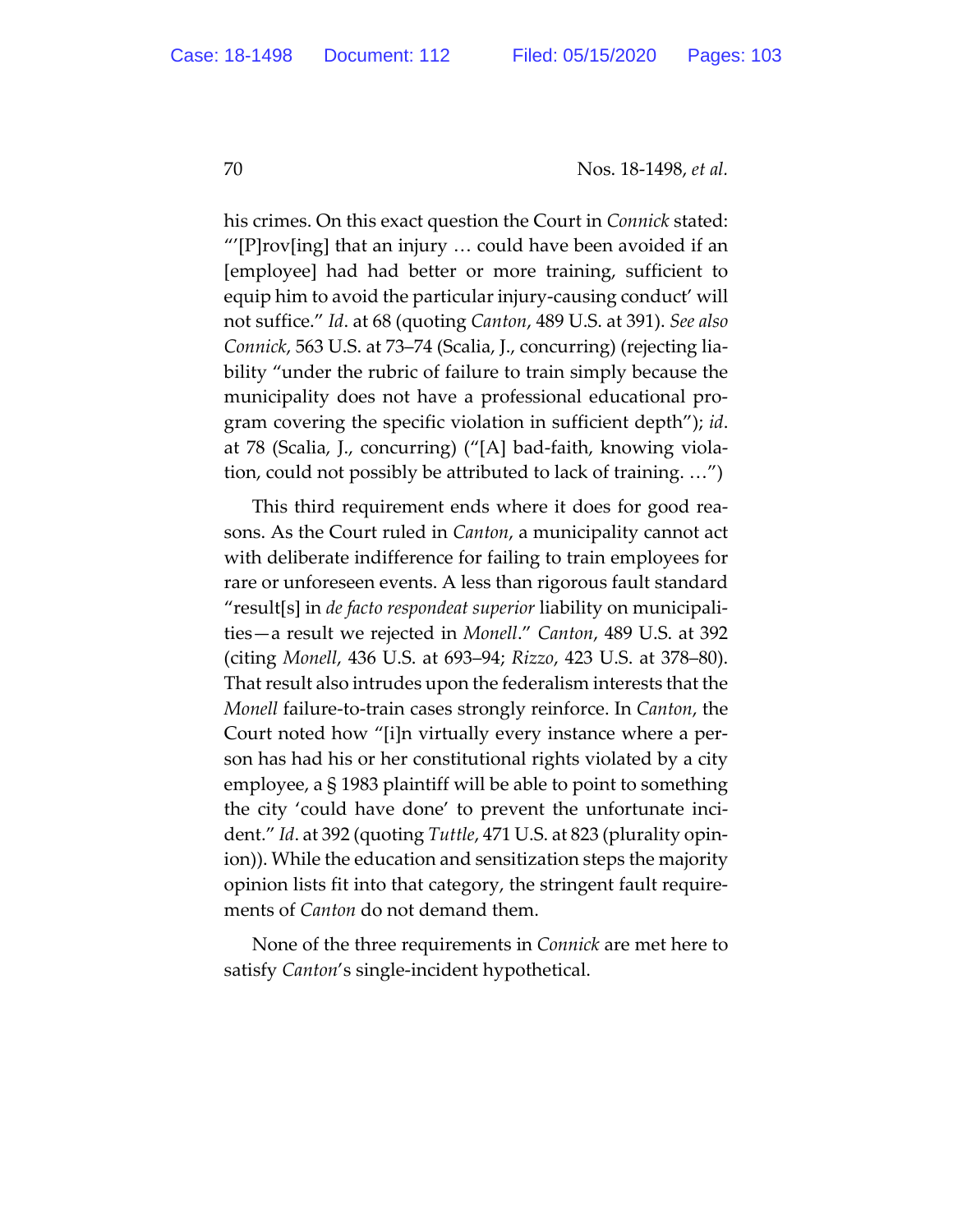his crimes. On this exact question the Court in *Connick* stated: "'[P]rov[ing] that an injury … could have been avoided if an [employee] had had better or more training, sufficient to equip him to avoid the particular injury-causing conduct' will not suffice." *Id*. at 68 (quoting *Canton*, 489 U.S. at 391). *See also Connick*, 563 U.S. at 73–74 (Scalia, J., concurring) (rejecting liability "under the rubric of failure to train simply because the municipality does not have a professional educational program covering the specific violation in sufficient depth"); *id*. at 78 (Scalia, J., concurring) ("[A] bad-faith, knowing violation, could not possibly be attributed to lack of training. …")

This third requirement ends where it does for good reasons. As the Court ruled in *Canton*, a municipality cannot act with deliberate indifference for failing to train employees for rare or unforeseen events. A less than rigorous fault standard "result[s] in *de facto respondeat superior* liability on municipalities—a result we rejected in *Monell*." *Canton*, 489 U.S. at 392 (citing *Monell*, 436 U.S. at 693–94; *Rizzo*, 423 U.S. at 378–80). That result also intrudes upon the federalism interests that the *Monell* failure-to-train cases strongly reinforce. In *Canton*, the Court noted how "[i]n virtually every instance where a person has had his or her constitutional rights violated by a city employee, a § 1983 plaintiff will be able to point to something the city 'could have done' to prevent the unfortunate incident." *Id*. at 392 (quoting *Tuttle*, 471 U.S. at 823 (plurality opinion)). While the education and sensitization steps the majority opinion lists fit into that category, the stringent fault requirements of *Canton* do not demand them.

None of the three requirements in *Connick* are met here to satisfy *Canton*'s single-incident hypothetical.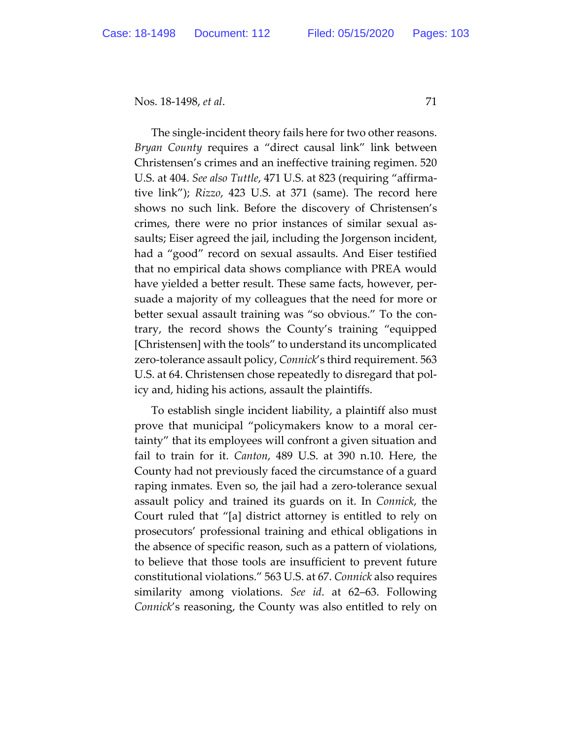The single-incident theory fails here for two other reasons. *Bryan County* requires a "direct causal link" link between Christensen's crimes and an ineffective training regimen. 520 U.S. at 404. *See also Tuttle*, 471 U.S. at 823 (requiring "affirmative link"); *Rizzo*, 423 U.S. at 371 (same). The record here shows no such link. Before the discovery of Christensen's crimes, there were no prior instances of similar sexual assaults; Eiser agreed the jail, including the Jorgenson incident, had a "good" record on sexual assaults. And Eiser testified that no empirical data shows compliance with PREA would have yielded a better result. These same facts, however, persuade a majority of my colleagues that the need for more or better sexual assault training was "so obvious." To the contrary, the record shows the County's training "equipped [Christensen] with the tools" to understand its uncomplicated zero-tolerance assault policy, *Connick*'s third requirement. 563 U.S. at 64. Christensen chose repeatedly to disregard that policy and, hiding his actions, assault the plaintiffs.

To establish single incident liability, a plaintiff also must prove that municipal "policymakers know to a moral certainty" that its employees will confront a given situation and fail to train for it. *Canton*, 489 U.S. at 390 n.10. Here, the County had not previously faced the circumstance of a guard raping inmates. Even so, the jail had a zero-tolerance sexual assault policy and trained its guards on it. In *Connick*, the Court ruled that "[a] district attorney is entitled to rely on prosecutors' professional training and ethical obligations in the absence of specific reason, such as a pattern of violations, to believe that those tools are insufficient to prevent future constitutional violations." 563 U.S. at 67. *Connick* also requires similarity among violations. *See id*. at 62–63. Following *Connick*'s reasoning, the County was also entitled to rely on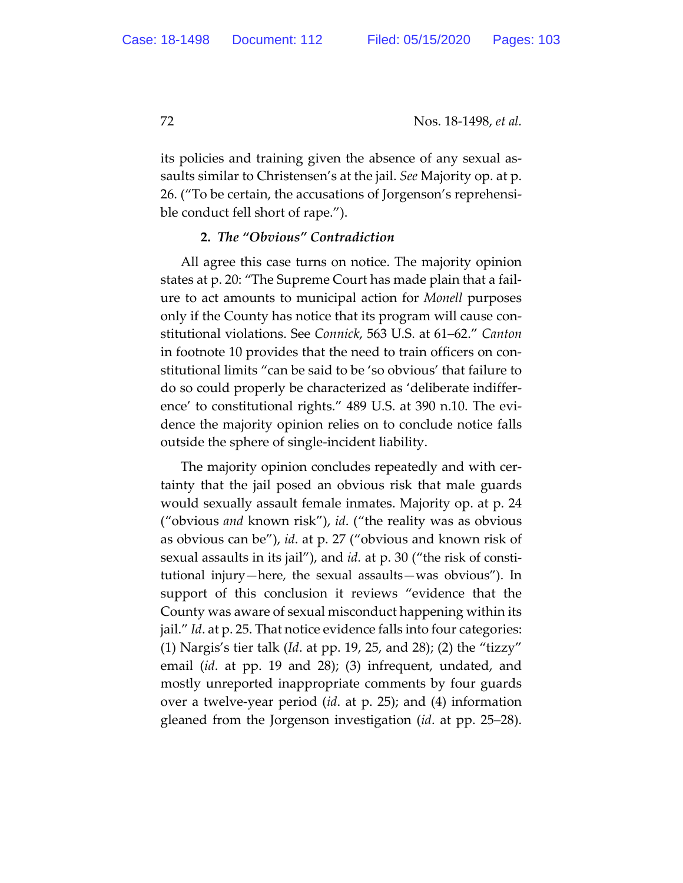its policies and training given the absence of any sexual assaults similar to Christensen's at the jail. *See* Majority op. at p. 26. ("To be certain, the accusations of Jorgenson's reprehensible conduct fell short of rape.").

### 2. *The "Obvious" Contradiction*

All agree this case turns on notice. The majority opinion states at p. 20: "The Supreme Court has made plain that a failure to act amounts to municipal action for *Monell* purposes only if the County has notice that its program will cause constitutional violations. See *Connick*, 563 U.S. at 61–62." *Canton* in footnote 10 provides that the need to train officers on constitutional limits "can be said to be 'so obvious' that failure to do so could properly be characterized as 'deliberate indifference' to constitutional rights." 489 U.S. at 390 n.10. The evidence the majority opinion relies on to conclude notice falls outside the sphere of single-incident liability.

The majority opinion concludes repeatedly and with certainty that the jail posed an obvious risk that male guards would sexually assault female inmates. Majority op. at p. 24 ("obvious *and* known risk"), *id*. ("the reality was as obvious as obvious can be"), *id*. at p. 27 ("obvious and known risk of sexual assaults in its jail"), and *id.* at p. 30 ("the risk of constitutional injury—here, the sexual assaults—was obvious"). In support of this conclusion it reviews "evidence that the County was aware of sexual misconduct happening within its jail." *Id*. at p. 25. That notice evidence falls into four categories: (1) Nargis's tier talk (*Id*. at pp. 19, 25, and 28); (2) the "tizzy" email (*id*. at pp. 19 and 28); (3) infrequent, undated, and mostly unreported inappropriate comments by four guards over a twelve-year period (*id*. at p. 25); and (4) information gleaned from the Jorgenson investigation (*id*. at pp. 25–28).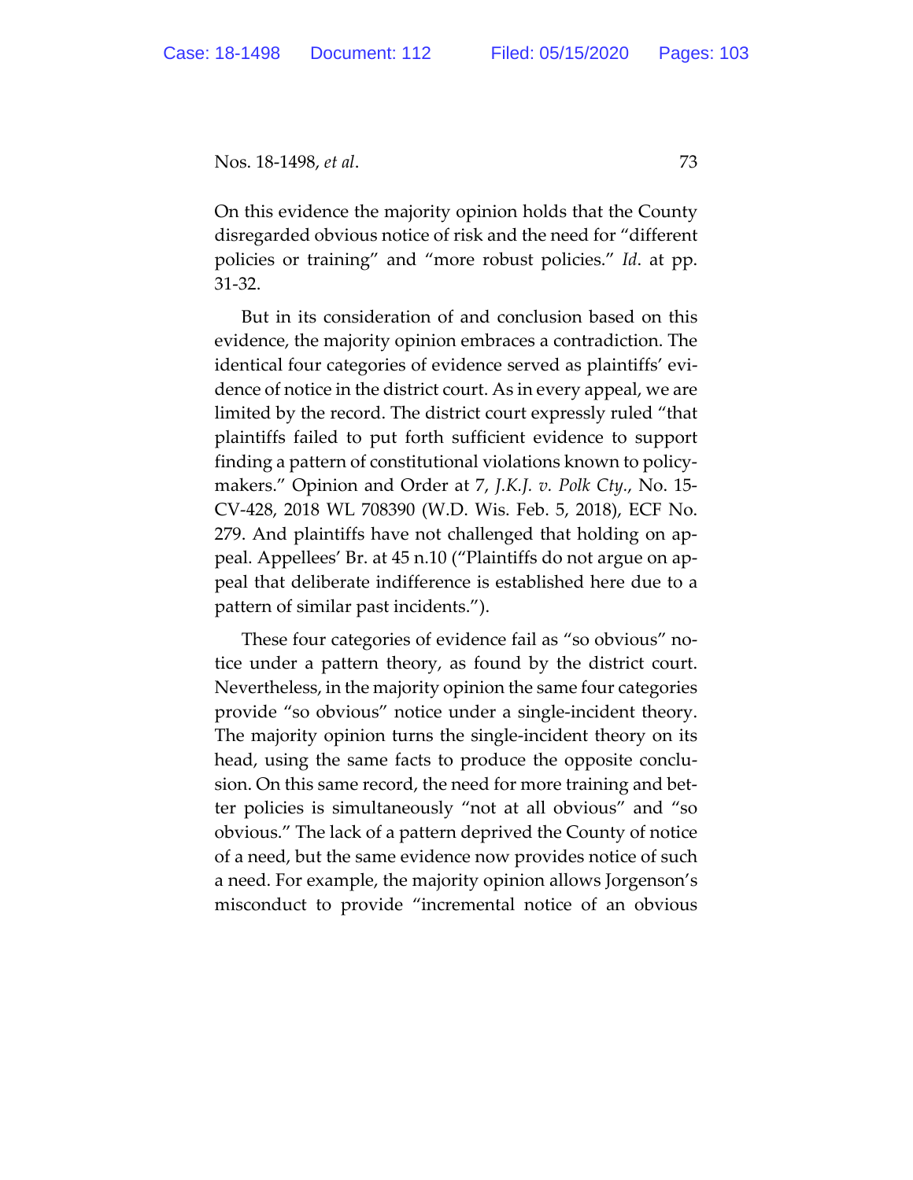On this evidence the majority opinion holds that the County disregarded obvious notice of risk and the need for "different policies or training" and "more robust policies." *Id.* at pp. 31-32.

But in its consideration of and conclusion based on this evidence, the majority opinion embraces a contradiction. The identical four categories of evidence served as plaintiffs' evidence of notice in the district court. As in every appeal, we are limited by the record. The district court expressly ruled "that plaintiffs failed to put forth sufficient evidence to support finding a pattern of constitutional violations known to policymakers." Opinion and Order at 7, *J.K.J. v. Polk Cty.*, No. 15-CV-428, 2018 WL 708390 (W.D. Wis. Feb. 5, 2018), ECF No. 279. And plaintiffs have not challenged that holding on appeal. Appellees' Br. at 45 n.10 ("Plaintiffs do not argue on appeal that deliberate indifference is established here due to a pattern of similar past incidents.").

These four categories of evidence fail as "so obvious" notice under a pattern theory, as found by the district court. Nevertheless, in the majority opinion the same four categories provide "so obvious" notice under a single-incident theory. The majority opinion turns the single-incident theory on its head, using the same facts to produce the opposite conclusion. On this same record, the need for more training and better policies is simultaneously "not at all obvious" and "so obvious." The lack of a pattern deprived the County of notice of a need, but the same evidence now provides notice of such a need. For example, the majority opinion allows Jorgenson's misconduct to provide "incremental notice of an obvious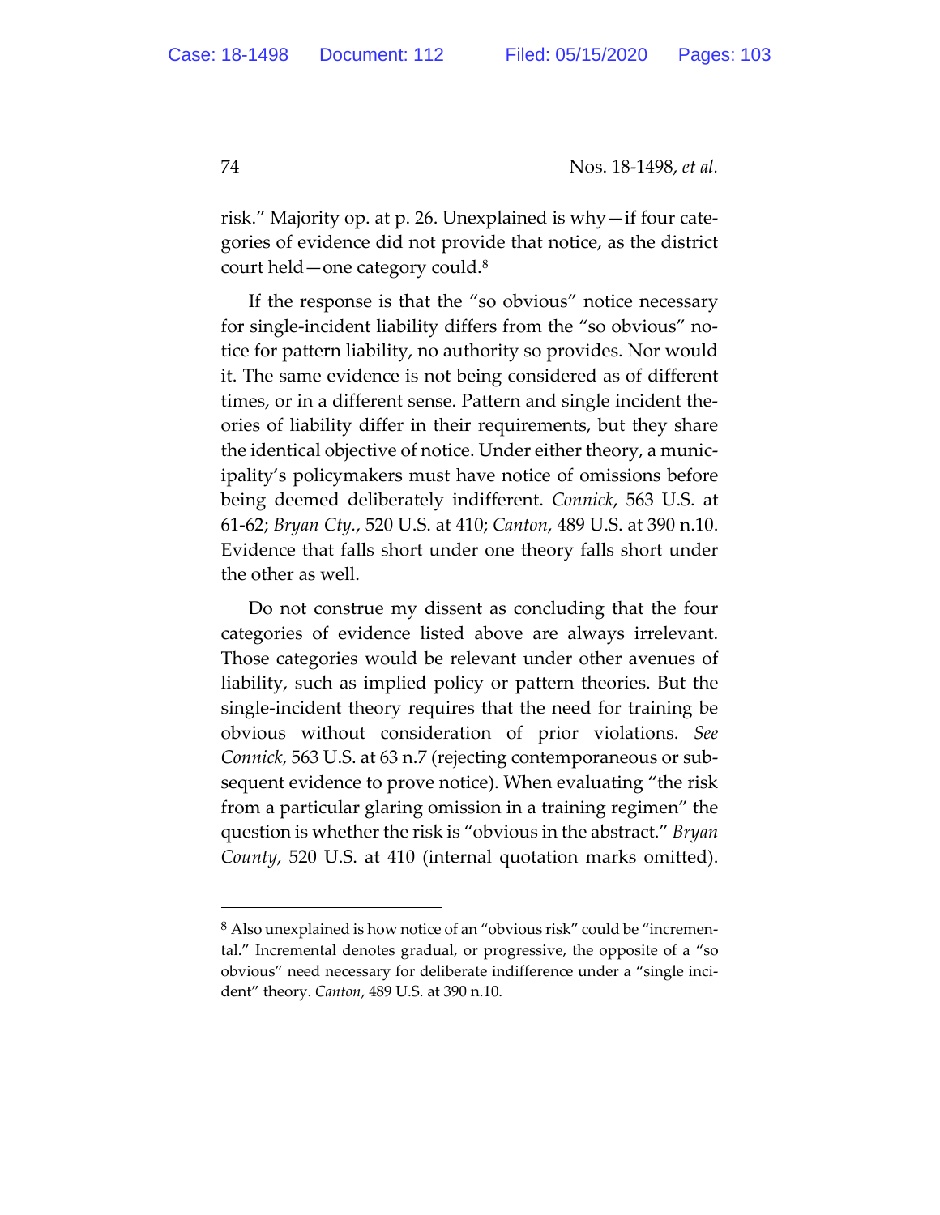risk." Majority op. at p. 26. Unexplained is why—if four categories of evidence did not provide that notice, as the district court held—one category could.[8]

If the response is that the "so obvious" notice necessary for single-incident liability differs from the "so obvious" notice for pattern liability, no authority so provides. Nor would it. The same evidence is not being considered as of different times, or in a different sense. Pattern and single incident theories of liability differ in their requirements, but they share the identical objective of notice. Under either theory, a municipality's policymakers must have notice of omissions before being deemed deliberately indifferent. *Connick*, 563 U.S. at 61-62; *Bryan Cty.*, 520 U.S. at 410; *Canton*, 489 U.S. at 390 n.10. Evidence that falls short under one theory falls short under the other as well.

Do not construe my dissent as concluding that the four categories of evidence listed above are always irrelevant. Those categories would be relevant under other avenues of liability, such as implied policy or pattern theories. But the single-incident theory requires that the need for training be obvious without consideration of prior violations. *See Connick*, 563 U.S. at 63 n.7 (rejecting contemporaneous or subsequent evidence to prove notice). When evaluating "the risk from a particular glaring omission in a training regimen" the question is whether the risk is "obvious in the abstract." *Bryan County*, 520 U.S. at 410 (internal quotation marks omitted).

---

[8] Also unexplained is how notice of an "obvious risk" could be "incremental." Incremental denotes gradual, or progressive, the opposite of a "so obvious" need necessary for deliberate indifference under a "single incident" theory. *Canton*, 489 U.S. at 390 n.10.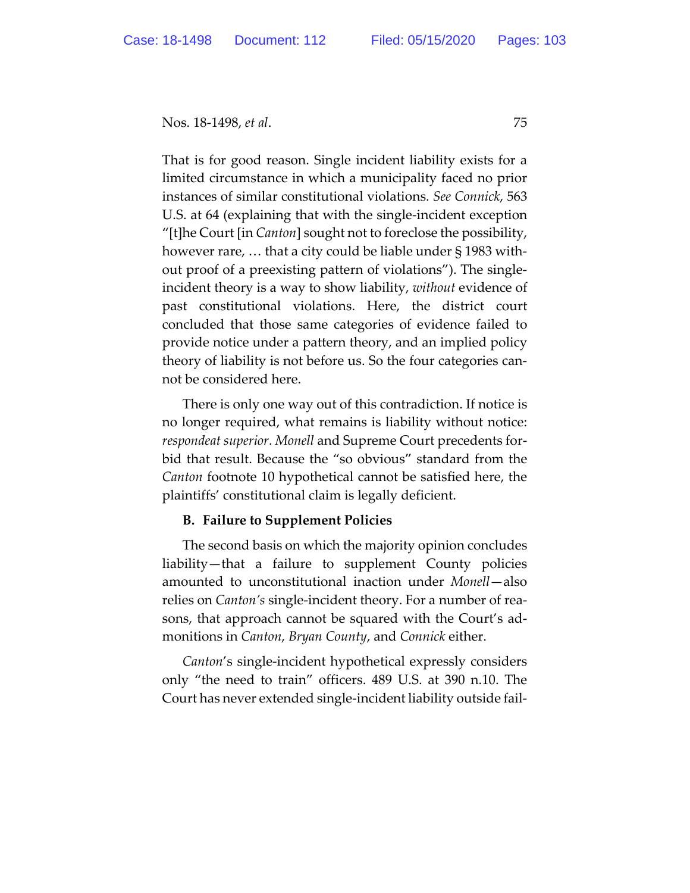That is for good reason. Single incident liability exists for a limited circumstance in which a municipality faced no prior instances of similar constitutional violations. *See Connick*, 563 U.S. at 64 (explaining that with the single-incident exception "[t]he Court [in *Canton*] sought not to foreclose the possibility, however rare, … that a city could be liable under § 1983 without proof of a preexisting pattern of violations"). The single-incident theory is a way to show liability, *without* evidence of past constitutional violations. Here, the district court concluded that those same categories of evidence failed to provide notice under a pattern theory, and an implied policy theory of liability is not before us. So the four categories cannot be considered here.

There is only one way out of this contradiction. If notice is no longer required, what remains is liability without notice: *respondeat superior*. *Monell* and Supreme Court precedents forbid that result. Because the "so obvious" standard from the *Canton* footnote 10 hypothetical cannot be satisfied here, the plaintiffs' constitutional claim is legally deficient.

**B. Failure to Supplement Policies**

The second basis on which the majority opinion concludes liability—that a failure to supplement County policies amounted to unconstitutional inaction under *Monell*—also relies on *Canton's* single-incident theory. For a number of reasons, that approach cannot be squared with the Court's admonitions in *Canton*, *Bryan County*, and *Connick* either.

*Canton*'s single-incident hypothetical expressly considers only "the need to train" officers. 489 U.S. at 390 n.10. The Court has never extended single-incident liability outside fail-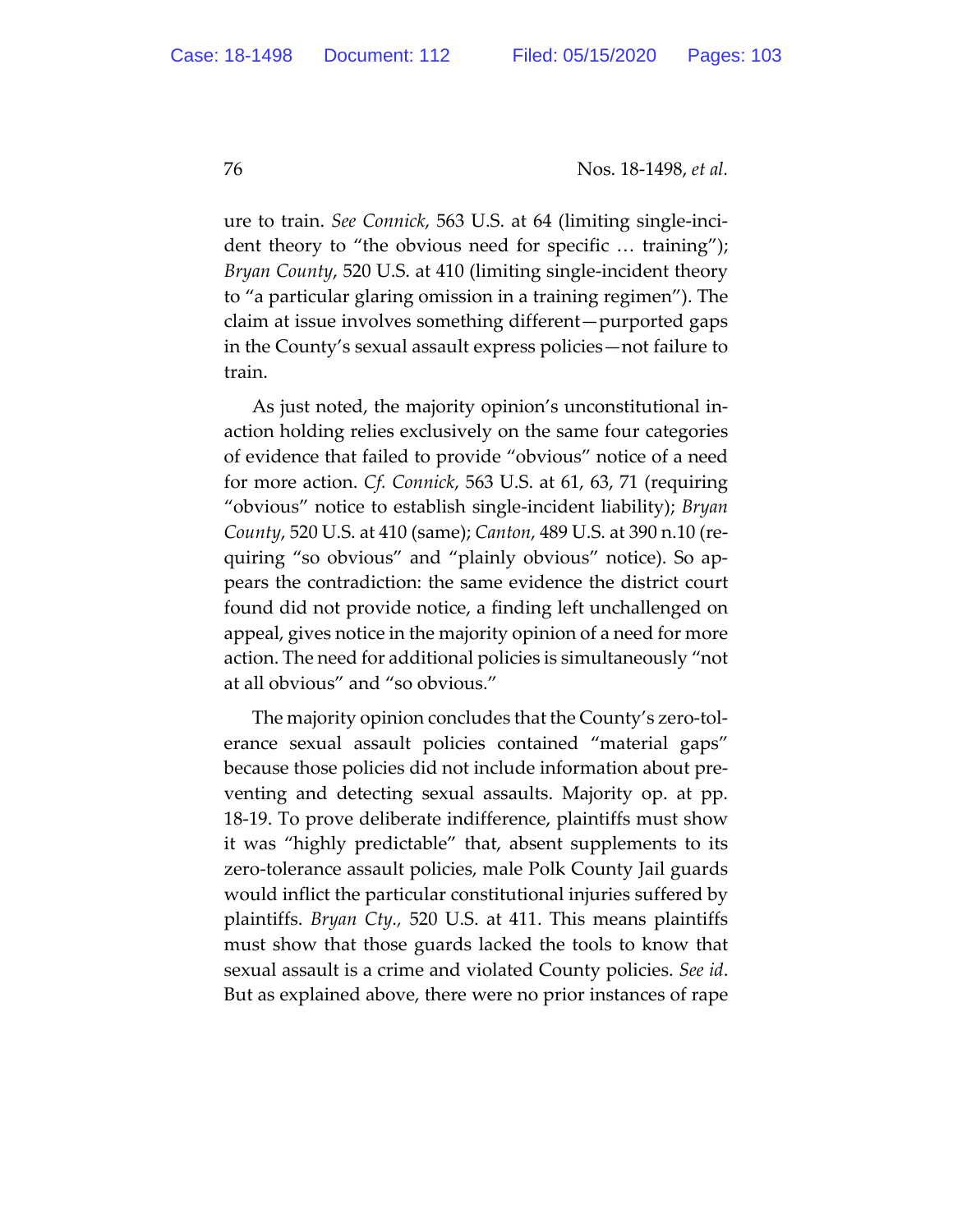ure to train. *See Connick*, 563 U.S. at 64 (limiting single-incident theory to "the obvious need for specific … training"); *Bryan County*, 520 U.S. at 410 (limiting single-incident theory to "a particular glaring omission in a training regimen"). The claim at issue involves something different—purported gaps in the County's sexual assault express policies—not failure to train.

As just noted, the majority opinion's unconstitutional inaction holding relies exclusively on the same four categories of evidence that failed to provide "obvious" notice of a need for more action. *Cf. Connick*, 563 U.S. at 61, 63, 71 (requiring "obvious" notice to establish single-incident liability); *Bryan County*, 520 U.S. at 410 (same); *Canton*, 489 U.S. at 390 n.10 (requiring "so obvious" and "plainly obvious" notice). So appears the contradiction: the same evidence the district court found did not provide notice, a finding left unchallenged on appeal, gives notice in the majority opinion of a need for more action. The need for additional policies is simultaneously "not at all obvious" and "so obvious."

The majority opinion concludes that the County's zero-tolerance sexual assault policies contained "material gaps" because those policies did not include information about preventing and detecting sexual assaults. Majority op. at pp. 18-19. To prove deliberate indifference, plaintiffs must show it was "highly predictable" that, absent supplements to its zero-tolerance assault policies, male Polk County Jail guards would inflict the particular constitutional injuries suffered by plaintiffs. *Bryan Cty.*, 520 U.S. at 411. This means plaintiffs must show that those guards lacked the tools to know that sexual assault is a crime and violated County policies. *See id*. But as explained above, there were no prior instances of rape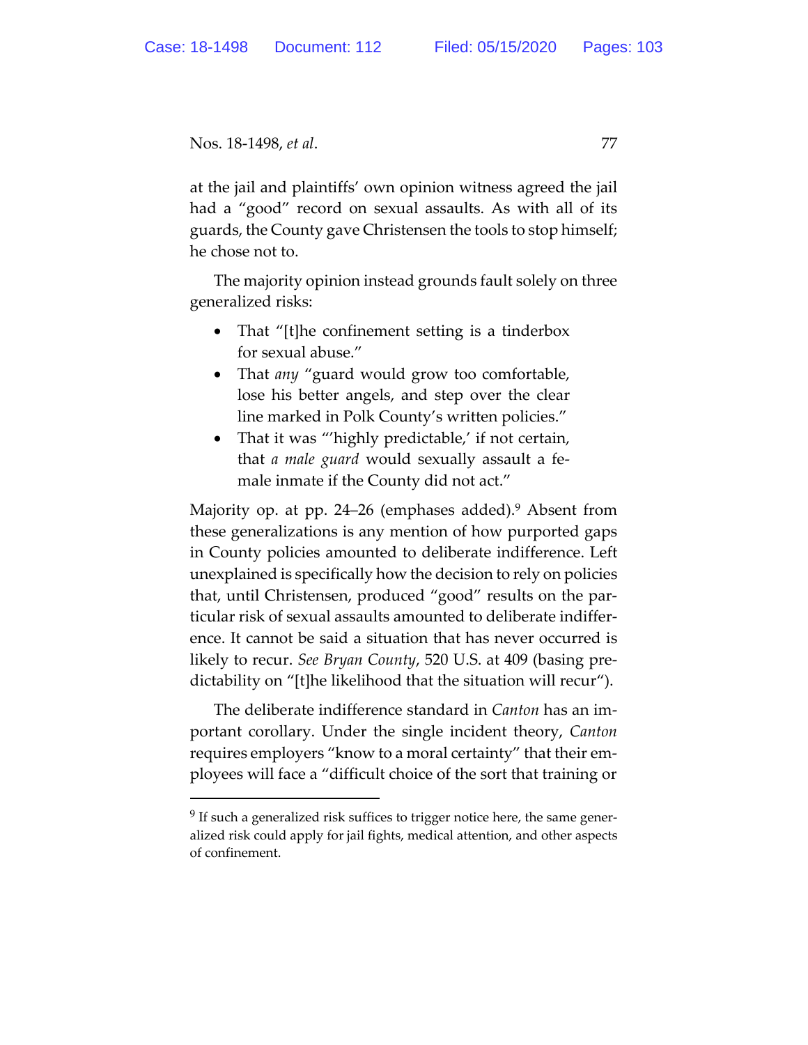at the jail and plaintiffs' own opinion witness agreed the jail had a "good" record on sexual assaults. As with all of its guards, the County gave Christensen the tools to stop himself; he chose not to.

The majority opinion instead grounds fault solely on three generalized risks:

- That "[t]he confinement setting is a tinderbox for sexual abuse."
- That *any* "guard would grow too comfortable, lose his better angels, and step over the clear line marked in Polk County's written policies."
- That it was "'highly predictable,' if not certain, that *a male guard* would sexually assault a female inmate if the County did not act."

Majority op. at pp. 24–26 (emphases added).[9] Absent from these generalizations is any mention of how purported gaps in County policies amounted to deliberate indifference. Left unexplained is specifically how the decision to rely on policies that, until Christensen, produced "good" results on the particular risk of sexual assaults amounted to deliberate indifference. It cannot be said a situation that has never occurred is likely to recur. *See Bryan County*, 520 U.S. at 409 (basing predictability on "[t]he likelihood that the situation will recur").

The deliberate indifference standard in *Canton* has an important corollary. Under the single incident theory, *Canton* requires employers "know to a moral certainty" that their employees will face a "difficult choice of the sort that training or

[9] If such a generalized risk suffices to trigger notice here, the same generalized risk could apply for jail fights, medical attention, and other aspects of confinement.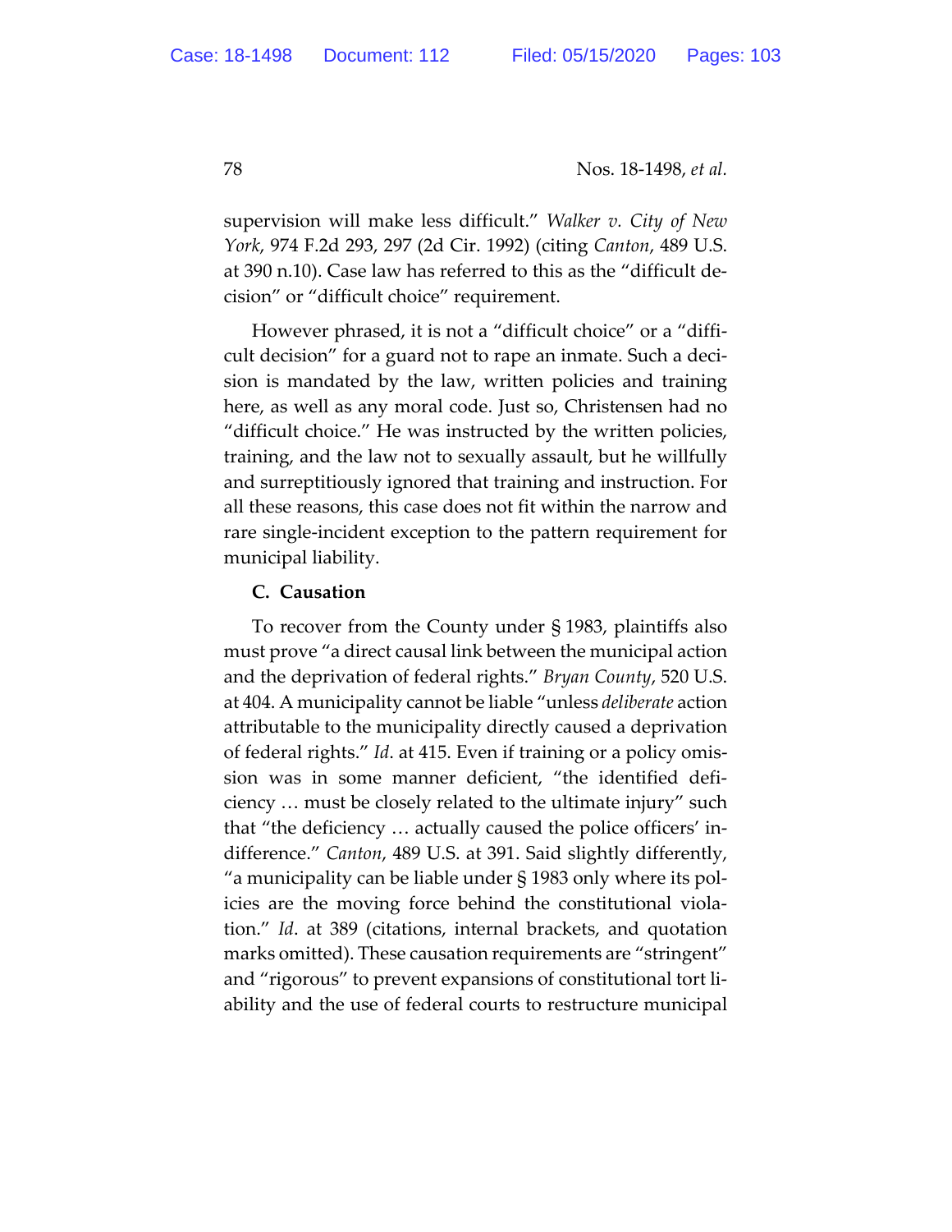supervision will make less difficult." *Walker v. City of New York*, 974 F.2d 293, 297 (2d Cir. 1992) (citing *Canton*, 489 U.S. at 390 n.10). Case law has referred to this as the "difficult decision" or "difficult choice" requirement.

However phrased, it is not a "difficult choice" or a "difficult decision" for a guard not to rape an inmate. Such a decision is mandated by the law, written policies and training here, as well as any moral code. Just so, Christensen had no "difficult choice." He was instructed by the written policies, training, and the law not to sexually assault, but he willfully and surreptitiously ignored that training and instruction. For all these reasons, this case does not fit within the narrow and rare single-incident exception to the pattern requirement for municipal liability.

**C. Causation**

To recover from the County under § 1983, plaintiffs also must prove "a direct causal link between the municipal action and the deprivation of federal rights." *Bryan County*, 520 U.S. at 404. A municipality cannot be liable "unless *deliberate* action attributable to the municipality directly caused a deprivation of federal rights." *Id*. at 415. Even if training or a policy omission was in some manner deficient, "the identified deficiency … must be closely related to the ultimate injury" such that "the deficiency … actually caused the police officers' indifference." *Canton*, 489 U.S. at 391. Said slightly differently, "a municipality can be liable under § 1983 only where its policies are the moving force behind the constitutional violation." *Id*. at 389 (citations, internal brackets, and quotation marks omitted). These causation requirements are "stringent" and "rigorous" to prevent expansions of constitutional tort liability and the use of federal courts to restructure municipal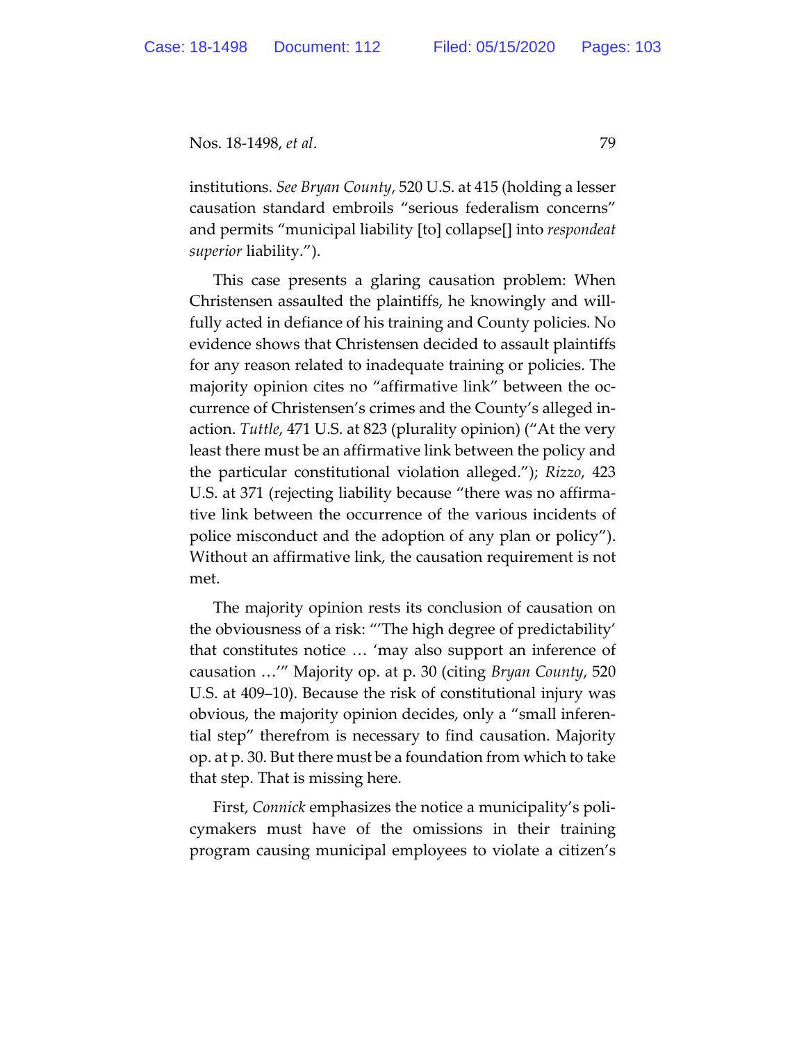institutions. *See Bryan County*, 520 U.S. at 415 (holding a lesser causation standard embroils "serious federalism concerns" and permits "municipal liability [to] collapse[] into *respondeat superior* liability.").

This case presents a glaring causation problem: When Christensen assaulted the plaintiffs, he knowingly and willfully acted in defiance of his training and County policies. No evidence shows that Christensen decided to assault plaintiffs for any reason related to inadequate training or policies. The majority opinion cites no "affirmative link" between the occurrence of Christensen's crimes and the County's alleged inaction. *Tuttle*, 471 U.S. at 823 (plurality opinion) ("At the very least there must be an affirmative link between the policy and the particular constitutional violation alleged."); *Rizzo*, 423 U.S. at 371 (rejecting liability because "there was no affirmative link between the occurrence of the various incidents of police misconduct and the adoption of any plan or policy"). Without an affirmative link, the causation requirement is not met.

The majority opinion rests its conclusion of causation on the obviousness of a risk: "'The high degree of predictability' that constitutes notice … 'may also support an inference of causation …'" Majority op. at p. 30 (citing *Bryan County*, 520 U.S. at 409–10). Because the risk of constitutional injury was obvious, the majority opinion decides, only a "small inferential step" therefrom is necessary to find causation. Majority op. at p. 30. But there must be a foundation from which to take that step. That is missing here.

First, *Connick* emphasizes the notice a municipality's policymakers must have of the omissions in their training program causing municipal employees to violate a citizen's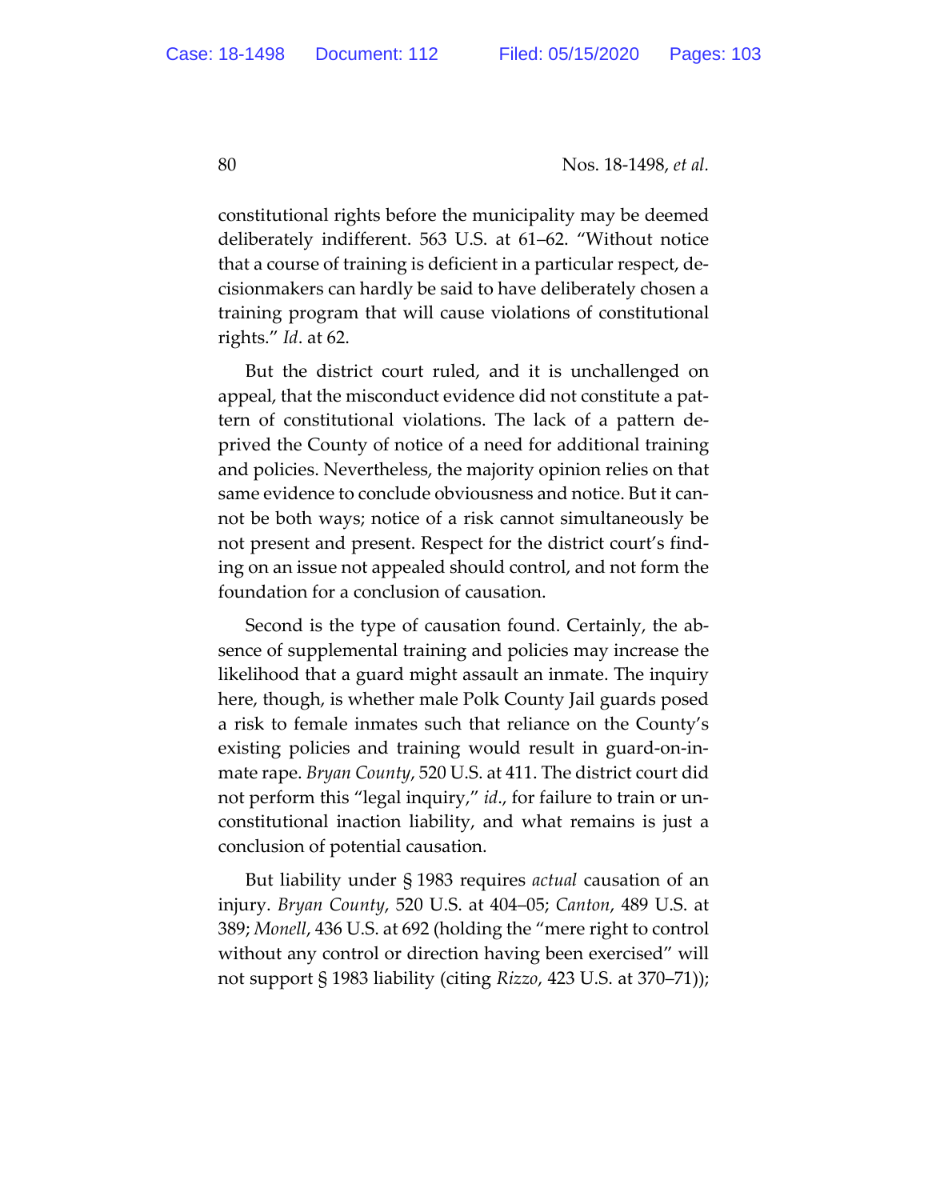constitutional rights before the municipality may be deemed deliberately indifferent. 563 U.S. at 61–62. "Without notice that a course of training is deficient in a particular respect, decisionmakers can hardly be said to have deliberately chosen a training program that will cause violations of constitutional rights." *Id*. at 62.

But the district court ruled, and it is unchallenged on appeal, that the misconduct evidence did not constitute a pattern of constitutional violations. The lack of a pattern deprived the County of notice of a need for additional training and policies. Nevertheless, the majority opinion relies on that same evidence to conclude obviousness and notice. But it cannot be both ways; notice of a risk cannot simultaneously be not present and present. Respect for the district court's finding on an issue not appealed should control, and not form the foundation for a conclusion of causation.

Second is the type of causation found. Certainly, the absence of supplemental training and policies may increase the likelihood that a guard might assault an inmate. The inquiry here, though, is whether male Polk County Jail guards posed a risk to female inmates such that reliance on the County's existing policies and training would result in guard-on-inmate rape. *Bryan County*, 520 U.S. at 411. The district court did not perform this "legal inquiry," *id*., for failure to train or unconstitutional inaction liability, and what remains is just a conclusion of potential causation.

But liability under § 1983 requires *actual* causation of an injury. *Bryan County*, 520 U.S. at 404–05; *Canton*, 489 U.S. at 389; *Monell*, 436 U.S. at 692 (holding the "mere right to control without any control or direction having been exercised" will not support § 1983 liability (citing *Rizzo*, 423 U.S. at 370–71));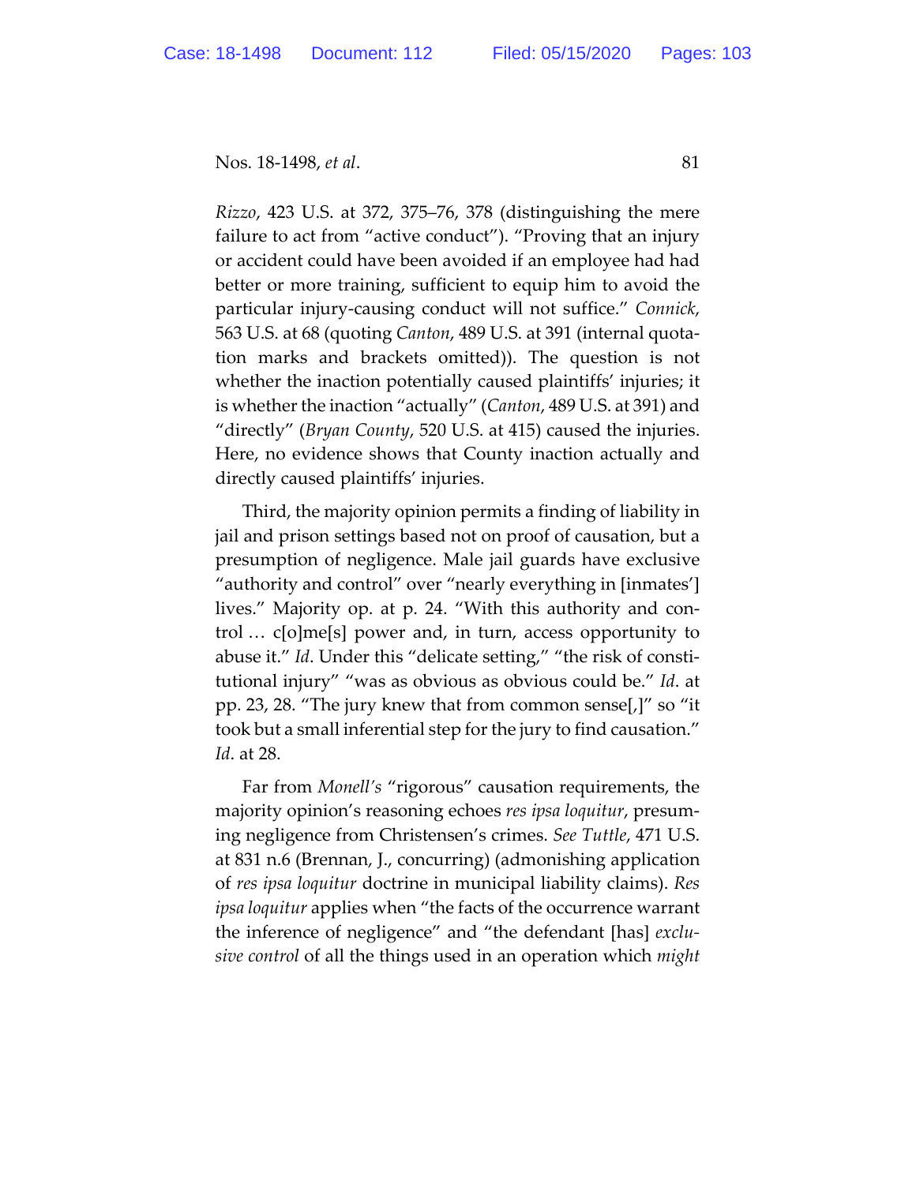*Rizzo*, 423 U.S. at 372, 375–76, 378 (distinguishing the mere failure to act from "active conduct"). "Proving that an injury or accident could have been avoided if an employee had had better or more training, sufficient to equip him to avoid the particular injury-causing conduct will not suffice." *Connick*, 563 U.S. at 68 (quoting *Canton*, 489 U.S. at 391 (internal quotation marks and brackets omitted)). The question is not whether the inaction potentially caused plaintiffs' injuries; it is whether the inaction "actually" (*Canton*, 489 U.S. at 391) and "directly" (*Bryan County*, 520 U.S. at 415) caused the injuries. Here, no evidence shows that County inaction actually and directly caused plaintiffs' injuries.

Third, the majority opinion permits a finding of liability in jail and prison settings based not on proof of causation, but a presumption of negligence. Male jail guards have exclusive "authority and control" over "nearly everything in [inmates'] lives." Majority op. at p. 24. "With this authority and control … c[o]me[s] power and, in turn, access opportunity to abuse it." *Id*. Under this "delicate setting," "the risk of constitutional injury" "was as obvious as obvious could be." *Id*. at pp. 23, 28. "The jury knew that from common sense[,]" so "it took but a small inferential step for the jury to find causation." *Id*. at 28.

Far from *Monell's* "rigorous" causation requirements, the majority opinion's reasoning echoes *res ipsa loquitur*, presuming negligence from Christensen's crimes. *See Tuttle*, 471 U.S. at 831 n.6 (Brennan, J., concurring) (admonishing application of *res ipsa loquitur* doctrine in municipal liability claims). *Res ipsa loquitur* applies when "the facts of the occurrence warrant the inference of negligence" and "the defendant [has] *exclusive control* of all the things used in an operation which *might*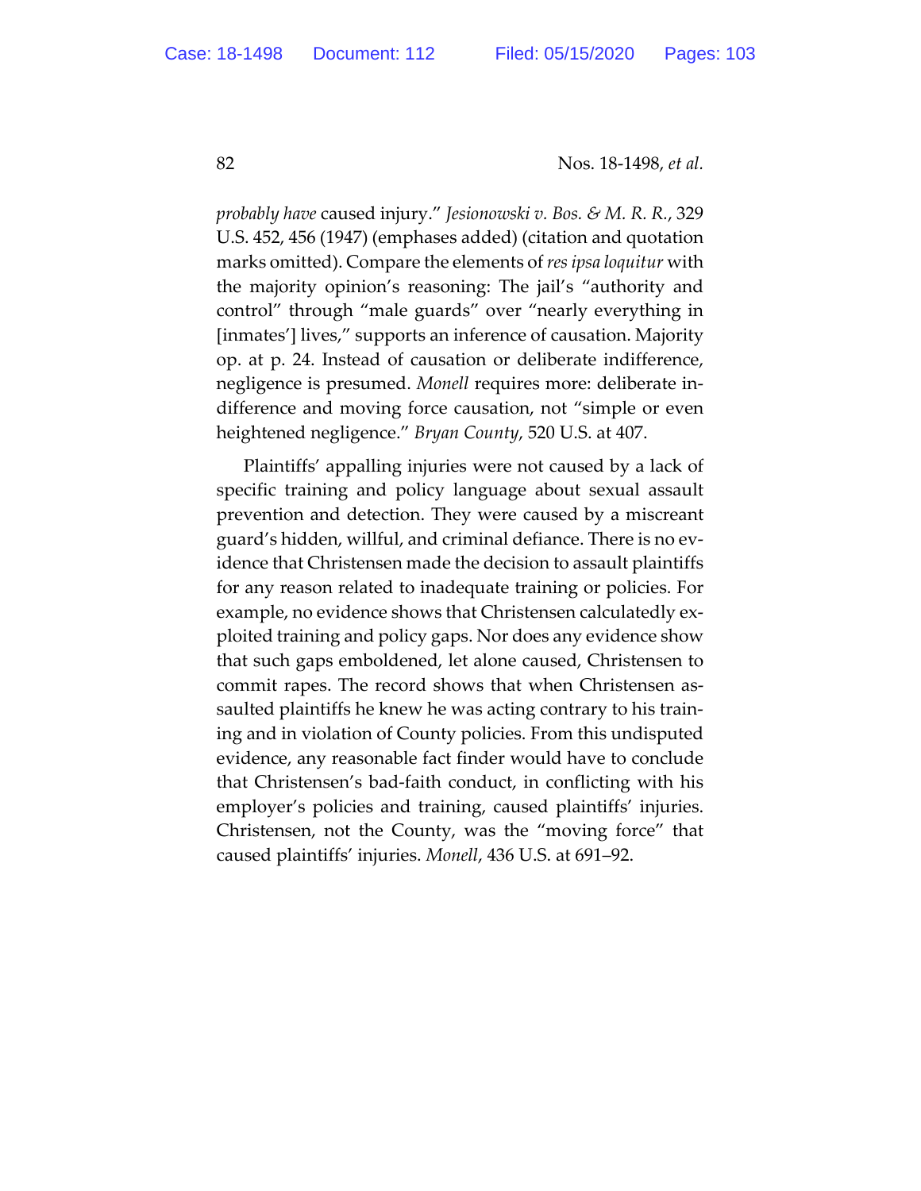*probably have* caused injury." *Jesionowski v. Bos. & M. R. R.*, 329 U.S. 452, 456 (1947) (emphases added) (citation and quotation marks omitted). Compare the elements of *res ipsa loquitur* with the majority opinion's reasoning: The jail's "authority and control" through "male guards" over "nearly everything in [inmates'] lives," supports an inference of causation. Majority op. at p. 24. Instead of causation or deliberate indifference, negligence is presumed. *Monell* requires more: deliberate indifference and moving force causation, not "simple or even heightened negligence." *Bryan County*, 520 U.S. at 407.

Plaintiffs' appalling injuries were not caused by a lack of specific training and policy language about sexual assault prevention and detection. They were caused by a miscreant guard's hidden, willful, and criminal defiance. There is no evidence that Christensen made the decision to assault plaintiffs for any reason related to inadequate training or policies. For example, no evidence shows that Christensen calculatedly exploited training and policy gaps. Nor does any evidence show that such gaps emboldened, let alone caused, Christensen to commit rapes. The record shows that when Christensen assaulted plaintiffs he knew he was acting contrary to his training and in violation of County policies. From this undisputed evidence, any reasonable fact finder would have to conclude that Christensen's bad-faith conduct, in conflicting with his employer's policies and training, caused plaintiffs' injuries. Christensen, not the County, was the "moving force" that caused plaintiffs' injuries. *Monell*, 436 U.S. at 691–92.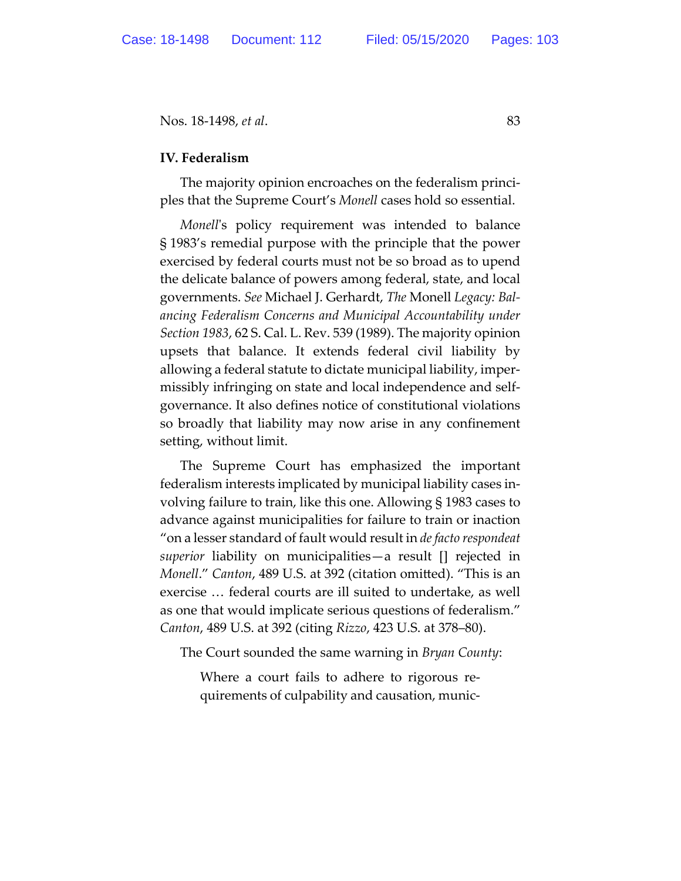## IV. Federalism

The majority opinion encroaches on the federalism principles that the Supreme Court's *Monell* cases hold so essential.

*Monell*'s policy requirement was intended to balance § 1983's remedial purpose with the principle that the power exercised by federal courts must not be so broad as to upend the delicate balance of powers among federal, state, and local governments. *See* Michael J. Gerhardt, *The* Monell *Legacy: Balancing Federalism Concerns and Municipal Accountability under Section 1983*, 62 S. Cal. L. Rev. 539 (1989). The majority opinion upsets that balance. It extends federal civil liability by allowing a federal statute to dictate municipal liability, impermissibly infringing on state and local independence and self-governance. It also defines notice of constitutional violations so broadly that liability may now arise in any confinement setting, without limit.

The Supreme Court has emphasized the important federalism interests implicated by municipal liability cases involving failure to train, like this one. Allowing § 1983 cases to advance against municipalities for failure to train or inaction "on a lesser standard of fault would result in *de facto respondeat superior* liability on municipalities—a result [] rejected in *Monell*." *Canton*, 489 U.S. at 392 (citation omitted). "This is an exercise … federal courts are ill suited to undertake, as well as one that would implicate serious questions of federalism." *Canton*, 489 U.S. at 392 (citing *Rizzo*, 423 U.S. at 378–80).

The Court sounded the same warning in *Bryan County*:

> Where a court fails to adhere to rigorous requirements of culpability and causation, munic-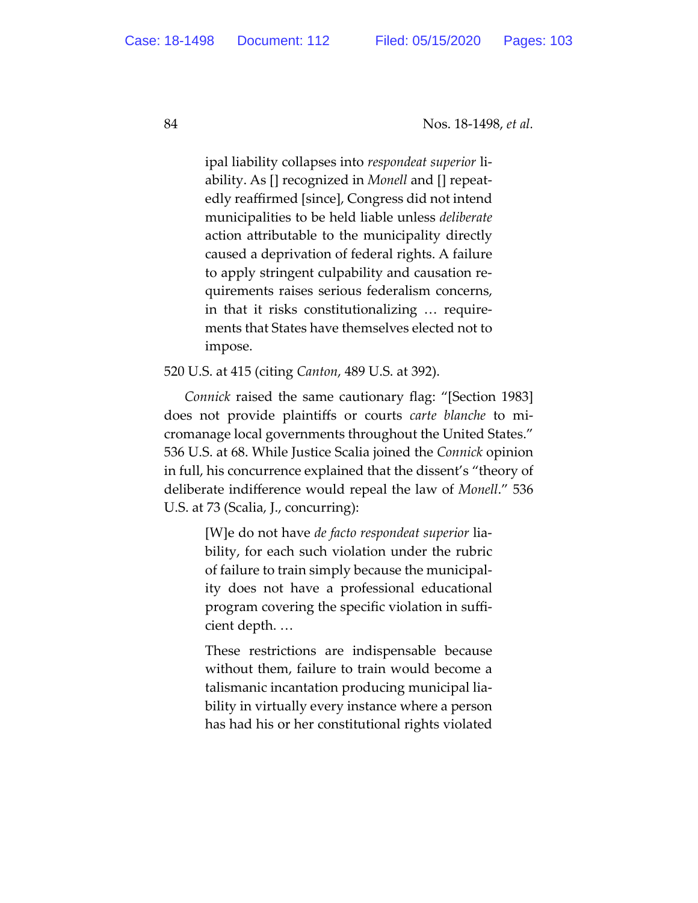> ipal liability collapses into *respondeat superior* liability. As [] recognized in *Monell* and [] repeatedly reaffirmed [since], Congress did not intend municipalities to be held liable unless *deliberate* action attributable to the municipality directly caused a deprivation of federal rights. A failure to apply stringent culpability and causation requirements raises serious federalism concerns, in that it risks constitutionalizing … requirements that States have themselves elected not to impose.

520 U.S. at 415 (citing *Canton*, 489 U.S. at 392).

*Connick* raised the same cautionary flag: "[Section 1983] does not provide plaintiffs or courts *carte blanche* to micromanage local governments throughout the United States." 536 U.S. at 68. While Justice Scalia joined the *Connick* opinion in full, his concurrence explained that the dissent's "theory of deliberate indifference would repeal the law of *Monell*." 536 U.S. at 73 (Scalia, J., concurring):

> [W]e do not have *de facto respondeat superior* liability, for each such violation under the rubric of failure to train simply because the municipality does not have a professional educational program covering the specific violation in sufficient depth. …
>
> These restrictions are indispensable because without them, failure to train would become a talismanic incantation producing municipal liability in virtually every instance where a person has had his or her constitutional rights violated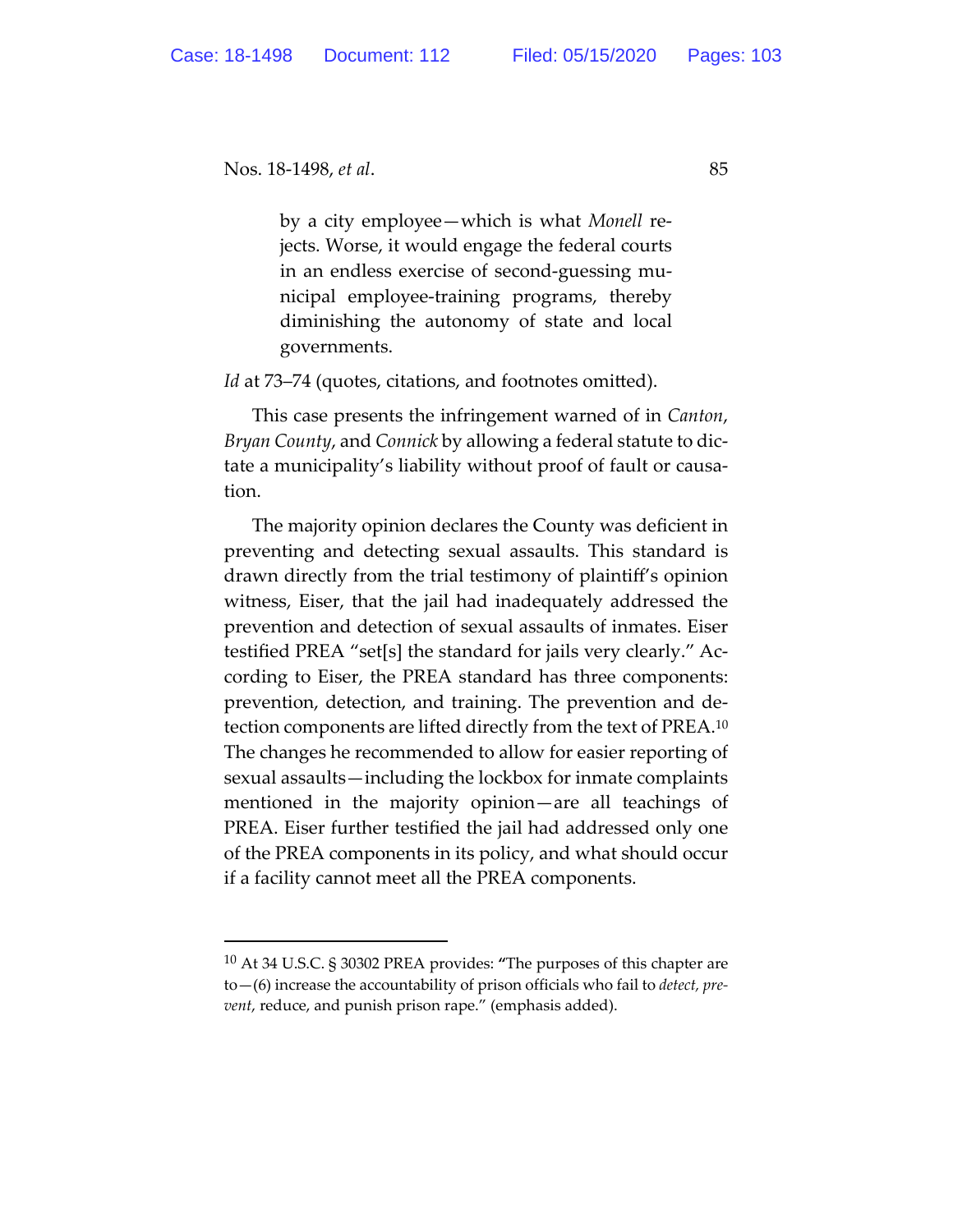> by a city employee—which is what *Monell* rejects. Worse, it would engage the federal courts in an endless exercise of second-guessing municipal employee-training programs, thereby diminishing the autonomy of state and local governments.

*Id* at 73–74 (quotes, citations, and footnotes omitted).

This case presents the infringement warned of in *Canton*, *Bryan County*, and *Connick* by allowing a federal statute to dictate a municipality's liability without proof of fault or causation.

The majority opinion declares the County was deficient in preventing and detecting sexual assaults. This standard is drawn directly from the trial testimony of plaintiff's opinion witness, Eiser, that the jail had inadequately addressed the prevention and detection of sexual assaults of inmates. Eiser testified PREA "set[s] the standard for jails very clearly." According to Eiser, the PREA standard has three components: prevention, detection, and training. The prevention and detection components are lifted directly from the text of PREA.[10] The changes he recommended to allow for easier reporting of sexual assaults—including the lockbox for inmate complaints mentioned in the majority opinion—are all teachings of PREA. Eiser further testified the jail had addressed only one of the PREA components in its policy, and what should occur if a facility cannot meet all the PREA components.

---

[10] At 34 U.S.C. § 30302 PREA provides: "The purposes of this chapter are to—(6) increase the accountability of prison officials who fail to *detect, prevent*, reduce, and punish prison rape." (emphasis added).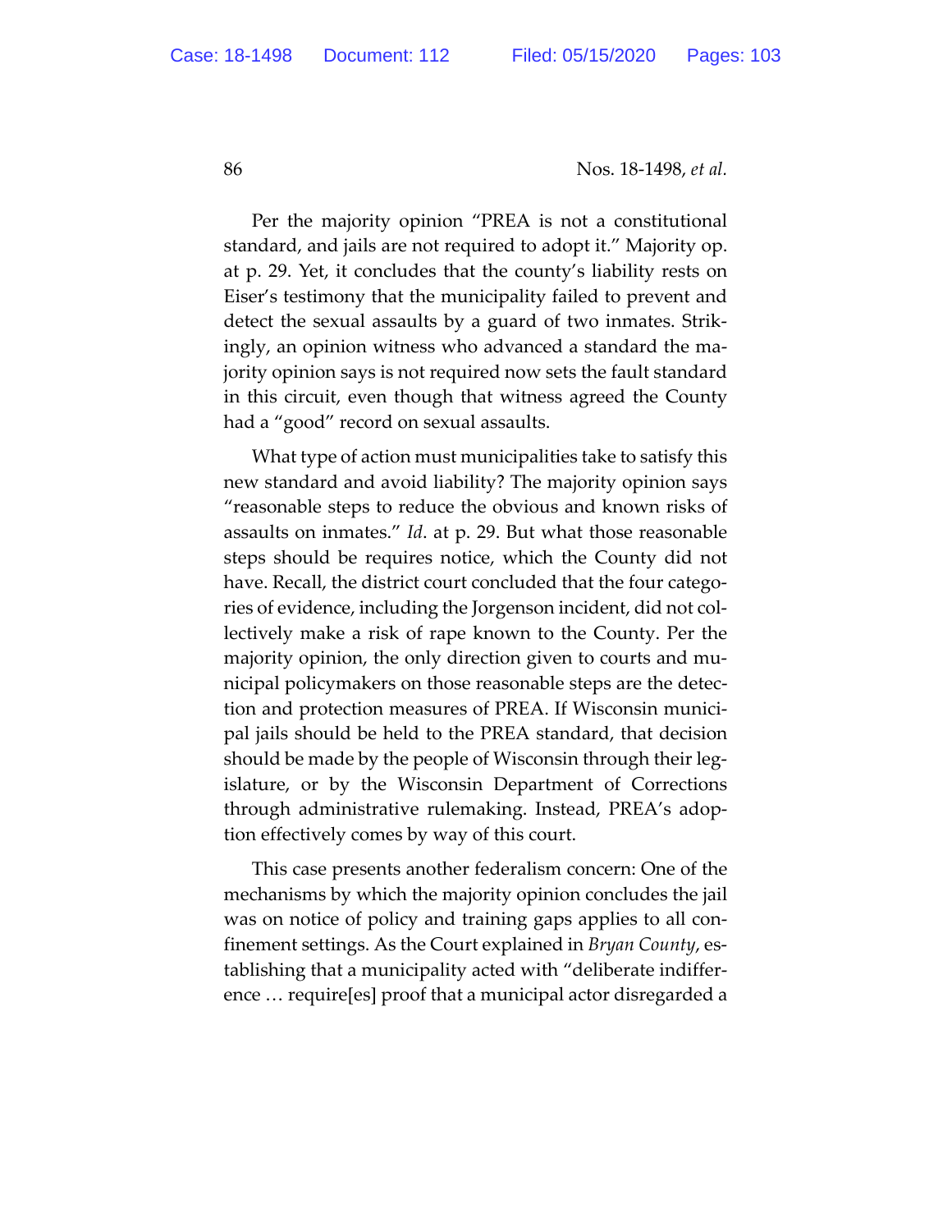Per the majority opinion "PREA is not a constitutional standard, and jails are not required to adopt it." Majority op. at p. 29. Yet, it concludes that the county's liability rests on Eiser's testimony that the municipality failed to prevent and detect the sexual assaults by a guard of two inmates. Strikingly, an opinion witness who advanced a standard the majority opinion says is not required now sets the fault standard in this circuit, even though that witness agreed the County had a "good" record on sexual assaults.

What type of action must municipalities take to satisfy this new standard and avoid liability? The majority opinion says "reasonable steps to reduce the obvious and known risks of assaults on inmates." *Id.* at p. 29. But what those reasonable steps should be requires notice, which the County did not have. Recall, the district court concluded that the four categories of evidence, including the Jorgenson incident, did not collectively make a risk of rape known to the County. Per the majority opinion, the only direction given to courts and municipal policymakers on those reasonable steps are the detection and protection measures of PREA. If Wisconsin municipal jails should be held to the PREA standard, that decision should be made by the people of Wisconsin through their legislature, or by the Wisconsin Department of Corrections through administrative rulemaking. Instead, PREA's adoption effectively comes by way of this court.

This case presents another federalism concern: One of the mechanisms by which the majority opinion concludes the jail was on notice of policy and training gaps applies to all confinement settings. As the Court explained in *Bryan County*, establishing that a municipality acted with "deliberate indifference … require[es] proof that a municipal actor disregarded a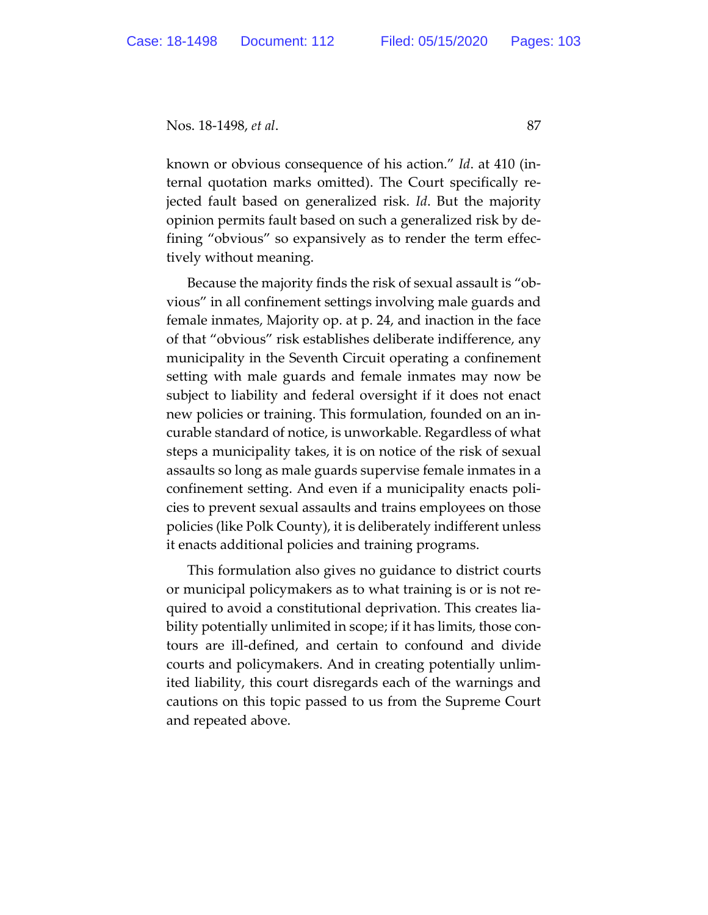known or obvious consequence of his action." *Id*. at 410 (internal quotation marks omitted). The Court specifically rejected fault based on generalized risk. *Id*. But the majority opinion permits fault based on such a generalized risk by defining "obvious" so expansively as to render the term effectively without meaning.

Because the majority finds the risk of sexual assault is "obvious" in all confinement settings involving male guards and female inmates, Majority op. at p. 24, and inaction in the face of that "obvious" risk establishes deliberate indifference, any municipality in the Seventh Circuit operating a confinement setting with male guards and female inmates may now be subject to liability and federal oversight if it does not enact new policies or training. This formulation, founded on an incurable standard of notice, is unworkable. Regardless of what steps a municipality takes, it is on notice of the risk of sexual assaults so long as male guards supervise female inmates in a confinement setting. And even if a municipality enacts policies to prevent sexual assaults and trains employees on those policies (like Polk County), it is deliberately indifferent unless it enacts additional policies and training programs.

This formulation also gives no guidance to district courts or municipal policymakers as to what training is or is not required to avoid a constitutional deprivation. This creates liability potentially unlimited in scope; if it has limits, those contours are ill-defined, and certain to confound and divide courts and policymakers. And in creating potentially unlimited liability, this court disregards each of the warnings and cautions on this topic passed to us from the Supreme Court and repeated above.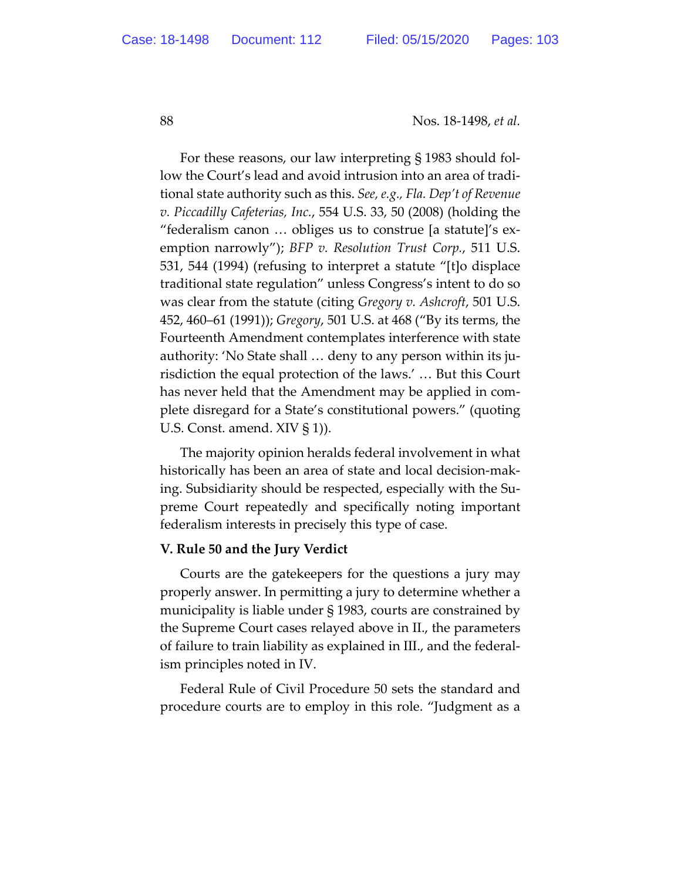For these reasons, our law interpreting § 1983 should follow the Court's lead and avoid intrusion into an area of traditional state authority such as this. *See, e.g.*, *Fla. Dep't of Revenue v. Piccadilly Cafeterias, Inc.*, 554 U.S. 33, 50 (2008) (holding the "federalism canon … obliges us to construe [a statute]'s exemption narrowly"); *BFP v. Resolution Trust Corp.*, 511 U.S. 531, 544 (1994) (refusing to interpret a statute "[t]o displace traditional state regulation" unless Congress's intent to do so was clear from the statute (citing *Gregory v. Ashcroft*, 501 U.S. 452, 460–61 (1991)); *Gregory*, 501 U.S. at 468 ("By its terms, the Fourteenth Amendment contemplates interference with state authority: 'No State shall … deny to any person within its jurisdiction the equal protection of the laws.' … But this Court has never held that the Amendment may be applied in complete disregard for a State's constitutional powers." (quoting U.S. Const. amend. XIV § 1)).

The majority opinion heralds federal involvement in what historically has been an area of state and local decision-making. Subsidiarity should be respected, especially with the Supreme Court repeatedly and specifically noting important federalism interests in precisely this type of case.

**V. Rule 50 and the Jury Verdict**

Courts are the gatekeepers for the questions a jury may properly answer. In permitting a jury to determine whether a municipality is liable under § 1983, courts are constrained by the Supreme Court cases relayed above in II., the parameters of failure to train liability as explained in III., and the federalism principles noted in IV.

Federal Rule of Civil Procedure 50 sets the standard and procedure courts are to employ in this role. "Judgment as a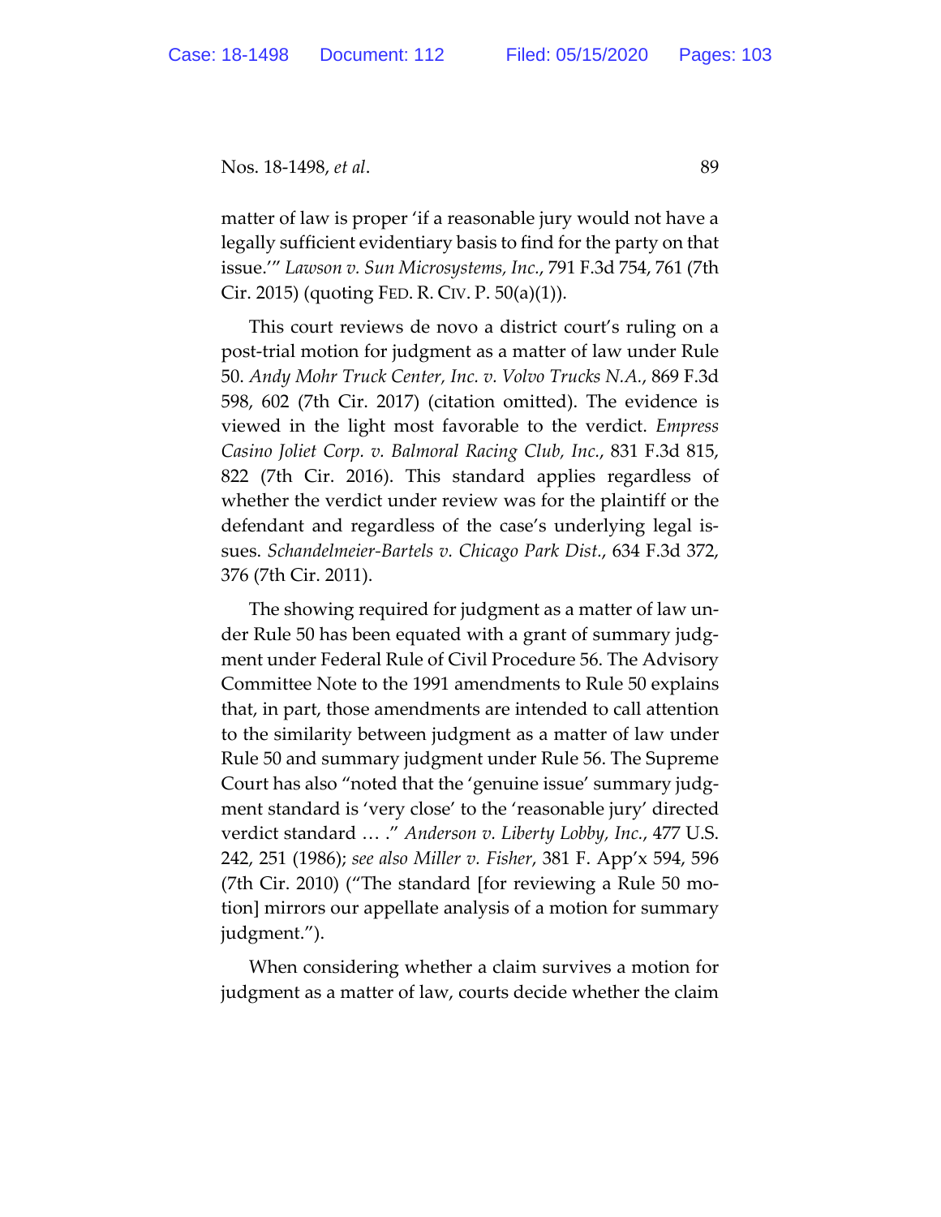matter of law is proper 'if a reasonable jury would not have a legally sufficient evidentiary basis to find for the party on that issue.'" *Lawson v. Sun Microsystems, Inc.*, 791 F.3d 754, 761 (7th Cir. 2015) (quoting FED. R. CIV. P. 50(a)(1)).

This court reviews de novo a district court's ruling on a post-trial motion for judgment as a matter of law under Rule 50. *Andy Mohr Truck Center, Inc. v. Volvo Trucks N.A.*, 869 F.3d 598, 602 (7th Cir. 2017) (citation omitted). The evidence is viewed in the light most favorable to the verdict. *Empress Casino Joliet Corp. v. Balmoral Racing Club, Inc.*, 831 F.3d 815, 822 (7th Cir. 2016). This standard applies regardless of whether the verdict under review was for the plaintiff or the defendant and regardless of the case's underlying legal issues. *Schandelmeier-Bartels v. Chicago Park Dist.*, 634 F.3d 372, 376 (7th Cir. 2011).

The showing required for judgment as a matter of law under Rule 50 has been equated with a grant of summary judgment under Federal Rule of Civil Procedure 56. The Advisory Committee Note to the 1991 amendments to Rule 50 explains that, in part, those amendments are intended to call attention to the similarity between judgment as a matter of law under Rule 50 and summary judgment under Rule 56. The Supreme Court has also "noted that the 'genuine issue' summary judgment standard is 'very close' to the 'reasonable jury' directed verdict standard … ." *Anderson v. Liberty Lobby, Inc.*, 477 U.S. 242, 251 (1986); *see also Miller v. Fisher*, 381 F. App'x 594, 596 (7th Cir. 2010) ("The standard [for reviewing a Rule 50 motion] mirrors our appellate analysis of a motion for summary judgment.").

When considering whether a claim survives a motion for judgment as a matter of law, courts decide whether the claim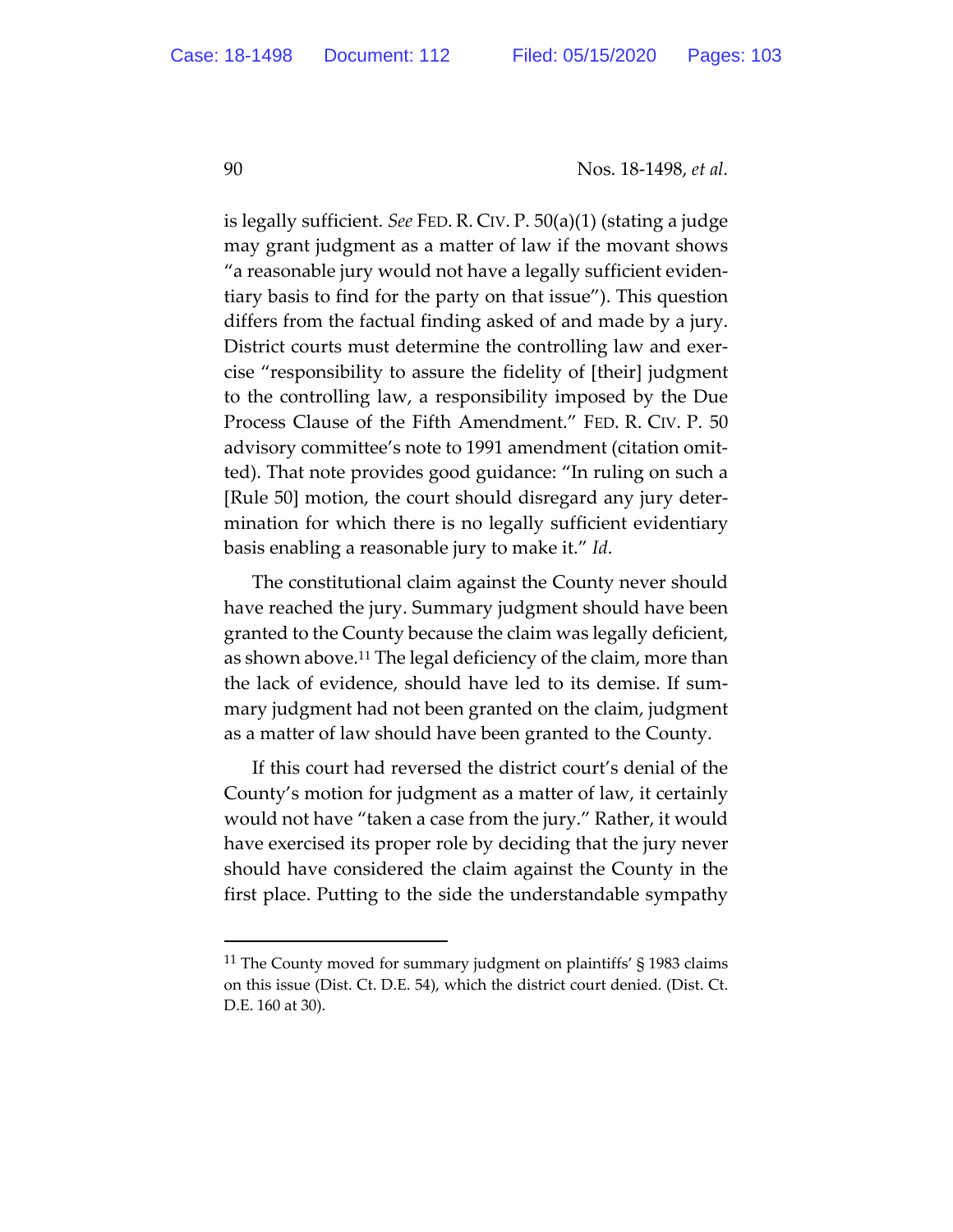is legally sufficient. *See* FED. R. CIV. P. 50(a)(1) (stating a judge may grant judgment as a matter of law if the movant shows "a reasonable jury would not have a legally sufficient evidentiary basis to find for the party on that issue"). This question differs from the factual finding asked of and made by a jury. District courts must determine the controlling law and exercise "responsibility to assure the fidelity of [their] judgment to the controlling law, a responsibility imposed by the Due Process Clause of the Fifth Amendment." FED. R. CIV. P. 50 advisory committee's note to 1991 amendment (citation omitted). That note provides good guidance: "In ruling on such a [Rule 50] motion, the court should disregard any jury determination for which there is no legally sufficient evidentiary basis enabling a reasonable jury to make it." *Id*.

The constitutional claim against the County never should have reached the jury. Summary judgment should have been granted to the County because the claim was legally deficient, as shown above.[11] The legal deficiency of the claim, more than the lack of evidence, should have led to its demise. If summary judgment had not been granted on the claim, judgment as a matter of law should have been granted to the County.

If this court had reversed the district court's denial of the County's motion for judgment as a matter of law, it certainly would not have "taken a case from the jury." Rather, it would have exercised its proper role by deciding that the jury never should have considered the claim against the County in the first place. Putting to the side the understandable sympathy

---

[11] The County moved for summary judgment on plaintiffs' § 1983 claims on this issue (Dist. Ct. D.E. 54), which the district court denied. (Dist. Ct. D.E. 160 at 30).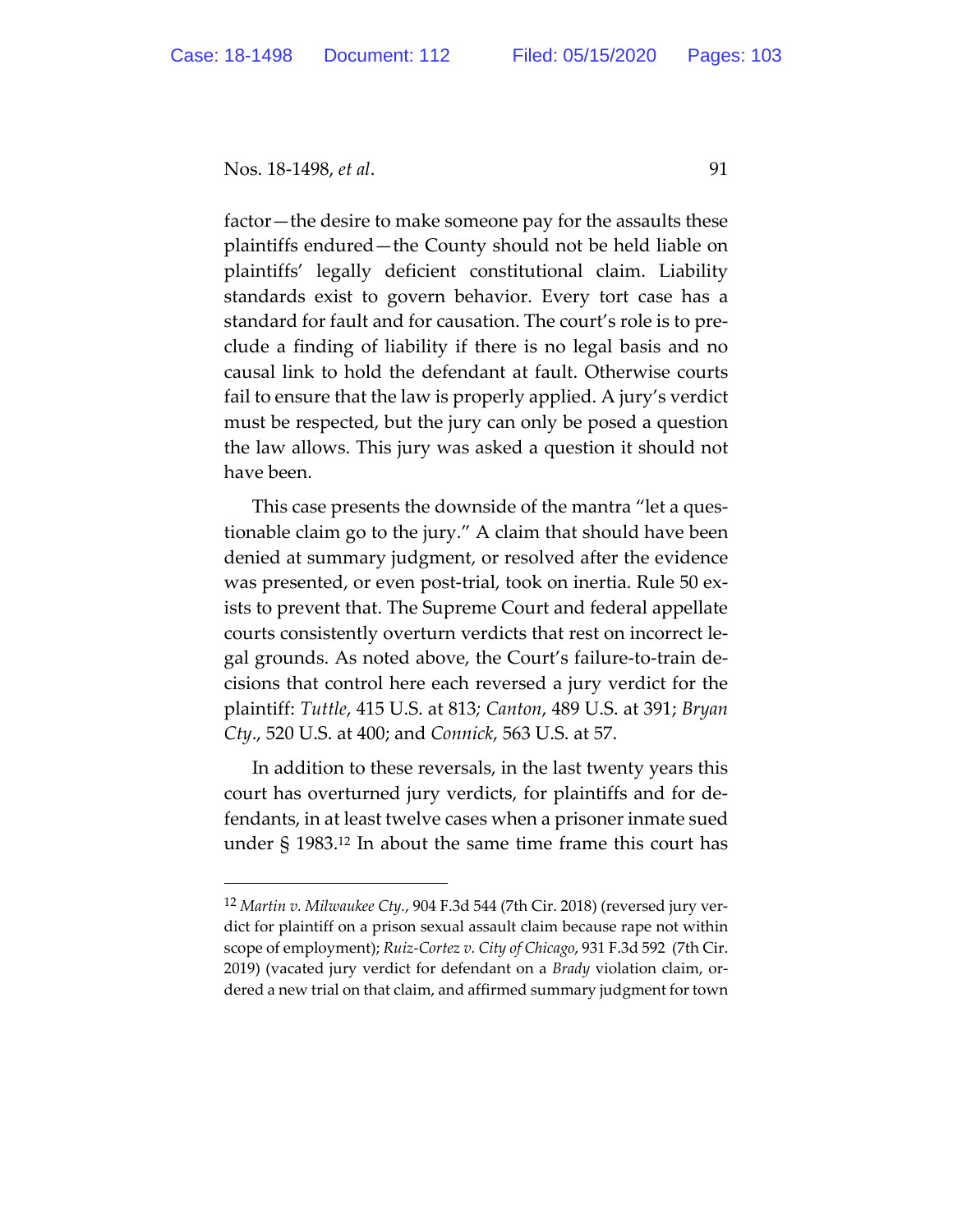factor—the desire to make someone pay for the assaults these plaintiffs endured—the County should not be held liable on plaintiffs' legally deficient constitutional claim. Liability standards exist to govern behavior. Every tort case has a standard for fault and for causation. The court's role is to preclude a finding of liability if there is no legal basis and no causal link to hold the defendant at fault. Otherwise courts fail to ensure that the law is properly applied. A jury's verdict must be respected, but the jury can only be posed a question the law allows. This jury was asked a question it should not have been.

This case presents the downside of the mantra "let a questionable claim go to the jury." A claim that should have been denied at summary judgment, or resolved after the evidence was presented, or even post-trial, took on inertia. Rule 50 exists to prevent that. The Supreme Court and federal appellate courts consistently overturn verdicts that rest on incorrect legal grounds. As noted above, the Court's failure-to-train decisions that control here each reversed a jury verdict for the plaintiff: *Tuttle*, 415 U.S. at 813; *Canton*, 489 U.S. at 391; *Bryan Cty*., 520 U.S. at 400; and *Connick*, 563 U.S. at 57.

In addition to these reversals, in the last twenty years this court has overturned jury verdicts, for plaintiffs and for defendants, in at least twelve cases when a prisoner inmate sued under § 1983.[12] In about the same time frame this court has

---

[12] *Martin v. Milwaukee Cty.*, 904 F.3d 544 (7th Cir. 2018) (reversed jury verdict for plaintiff on a prison sexual assault claim because rape not within scope of employment); *Ruiz-Cortez v. City of Chicago*, 931 F.3d 592 (7th Cir. 2019) (vacated jury verdict for defendant on a *Brady* violation claim, ordered a new trial on that claim, and affirmed summary judgment for town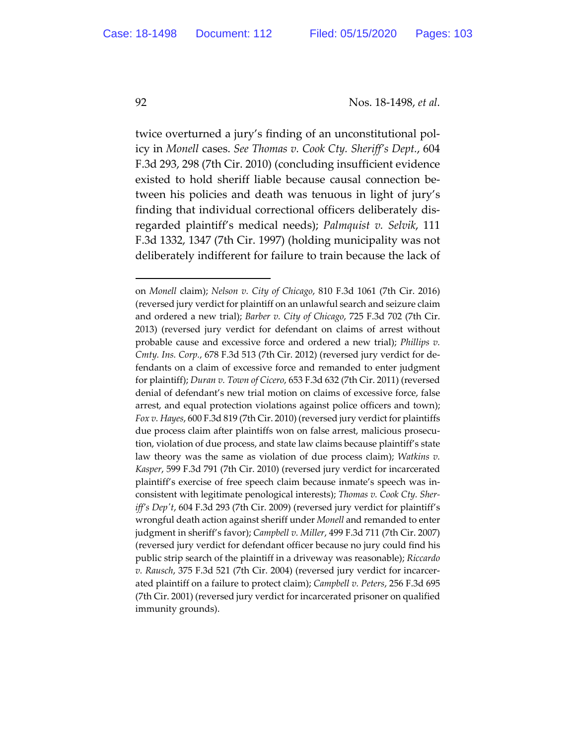twice overturned a jury's finding of an unconstitutional policy in *Monell* cases. *See Thomas v. Cook Cty. Sheriff's Dept.*, 604 F.3d 293, 298 (7th Cir. 2010) (concluding insufficient evidence existed to hold sheriff liable because causal connection between his policies and death was tenuous in light of jury's finding that individual correctional officers deliberately disregarded plaintiff's medical needs); *Palmquist v. Selvik*, 111 F.3d 1332, 1347 (7th Cir. 1997) (holding municipality was not deliberately indifferent for failure to train because the lack of

---

on *Monell* claim); *Nelson v. City of Chicago*, 810 F.3d 1061 (7th Cir. 2016) (reversed jury verdict for plaintiff on an unlawful search and seizure claim and ordered a new trial); *Barber v. City of Chicago*, 725 F.3d 702 (7th Cir. 2013) (reversed jury verdict for defendant on claims of arrest without probable cause and excessive force and ordered a new trial); *Phillips v. Cmty. Ins. Corp.*, 678 F.3d 513 (7th Cir. 2012) (reversed jury verdict for defendants on a claim of excessive force and remanded to enter judgment for plaintiff); *Duran v. Town of Cicero*, 653 F.3d 632 (7th Cir. 2011) (reversed denial of defendant's new trial motion on claims of excessive force, false arrest, and equal protection violations against police officers and town); *Fox v. Hayes*, 600 F.3d 819 (7th Cir. 2010) (reversed jury verdict for plaintiffs due process claim after plaintiffs won on false arrest, malicious prosecution, violation of due process, and state law claims because plaintiff's state law theory was the same as violation of due process claim); *Watkins v. Kasper*, 599 F.3d 791 (7th Cir. 2010) (reversed jury verdict for incarcerated plaintiff's exercise of free speech claim because inmate's speech was inconsistent with legitimate penological interests); *Thomas v. Cook Cty. Sheriff's Dep't*, 604 F.3d 293 (7th Cir. 2009) (reversed jury verdict for plaintiff's wrongful death action against sheriff under *Monell* and remanded to enter judgment in sheriff's favor); *Campbell v. Miller*, 499 F.3d 711 (7th Cir. 2007) (reversed jury verdict for defendant officer because no jury could find his public strip search of the plaintiff in a driveway was reasonable); *Riccardo v. Rausch*, 375 F.3d 521 (7th Cir. 2004) (reversed jury verdict for incarcerated plaintiff on a failure to protect claim); *Campbell v. Peters*, 256 F.3d 695 (7th Cir. 2001) (reversed jury verdict for incarcerated prisoner on qualified immunity grounds).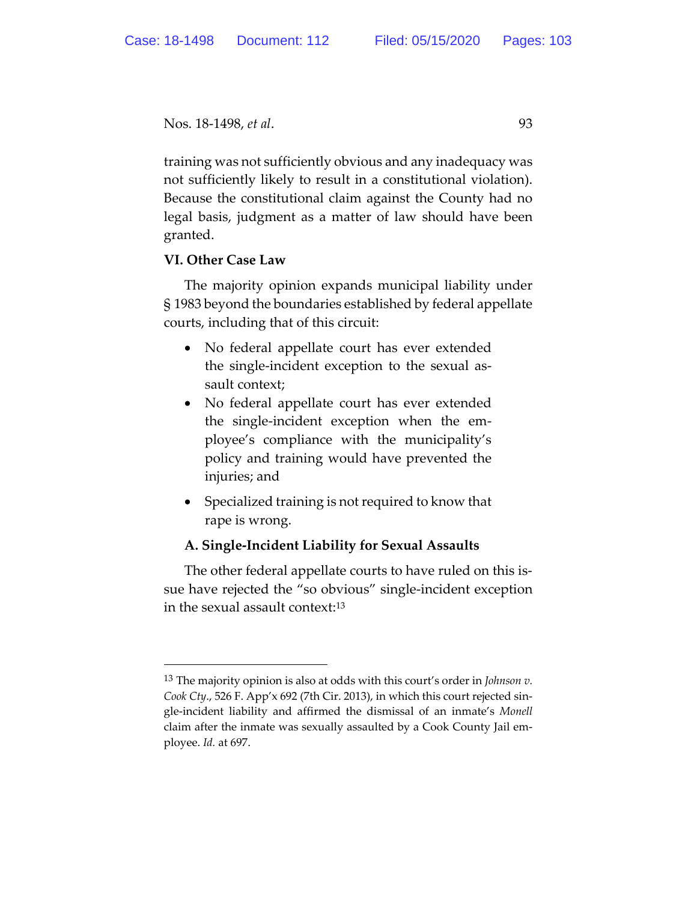training was not sufficiently obvious and any inadequacy was not sufficiently likely to result in a constitutional violation). Because the constitutional claim against the County had no legal basis, judgment as a matter of law should have been granted.

### VI. Other Case Law

The majority opinion expands municipal liability under § 1983 beyond the boundaries established by federal appellate courts, including that of this circuit:

- No federal appellate court has ever extended the single-incident exception to the sexual assault context;
- No federal appellate court has ever extended the single-incident exception when the employee's compliance with the municipality's policy and training would have prevented the injuries; and
- Specialized training is not required to know that rape is wrong.

#### A. Single-Incident Liability for Sexual Assaults

The other federal appellate courts to have ruled on this issue have rejected the "so obvious" single-incident exception in the sexual assault context:[13]

---

[13] The majority opinion is also at odds with this court's order in *Johnson v. Cook Cty.*, 526 F. App'x 692 (7th Cir. 2013), in which this court rejected single-incident liability and affirmed the dismissal of an inmate's *Monell* claim after the inmate was sexually assaulted by a Cook County Jail employee. *Id.* at 697.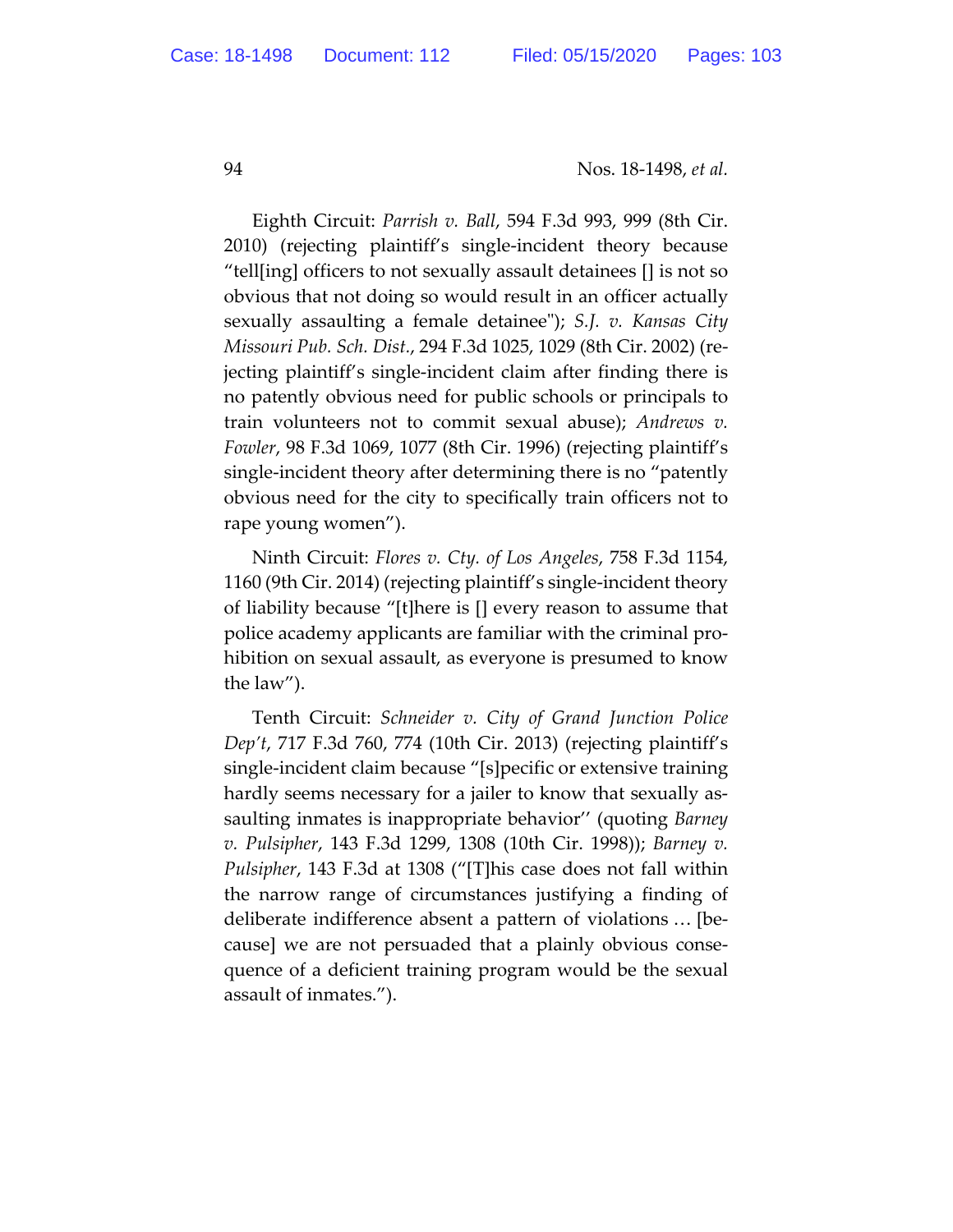Eighth Circuit: *Parrish v. Ball*, 594 F.3d 993, 999 (8th Cir. 2010) (rejecting plaintiff's single-incident theory because "tell[ing] officers to not sexually assault detainees [] is not so obvious that not doing so would result in an officer actually sexually assaulting a female detainee"); *S.J. v. Kansas City Missouri Pub. Sch. Dist.*, 294 F.3d 1025, 1029 (8th Cir. 2002) (rejecting plaintiff's single-incident claim after finding there is no patently obvious need for public schools or principals to train volunteers not to commit sexual abuse); *Andrews v. Fowler*, 98 F.3d 1069, 1077 (8th Cir. 1996) (rejecting plaintiff's single-incident theory after determining there is no "patently obvious need for the city to specifically train officers not to rape young women").

Ninth Circuit: *Flores v. Cty. of Los Angeles*, 758 F.3d 1154, 1160 (9th Cir. 2014) (rejecting plaintiff's single-incident theory of liability because "[t]here is [] every reason to assume that police academy applicants are familiar with the criminal prohibition on sexual assault, as everyone is presumed to know the law").

Tenth Circuit: *Schneider v. City of Grand Junction Police Dep't*, 717 F.3d 760, 774 (10th Cir. 2013) (rejecting plaintiff's single-incident claim because "[s]pecific or extensive training hardly seems necessary for a jailer to know that sexually assaulting inmates is inappropriate behavior'' (quoting *Barney v. Pulsipher*, 143 F.3d 1299, 1308 (10th Cir. 1998)); *Barney v. Pulsipher*, 143 F.3d at 1308 ("[T]his case does not fall within the narrow range of circumstances justifying a finding of deliberate indifference absent a pattern of violations … [because] we are not persuaded that a plainly obvious consequence of a deficient training program would be the sexual assault of inmates.").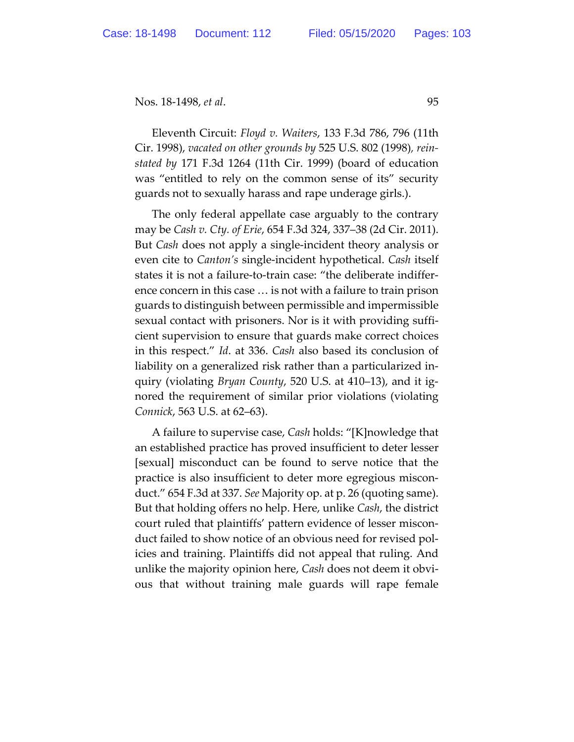Eleventh Circuit: *Floyd v. Waiters*, 133 F.3d 786, 796 (11th Cir. 1998), *vacated on other grounds by* 525 U.S. 802 (1998), *reinstated by* 171 F.3d 1264 (11th Cir. 1999) (board of education was "entitled to rely on the common sense of its" security guards not to sexually harass and rape underage girls.).

The only federal appellate case arguably to the contrary may be *Cash v. Cty. of Erie*, 654 F.3d 324, 337–38 (2d Cir. 2011). But *Cash* does not apply a single-incident theory analysis or even cite to *Canton's* single-incident hypothetical. *Cash* itself states it is not a failure-to-train case: "the deliberate indifference concern in this case … is not with a failure to train prison guards to distinguish between permissible and impermissible sexual contact with prisoners. Nor is it with providing sufficient supervision to ensure that guards make correct choices in this respect." *Id*. at 336. *Cash* also based its conclusion of liability on a generalized risk rather than a particularized inquiry (violating *Bryan County*, 520 U.S. at 410–13), and it ignored the requirement of similar prior violations (violating *Connick*, 563 U.S. at 62–63).

A failure to supervise case, *Cash* holds: "[K]nowledge that an established practice has proved insufficient to deter lesser [sexual] misconduct can be found to serve notice that the practice is also insufficient to deter more egregious misconduct." 654 F.3d at 337. *See* Majority op. at p. 26 (quoting same). But that holding offers no help. Here, unlike *Cash*, the district court ruled that plaintiffs' pattern evidence of lesser misconduct failed to show notice of an obvious need for revised policies and training. Plaintiffs did not appeal that ruling. And unlike the majority opinion here, *Cash* does not deem it obvious that without training male guards will rape female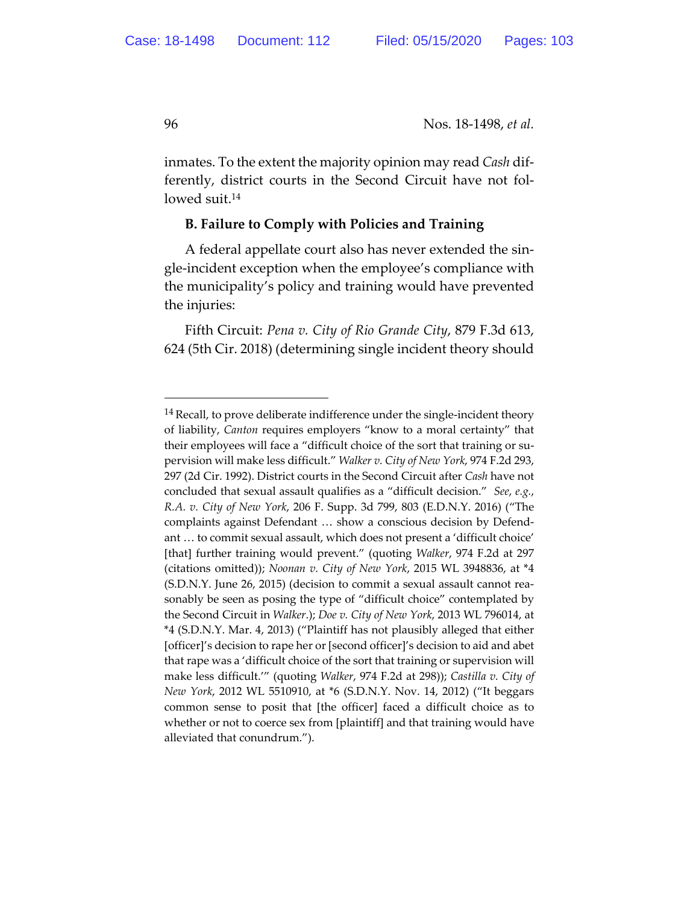inmates. To the extent the majority opinion may read *Cash* differently, district courts in the Second Circuit have not followed suit.[14]

**B. Failure to Comply with Policies and Training**

A federal appellate court also has never extended the single-incident exception when the employee's compliance with the municipality's policy and training would have prevented the injuries:

Fifth Circuit: *Pena v. City of Rio Grande City*, 879 F.3d 613, 624 (5th Cir. 2018) (determining single incident theory should

---

[14] Recall, to prove deliberate indifference under the single-incident theory of liability, *Canton* requires employers "know to a moral certainty" that their employees will face a "difficult choice of the sort that training or supervision will make less difficult." *Walker v. City of New York*, 974 F.2d 293, 297 (2d Cir. 1992). District courts in the Second Circuit after *Cash* have not concluded that sexual assault qualifies as a "difficult decision." *See, e.g.*, *R.A. v. City of New York*, 206 F. Supp. 3d 799, 803 (E.D.N.Y. 2016) ("The complaints against Defendant … show a conscious decision by Defendant … to commit sexual assault, which does not present a 'difficult choice' [that] further training would prevent." (quoting *Walker*, 974 F.2d at 297 (citations omitted)); *Noonan v. City of New York*, 2015 WL 3948836, at *4 (S.D.N.Y. June 26, 2015) (decision to commit a sexual assault cannot reasonably be seen as posing the type of "difficult choice" contemplated by the Second Circuit in *Walker*.); *Doe v. City of New York*, 2013 WL 796014, at *4 (S.D.N.Y. Mar. 4, 2013) ("Plaintiff has not plausibly alleged that either [officer]'s decision to rape her or [second officer]'s decision to aid and abet that rape was a 'difficult choice of the sort that training or supervision will make less difficult.'" (quoting *Walker*, 974 F.2d at 298)); *Castilla v. City of New York*, 2012 WL 5510910, at *6 (S.D.N.Y. Nov. 14, 2012) ("It beggars common sense to posit that [the officer] faced a difficult choice as to whether or not to coerce sex from [plaintiff] and that training would have alleviated that conundrum.").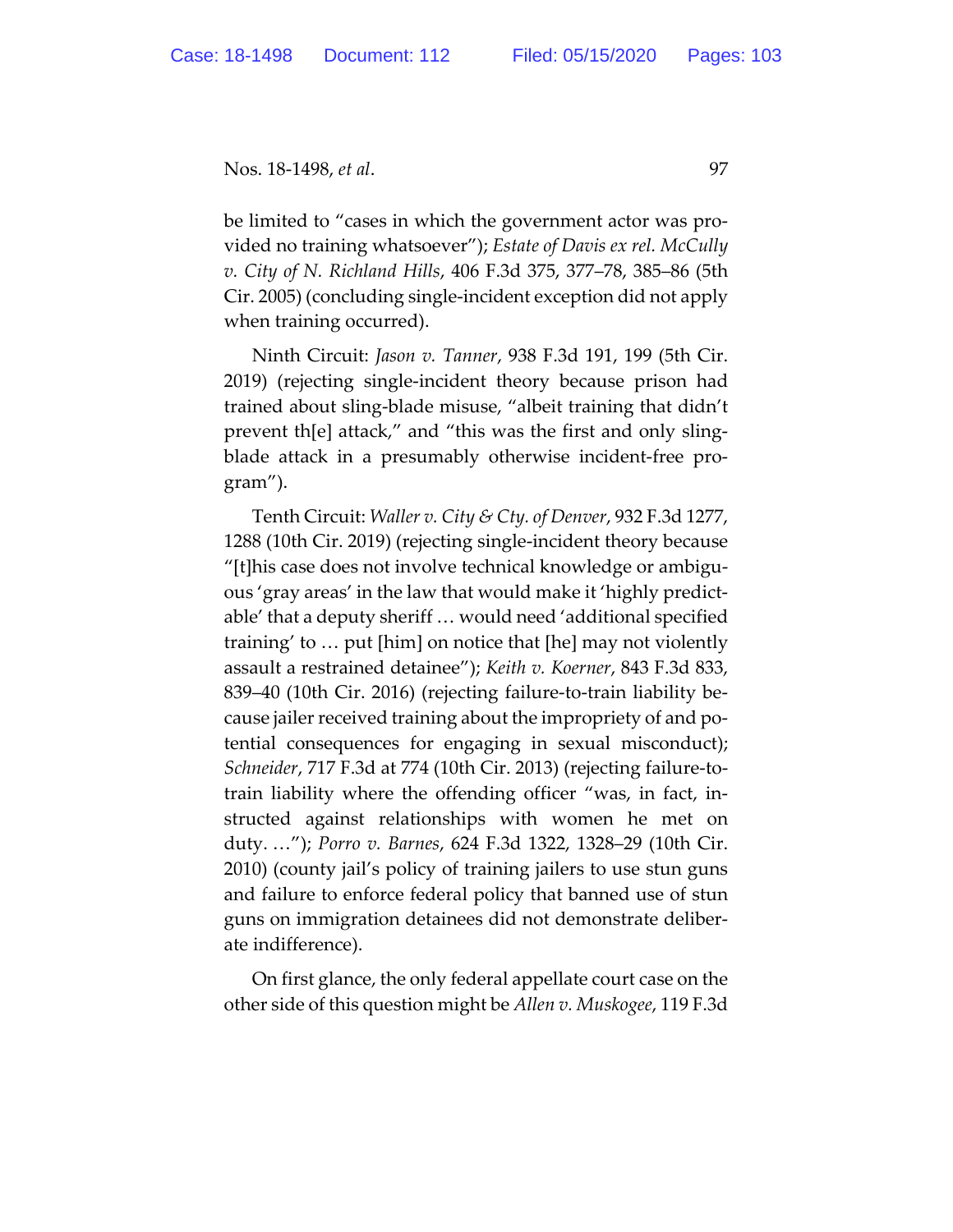be limited to "cases in which the government actor was provided no training whatsoever"); *Estate of Davis ex rel. McCully v. City of N. Richland Hills*, 406 F.3d 375, 377–78, 385–86 (5th Cir. 2005) (concluding single-incident exception did not apply when training occurred).

Ninth Circuit: *Jason v. Tanner*, 938 F.3d 191, 199 (5th Cir. 2019) (rejecting single-incident theory because prison had trained about sling-blade misuse, "albeit training that didn't prevent th[e] attack," and "this was the first and only sling-blade attack in a presumably otherwise incident-free program").

Tenth Circuit: *Waller v. City & Cty. of Denver*, 932 F.3d 1277, 1288 (10th Cir. 2019) (rejecting single-incident theory because "[t]his case does not involve technical knowledge or ambiguous 'gray areas' in the law that would make it 'highly predictable' that a deputy sheriff … would need 'additional specified training' to … put [him] on notice that [he] may not violently assault a restrained detainee"); *Keith v. Koerner*, 843 F.3d 833, 839–40 (10th Cir. 2016) (rejecting failure-to-train liability because jailer received training about the impropriety of and potential consequences for engaging in sexual misconduct); *Schneider*, 717 F.3d at 774 (10th Cir. 2013) (rejecting failure-to-train liability where the offending officer "was, in fact, instructed against relationships with women he met on duty. …"); *Porro v. Barnes*, 624 F.3d 1322, 1328–29 (10th Cir. 2010) (county jail's policy of training jailers to use stun guns and failure to enforce federal policy that banned use of stun guns on immigration detainees did not demonstrate deliberate indifference).

On first glance, the only federal appellate court case on the other side of this question might be *Allen v. Muskogee*, 119 F.3d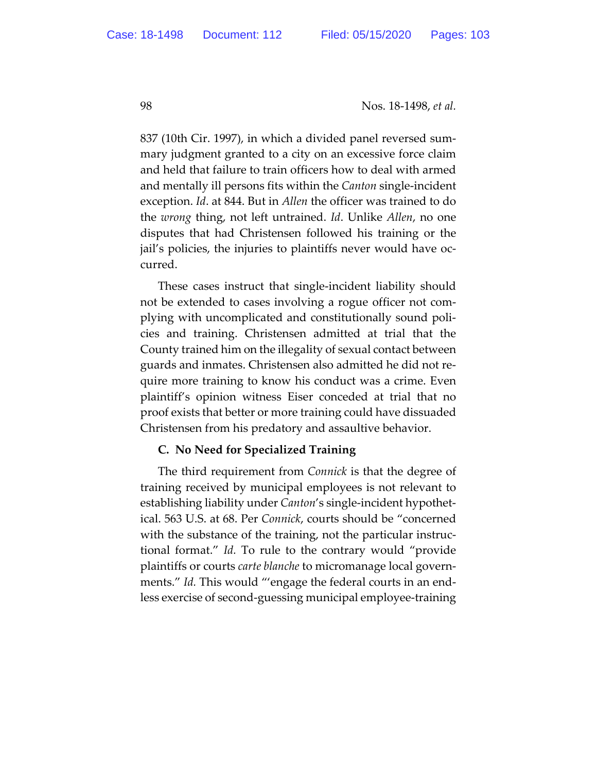837 (10th Cir. 1997), in which a divided panel reversed summary judgment granted to a city on an excessive force claim and held that failure to train officers how to deal with armed and mentally ill persons fits within the *Canton* single-incident exception. *Id*. at 844. But in *Allen* the officer was trained to do the *wrong* thing, not left untrained. *Id*. Unlike *Allen*, no one disputes that had Christensen followed his training or the jail's policies, the injuries to plaintiffs never would have occurred.

These cases instruct that single-incident liability should not be extended to cases involving a rogue officer not complying with uncomplicated and constitutionally sound policies and training. Christensen admitted at trial that the County trained him on the illegality of sexual contact between guards and inmates. Christensen also admitted he did not require more training to know his conduct was a crime. Even plaintiff's opinion witness Eiser conceded at trial that no proof exists that better or more training could have dissuaded Christensen from his predatory and assaultive behavior.

**C. No Need for Specialized Training**

The third requirement from *Connick* is that the degree of training received by municipal employees is not relevant to establishing liability under *Canton*'s single-incident hypothetical. 563 U.S. at 68. Per *Connick*, courts should be "concerned with the substance of the training, not the particular instructional format." *Id.* To rule to the contrary would "provide plaintiffs or courts *carte blanche* to micromanage local governments." *Id.* This would "'engage the federal courts in an endless exercise of second-guessing municipal employee-training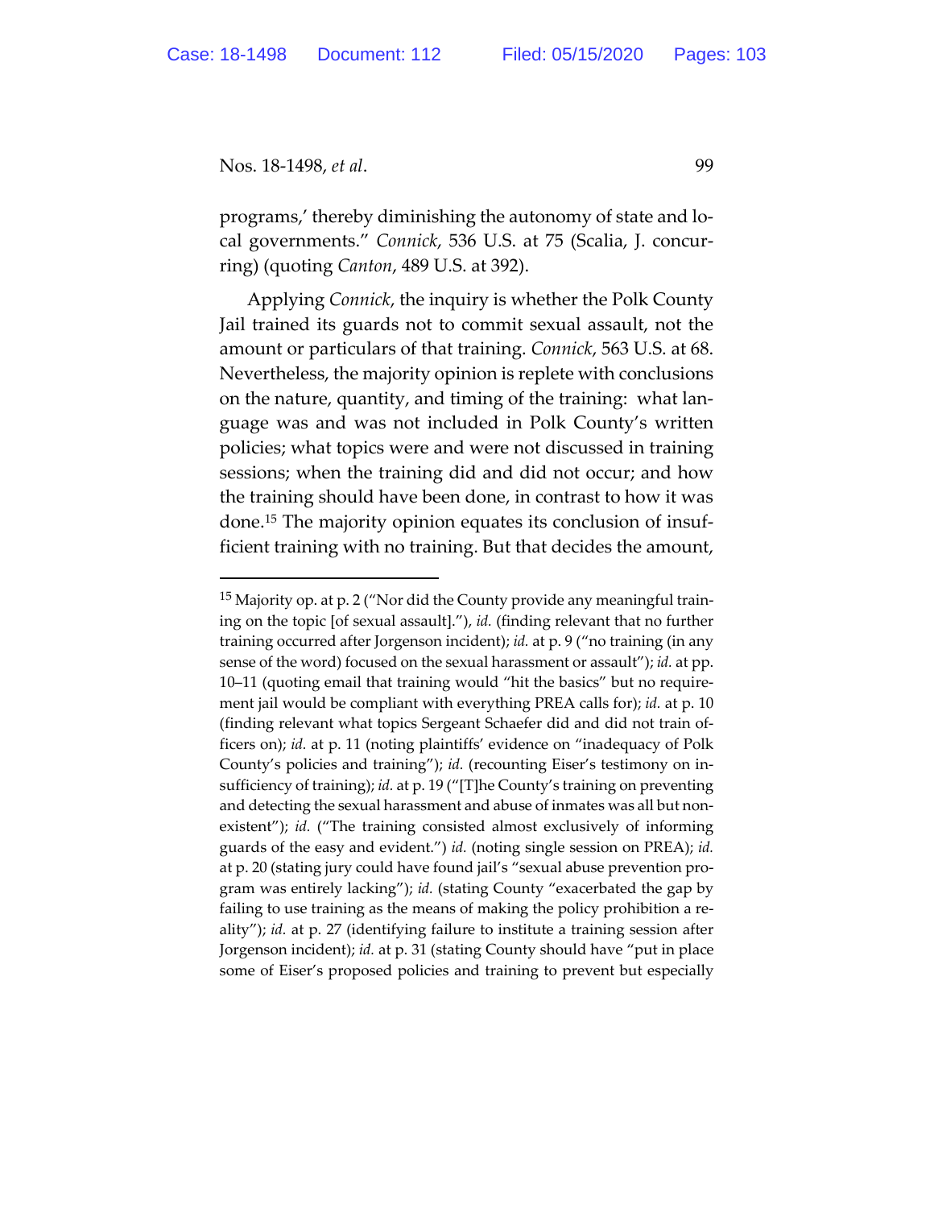programs,' thereby diminishing the autonomy of state and local governments." *Connick*, 536 U.S. at 75 (Scalia, J. concurring) (quoting *Canton*, 489 U.S. at 392).

Applying *Connick*, the inquiry is whether the Polk County Jail trained its guards not to commit sexual assault, not the amount or particulars of that training. *Connick*, 563 U.S. at 68. Nevertheless, the majority opinion is replete with conclusions on the nature, quantity, and timing of the training: what language was and was not included in Polk County's written policies; what topics were and were not discussed in training sessions; when the training did and did not occur; and how the training should have been done, in contrast to how it was done.[15] The majority opinion equates its conclusion of insufficient training with no training. But that decides the amount,

---

[15] Majority op. at p. 2 ("Nor did the County provide any meaningful training on the topic [of sexual assault]."), *id.* (finding relevant that no further training occurred after Jorgenson incident); *id.* at p. 9 ("no training (in any sense of the word) focused on the sexual harassment or assault"); *id.* at pp. 10–11 (quoting email that training would "hit the basics" but no requirement jail would be compliant with everything PREA calls for); *id.* at p. 10 (finding relevant what topics Sergeant Schaefer did and did not train officers on); *id.* at p. 11 (noting plaintiffs' evidence on "inadequacy of Polk County's policies and training"); *id.* (recounting Eiser's testimony on insufficiency of training); *id.* at p. 19 ("[T]he County's training on preventing and detecting the sexual harassment and abuse of inmates was all but nonexistent"); *id.* ("The training consisted almost exclusively of informing guards of the easy and evident.") *id.* (noting single session on PREA); *id.* at p. 20 (stating jury could have found jail's "sexual abuse prevention program was entirely lacking"); *id.* (stating County "exacerbated the gap by failing to use training as the means of making the policy prohibition a reality"); *id.* at p. 27 (identifying failure to institute a training session after Jorgenson incident); *id.* at p. 31 (stating County should have "put in place some of Eiser's proposed policies and training to prevent but especially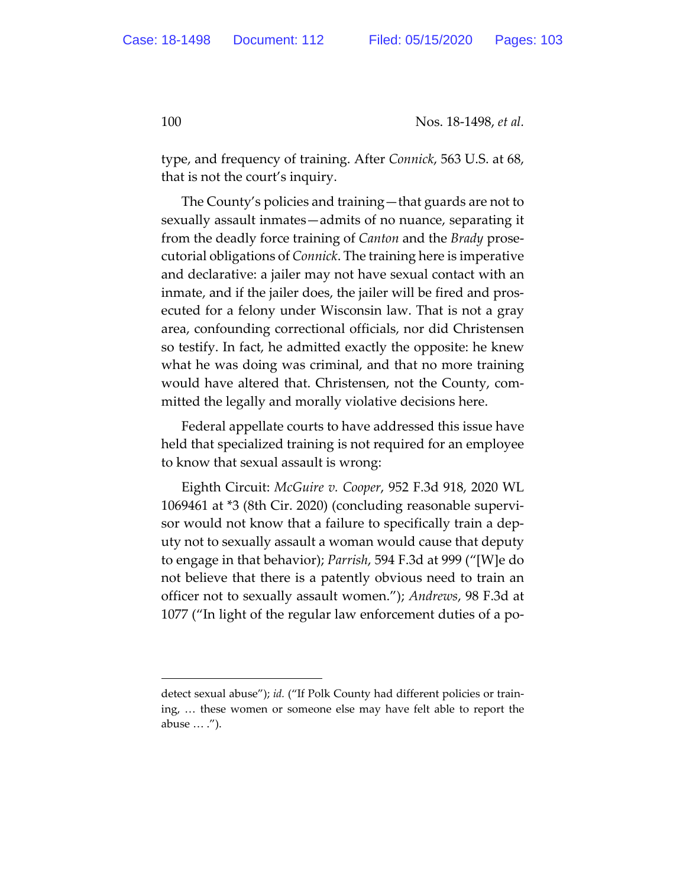type, and frequency of training. After *Connick*, 563 U.S. at 68, that is not the court's inquiry.

The County's policies and training—that guards are not to sexually assault inmates—admits of no nuance, separating it from the deadly force training of *Canton* and the *Brady* prosecutorial obligations of *Connick*. The training here is imperative and declarative: a jailer may not have sexual contact with an inmate, and if the jailer does, the jailer will be fired and prosecuted for a felony under Wisconsin law. That is not a gray area, confounding correctional officials, nor did Christensen so testify. In fact, he admitted exactly the opposite: he knew what he was doing was criminal, and that no more training would have altered that. Christensen, not the County, committed the legally and morally violative decisions here.

Federal appellate courts to have addressed this issue have held that specialized training is not required for an employee to know that sexual assault is wrong:

Eighth Circuit: *McGuire v. Cooper*, 952 F.3d 918, 2020 WL 1069461 at *3 (8th Cir. 2020) (concluding reasonable supervisor would not know that a failure to specifically train a deputy not to sexually assault a woman would cause that deputy to engage in that behavior); *Parrish*, 594 F.3d at 999 ("[W]e do not believe that there is a patently obvious need to train an officer not to sexually assault women."); *Andrews*, 98 F.3d at 1077 ("In light of the regular law enforcement duties of a po-

---

detect sexual abuse"); *id.* ("If Polk County had different policies or training, … these women or someone else may have felt able to report the abuse … .").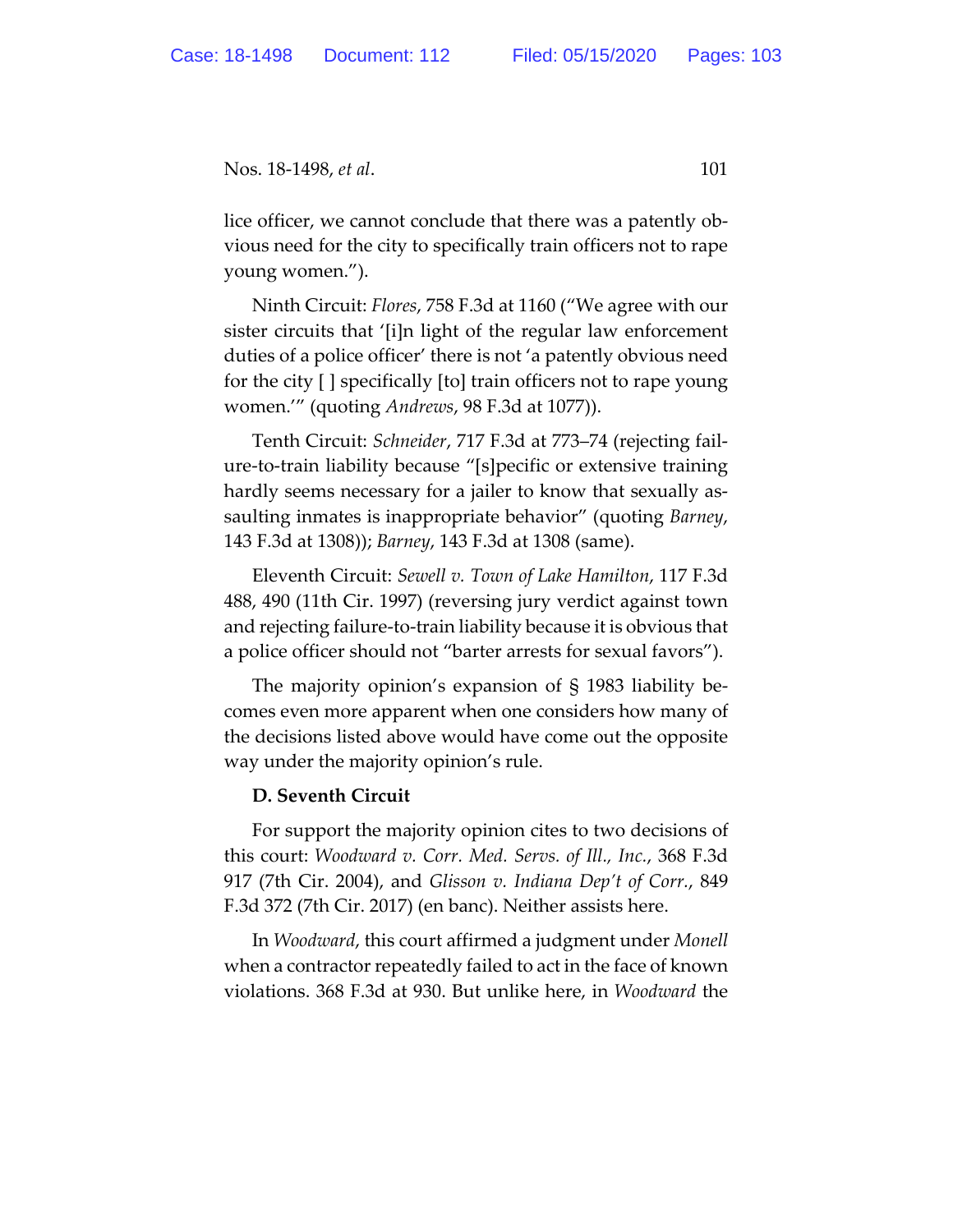lice officer, we cannot conclude that there was a patently obvious need for the city to specifically train officers not to rape young women.").

Ninth Circuit: *Flores*, 758 F.3d at 1160 ("We agree with our sister circuits that '[i]n light of the regular law enforcement duties of a police officer' there is not 'a patently obvious need for the city [ ] specifically [to] train officers not to rape young women.'" (quoting *Andrews*, 98 F.3d at 1077)).

Tenth Circuit: *Schneider*, 717 F.3d at 773–74 (rejecting failure-to-train liability because "[s]pecific or extensive training hardly seems necessary for a jailer to know that sexually assaulting inmates is inappropriate behavior" (quoting *Barney*, 143 F.3d at 1308)); *Barney*, 143 F.3d at 1308 (same).

Eleventh Circuit: *Sewell v. Town of Lake Hamilton*, 117 F.3d 488, 490 (11th Cir. 1997) (reversing jury verdict against town and rejecting failure-to-train liability because it is obvious that a police officer should not "barter arrests for sexual favors").

The majority opinion's expansion of § 1983 liability becomes even more apparent when one considers how many of the decisions listed above would have come out the opposite way under the majority opinion's rule.

### D. Seventh Circuit

For support the majority opinion cites to two decisions of this court: *Woodward v. Corr. Med. Servs. of Ill., Inc.*, 368 F.3d 917 (7th Cir. 2004), and *Glisson v. Indiana Dep't of Corr.*, 849 F.3d 372 (7th Cir. 2017) (en banc). Neither assists here.

In *Woodward*, this court affirmed a judgment under *Monell* when a contractor repeatedly failed to act in the face of known violations. 368 F.3d at 930. But unlike here, in *Woodward* the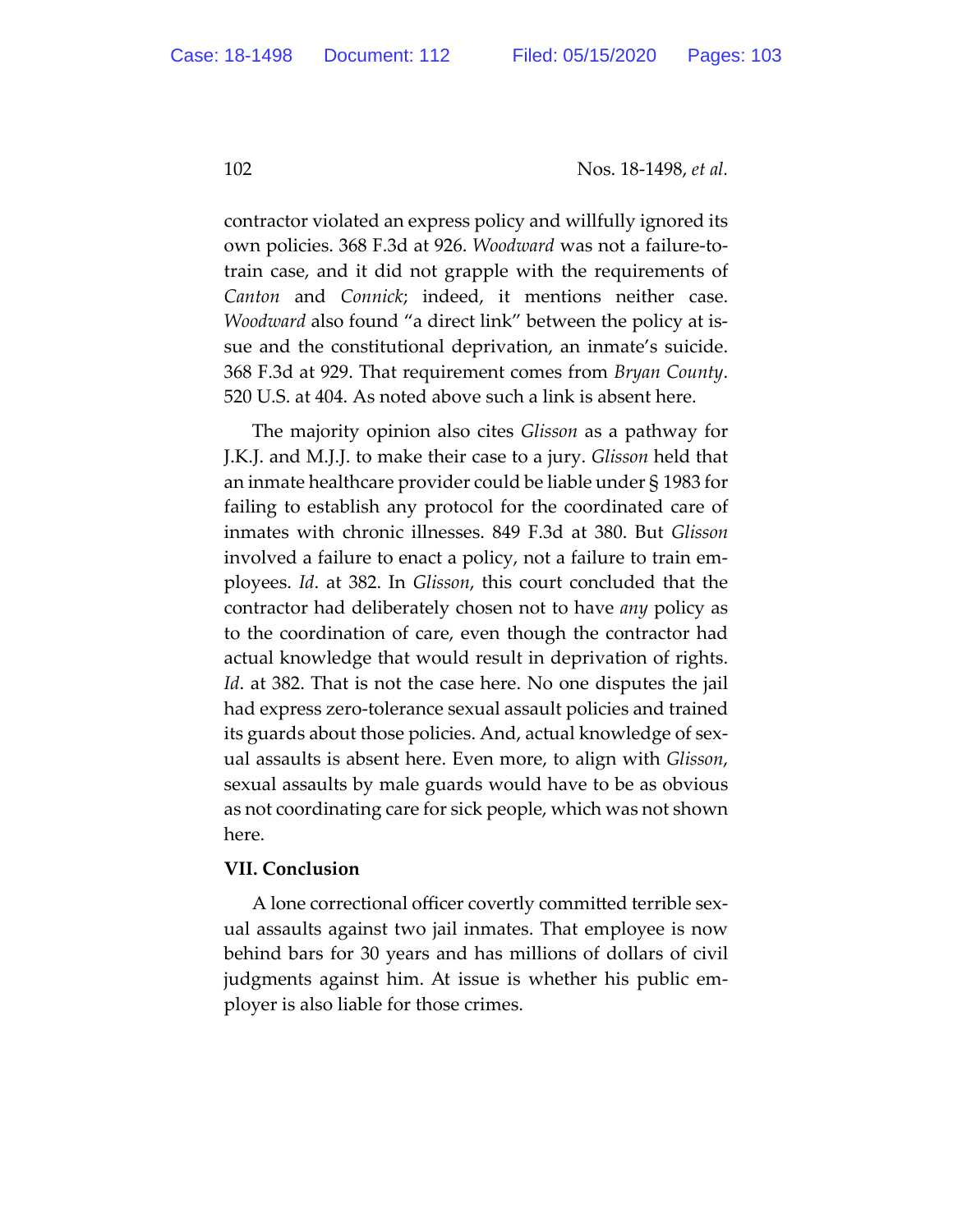contractor violated an express policy and willfully ignored its own policies. 368 F.3d at 926. *Woodward* was not a failure-to-train case, and it did not grapple with the requirements of *Canton* and *Connick*; indeed, it mentions neither case. *Woodward* also found "a direct link" between the policy at issue and the constitutional deprivation, an inmate's suicide. 368 F.3d at 929. That requirement comes from *Bryan County*. 520 U.S. at 404. As noted above such a link is absent here.

The majority opinion also cites *Glisson* as a pathway for J.K.J. and M.J.J. to make their case to a jury. *Glisson* held that an inmate healthcare provider could be liable under § 1983 for failing to establish any protocol for the coordinated care of inmates with chronic illnesses. 849 F.3d at 380. But *Glisson* involved a failure to enact a policy, not a failure to train employees. *Id*. at 382. In *Glisson*, this court concluded that the contractor had deliberately chosen not to have *any* policy as to the coordination of care, even though the contractor had actual knowledge that would result in deprivation of rights. *Id*. at 382. That is not the case here. No one disputes the jail had express zero-tolerance sexual assault policies and trained its guards about those policies. And, actual knowledge of sexual assaults is absent here. Even more, to align with *Glisson*, sexual assaults by male guards would have to be as obvious as not coordinating care for sick people, which was not shown here.

**VII. Conclusion**

A lone correctional officer covertly committed terrible sexual assaults against two jail inmates. That employee is now behind bars for 30 years and has millions of dollars of civil judgments against him. At issue is whether his public employer is also liable for those crimes.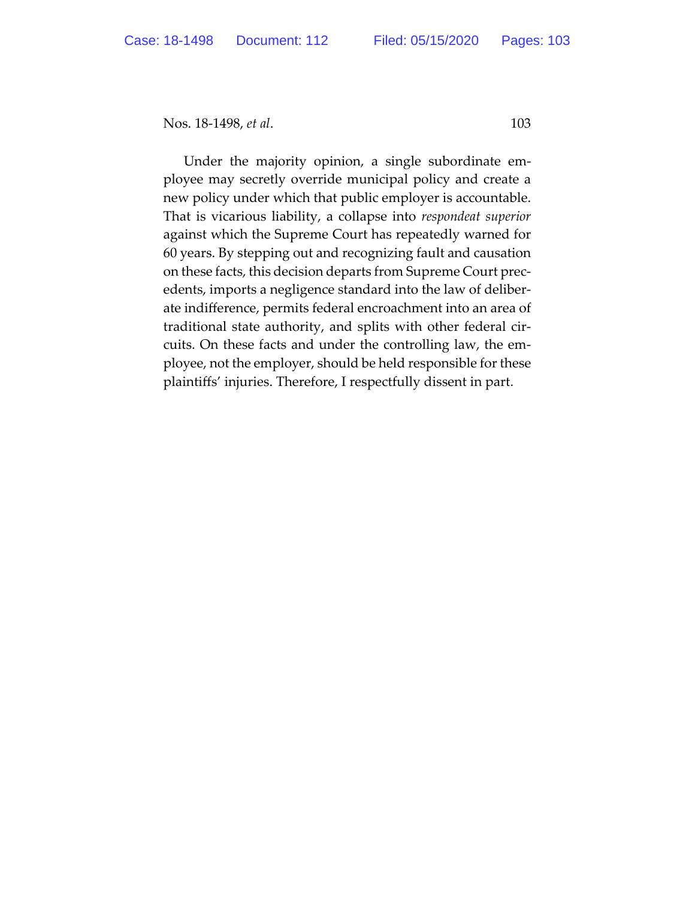Under the majority opinion, a single subordinate employee may secretly override municipal policy and create a new policy under which that public employer is accountable. That is vicarious liability, a collapse into *respondeat superior* against which the Supreme Court has repeatedly warned for 60 years. By stepping out and recognizing fault and causation on these facts, this decision departs from Supreme Court precedents, imports a negligence standard into the law of deliberate indifference, permits federal encroachment into an area of traditional state authority, and splits with other federal circuits. On these facts and under the controlling law, the employee, not the employer, should be held responsible for these plaintiffs' injuries. Therefore, I respectfully dissent in part.